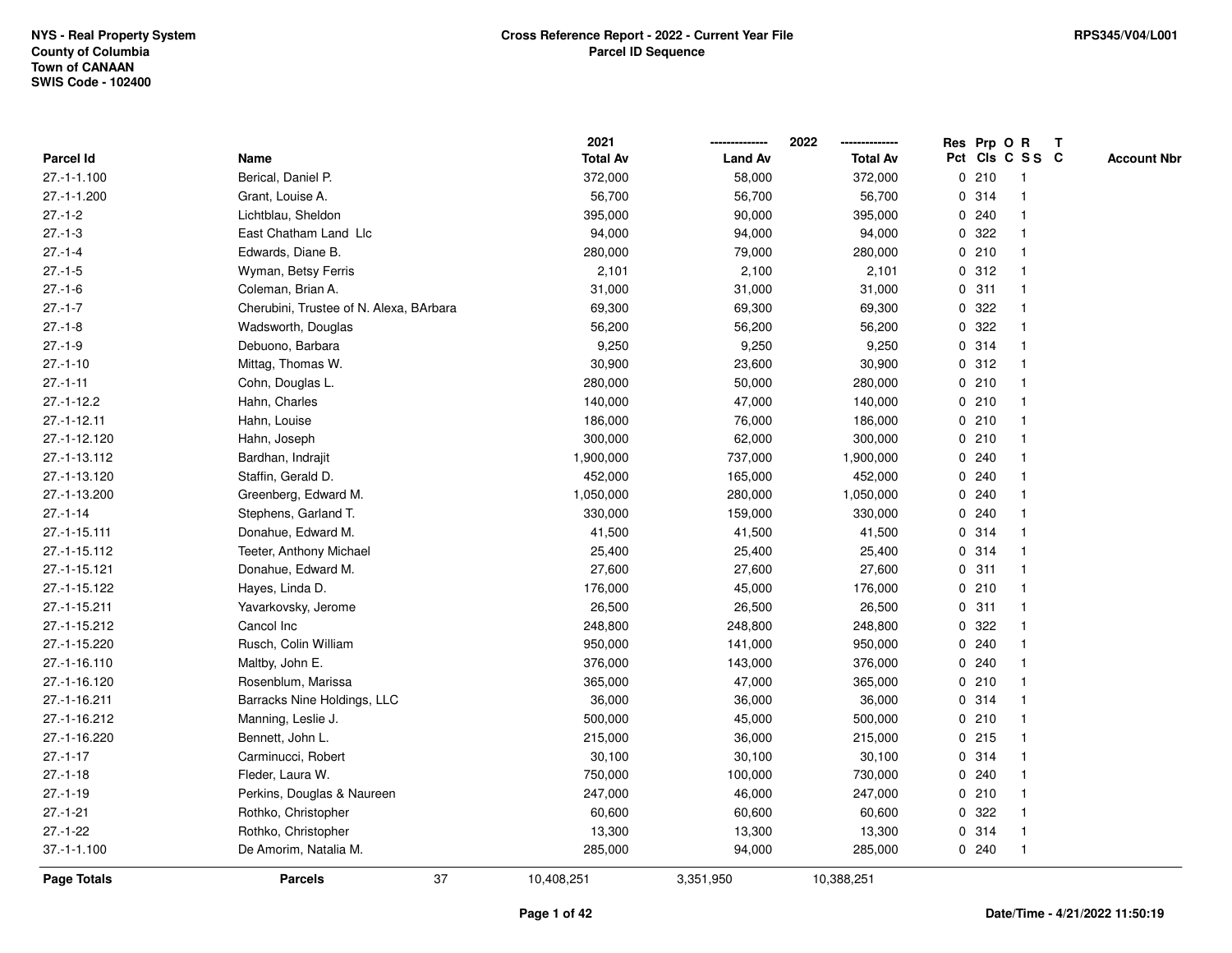NYS - Real Property System
County of Columbia
Town of CANAAN
SWIS Code - 102400

**Cross Reference Report - 2022 - Current Year File**
**Parcel ID Sequence**

RPS345/V04/L001

| Parcel Id | Name | 2021 Total Av | 2022 Land Av | 2022 Total Av | Res Pct | Prp Cls | O C | R S S | T C | Account Nbr |
|---|---|---|---|---|---|---|---|---|---|---|
| 27.-1-1.100 | Berical, Daniel P. | 372,000 | 58,000 | 372,000 | 0 | 210 | | 1 | | |
| 27.-1-1.200 | Grant, Louise A. | 56,700 | 56,700 | 56,700 | 0 | 314 | | 1 | | |
| 27.-1-2 | Lichtblau, Sheldon | 395,000 | 90,000 | 395,000 | 0 | 240 | | 1 | | |
| 27.-1-3 | East Chatham Land Llc | 94,000 | 94,000 | 94,000 | 0 | 322 | | 1 | | |
| 27.-1-4 | Edwards, Diane B. | 280,000 | 79,000 | 280,000 | 0 | 210 | | 1 | | |
| 27.-1-5 | Wyman, Betsy Ferris | 2,101 | 2,100 | 2,101 | 0 | 312 | | 1 | | |
| 27.-1-6 | Coleman, Brian A. | 31,000 | 31,000 | 31,000 | 0 | 311 | | 1 | | |
| 27.-1-7 | Cherubini, Trustee of N. Alexa, BArbara | 69,300 | 69,300 | 69,300 | 0 | 322 | | 1 | | |
| 27.-1-8 | Wadsworth, Douglas | 56,200 | 56,200 | 56,200 | 0 | 322 | | 1 | | |
| 27.-1-9 | Debuono, Barbara | 9,250 | 9,250 | 9,250 | 0 | 314 | | 1 | | |
| 27.-1-10 | Mittag, Thomas W. | 30,900 | 23,600 | 30,900 | 0 | 312 | | 1 | | |
| 27.-1-11 | Cohn, Douglas L. | 280,000 | 50,000 | 280,000 | 0 | 210 | | 1 | | |
| 27.-1-12.2 | Hahn, Charles | 140,000 | 47,000 | 140,000 | 0 | 210 | | 1 | | |
| 27.-1-12.11 | Hahn, Louise | 186,000 | 76,000 | 186,000 | 0 | 210 | | 1 | | |
| 27.-1-12.120 | Hahn, Joseph | 300,000 | 62,000 | 300,000 | 0 | 210 | | 1 | | |
| 27.-1-13.112 | Bardhan, Indrajit | 1,900,000 | 737,000 | 1,900,000 | 0 | 240 | | 1 | | |
| 27.-1-13.120 | Staffin, Gerald D. | 452,000 | 165,000 | 452,000 | 0 | 240 | | 1 | | |
| 27.-1-13.200 | Greenberg, Edward M. | 1,050,000 | 280,000 | 1,050,000 | 0 | 240 | | 1 | | |
| 27.-1-14 | Stephens, Garland T. | 330,000 | 159,000 | 330,000 | 0 | 240 | | 1 | | |
| 27.-1-15.111 | Donahue, Edward M. | 41,500 | 41,500 | 41,500 | 0 | 314 | | 1 | | |
| 27.-1-15.112 | Teeter, Anthony Michael | 25,400 | 25,400 | 25,400 | 0 | 314 | | 1 | | |
| 27.-1-15.121 | Donahue, Edward M. | 27,600 | 27,600 | 27,600 | 0 | 311 | | 1 | | |
| 27.-1-15.122 | Hayes, Linda D. | 176,000 | 45,000 | 176,000 | 0 | 210 | | 1 | | |
| 27.-1-15.211 | Yavarkovsky, Jerome | 26,500 | 26,500 | 26,500 | 0 | 311 | | 1 | | |
| 27.-1-15.212 | Cancol Inc | 248,800 | 248,800 | 248,800 | 0 | 322 | | 1 | | |
| 27.-1-15.220 | Rusch, Colin William | 950,000 | 141,000 | 950,000 | 0 | 240 | | 1 | | |
| 27.-1-16.110 | Maltby, John E. | 376,000 | 143,000 | 376,000 | 0 | 240 | | 1 | | |
| 27.-1-16.120 | Rosenblum, Marissa | 365,000 | 47,000 | 365,000 | 0 | 210 | | 1 | | |
| 27.-1-16.211 | Barracks Nine Holdings, LLC | 36,000 | 36,000 | 36,000 | 0 | 314 | | 1 | | |
| 27.-1-16.212 | Manning, Leslie J. | 500,000 | 45,000 | 500,000 | 0 | 210 | | 1 | | |
| 27.-1-16.220 | Bennett, John L. | 215,000 | 36,000 | 215,000 | 0 | 215 | | 1 | | |
| 27.-1-17 | Carminucci, Robert | 30,100 | 30,100 | 30,100 | 0 | 314 | | 1 | | |
| 27.-1-18 | Fleder, Laura W. | 750,000 | 100,000 | 730,000 | 0 | 240 | | 1 | | |
| 27.-1-19 | Perkins, Douglas & Naureen | 247,000 | 46,000 | 247,000 | 0 | 210 | | 1 | | |
| 27.-1-21 | Rothko, Christopher | 60,600 | 60,600 | 60,600 | 0 | 322 | | 1 | | |
| 27.-1-22 | Rothko, Christopher | 13,300 | 13,300 | 13,300 | 0 | 314 | | 1 | | |
| 37.-1-1.100 | De Amorim, Natalia M. | 285,000 | 94,000 | 285,000 | 0 | 240 | | 1 | | |
| **Page Totals** | **Parcels** 37 | 10,408,251 | 3,351,950 | 10,388,251 | | | | | | |

**Date/Time - 4/21/2022 11:50:19**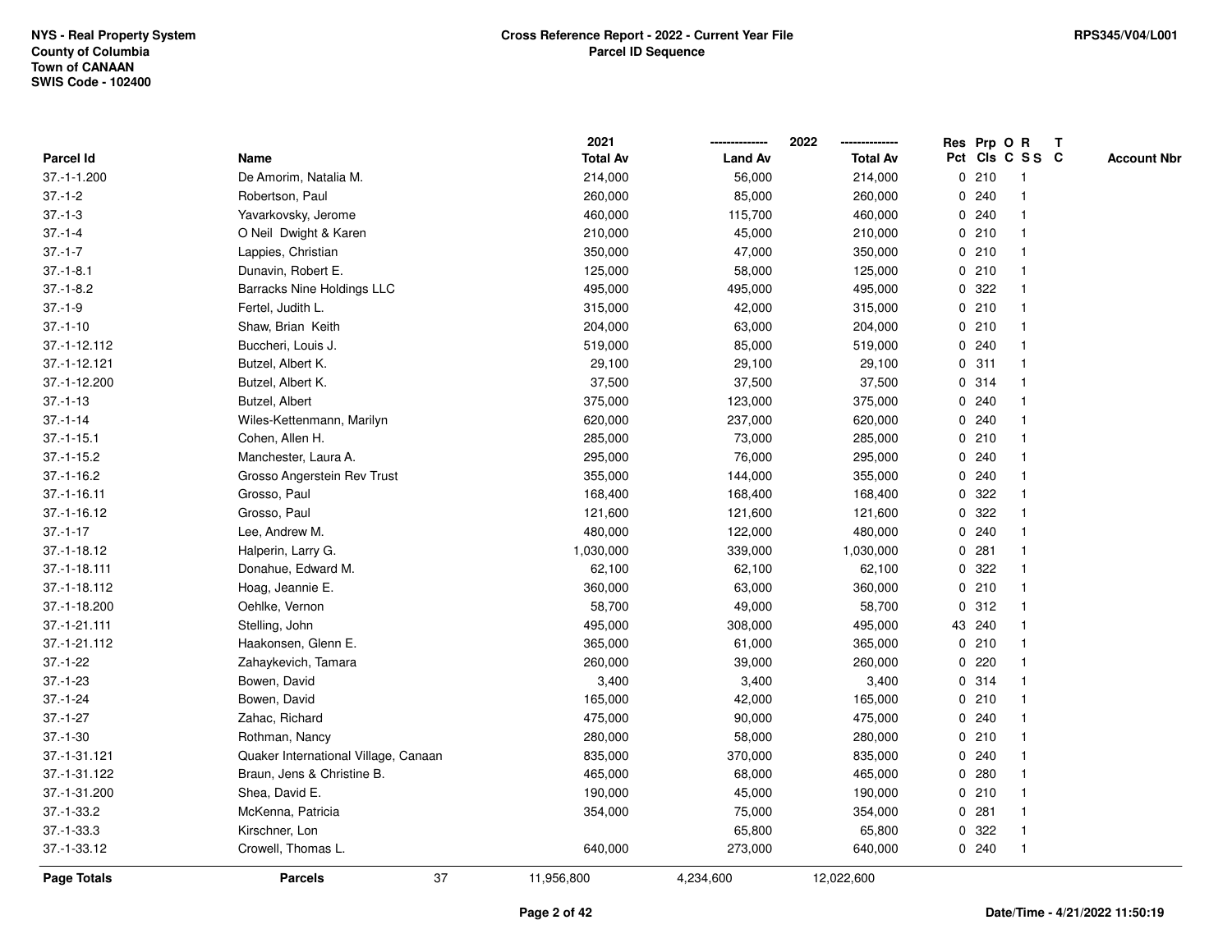NYS - Real Property System
County of Columbia
Town of CANAAN
SWIS Code - 102400

**Cross Reference Report - 2022 - Current Year File**
**Parcel ID Sequence**

RPS345/V04/L001

| Parcel Id | Name | 2021 Total Av | 2022 Land Av | 2022 Total Av | Res Pct | Prp Cls | O C | R S S | T C | Account Nbr |
|---|---|---|---|---|---|---|---|---|---|---|
| 37.-1-1.200 | De Amorim, Natalia M. | 214,000 | 56,000 | 214,000 | 0 | 210 | | 1 | | |
| 37.-1-2 | Robertson, Paul | 260,000 | 85,000 | 260,000 | 0 | 240 | | 1 | | |
| 37.-1-3 | Yavarkovsky, Jerome | 460,000 | 115,700 | 460,000 | 0 | 240 | | 1 | | |
| 37.-1-4 | O Neil Dwight & Karen | 210,000 | 45,000 | 210,000 | 0 | 210 | | 1 | | |
| 37.-1-7 | Lappies, Christian | 350,000 | 47,000 | 350,000 | 0 | 210 | | 1 | | |
| 37.-1-8.1 | Dunavin, Robert E. | 125,000 | 58,000 | 125,000 | 0 | 210 | | 1 | | |
| 37.-1-8.2 | Barracks Nine Holdings LLC | 495,000 | 495,000 | 495,000 | 0 | 322 | | 1 | | |
| 37.-1-9 | Fertel, Judith L. | 315,000 | 42,000 | 315,000 | 0 | 210 | | 1 | | |
| 37.-1-10 | Shaw, Brian Keith | 204,000 | 63,000 | 204,000 | 0 | 210 | | 1 | | |
| 37.-1-12.112 | Buccheri, Louis J. | 519,000 | 85,000 | 519,000 | 0 | 240 | | 1 | | |
| 37.-1-12.121 | Butzel, Albert K. | 29,100 | 29,100 | 29,100 | 0 | 311 | | 1 | | |
| 37.-1-12.200 | Butzel, Albert K. | 37,500 | 37,500 | 37,500 | 0 | 314 | | 1 | | |
| 37.-1-13 | Butzel, Albert | 375,000 | 123,000 | 375,000 | 0 | 240 | | 1 | | |
| 37.-1-14 | Wiles-Kettenmann, Marilyn | 620,000 | 237,000 | 620,000 | 0 | 240 | | 1 | | |
| 37.-1-15.1 | Cohen, Allen H. | 285,000 | 73,000 | 285,000 | 0 | 210 | | 1 | | |
| 37.-1-15.2 | Manchester, Laura A. | 295,000 | 76,000 | 295,000 | 0 | 240 | | 1 | | |
| 37.-1-16.2 | Grosso Angerstein Rev Trust | 355,000 | 144,000 | 355,000 | 0 | 240 | | 1 | | |
| 37.-1-16.11 | Grosso, Paul | 168,400 | 168,400 | 168,400 | 0 | 322 | | 1 | | |
| 37.-1-16.12 | Grosso, Paul | 121,600 | 121,600 | 121,600 | 0 | 322 | | 1 | | |
| 37.-1-17 | Lee, Andrew M. | 480,000 | 122,000 | 480,000 | 0 | 240 | | 1 | | |
| 37.-1-18.12 | Halperin, Larry G. | 1,030,000 | 339,000 | 1,030,000 | 0 | 281 | | 1 | | |
| 37.-1-18.111 | Donahue, Edward M. | 62,100 | 62,100 | 62,100 | 0 | 322 | | 1 | | |
| 37.-1-18.112 | Hoag, Jeannie E. | 360,000 | 63,000 | 360,000 | 0 | 210 | | 1 | | |
| 37.-1-18.200 | Oehlke, Vernon | 58,700 | 49,000 | 58,700 | 0 | 312 | | 1 | | |
| 37.-1-21.111 | Stelling, John | 495,000 | 308,000 | 495,000 | 43 | 240 | | 1 | | |
| 37.-1-21.112 | Haakonsen, Glenn E. | 365,000 | 61,000 | 365,000 | 0 | 210 | | 1 | | |
| 37.-1-22 | Zahaykevich, Tamara | 260,000 | 39,000 | 260,000 | 0 | 220 | | 1 | | |
| 37.-1-23 | Bowen, David | 3,400 | 3,400 | 3,400 | 0 | 314 | | 1 | | |
| 37.-1-24 | Bowen, David | 165,000 | 42,000 | 165,000 | 0 | 210 | | 1 | | |
| 37.-1-27 | Zahac, Richard | 475,000 | 90,000 | 475,000 | 0 | 240 | | 1 | | |
| 37.-1-30 | Rothman, Nancy | 280,000 | 58,000 | 280,000 | 0 | 210 | | 1 | | |
| 37.-1-31.121 | Quaker International Village, Canaan | 835,000 | 370,000 | 835,000 | 0 | 240 | | 1 | | |
| 37.-1-31.122 | Braun, Jens & Christine B. | 465,000 | 68,000 | 465,000 | 0 | 280 | | 1 | | |
| 37.-1-31.200 | Shea, David E. | 190,000 | 45,000 | 190,000 | 0 | 210 | | 1 | | |
| 37.-1-33.2 | McKenna, Patricia | 354,000 | 75,000 | 354,000 | 0 | 281 | | 1 | | |
| 37.-1-33.3 | Kirschner, Lon | | 65,800 | 65,800 | 0 | 322 | | 1 | | |
| 37.-1-33.12 | Crowell, Thomas L. | 640,000 | 273,000 | 640,000 | 0 | 240 | | 1 | | |
| **Page Totals** | **Parcels** 37 | 11,956,800 | 4,234,600 | 12,022,600 | | | | | | |

**Date/Time - 4/21/2022 11:50:19**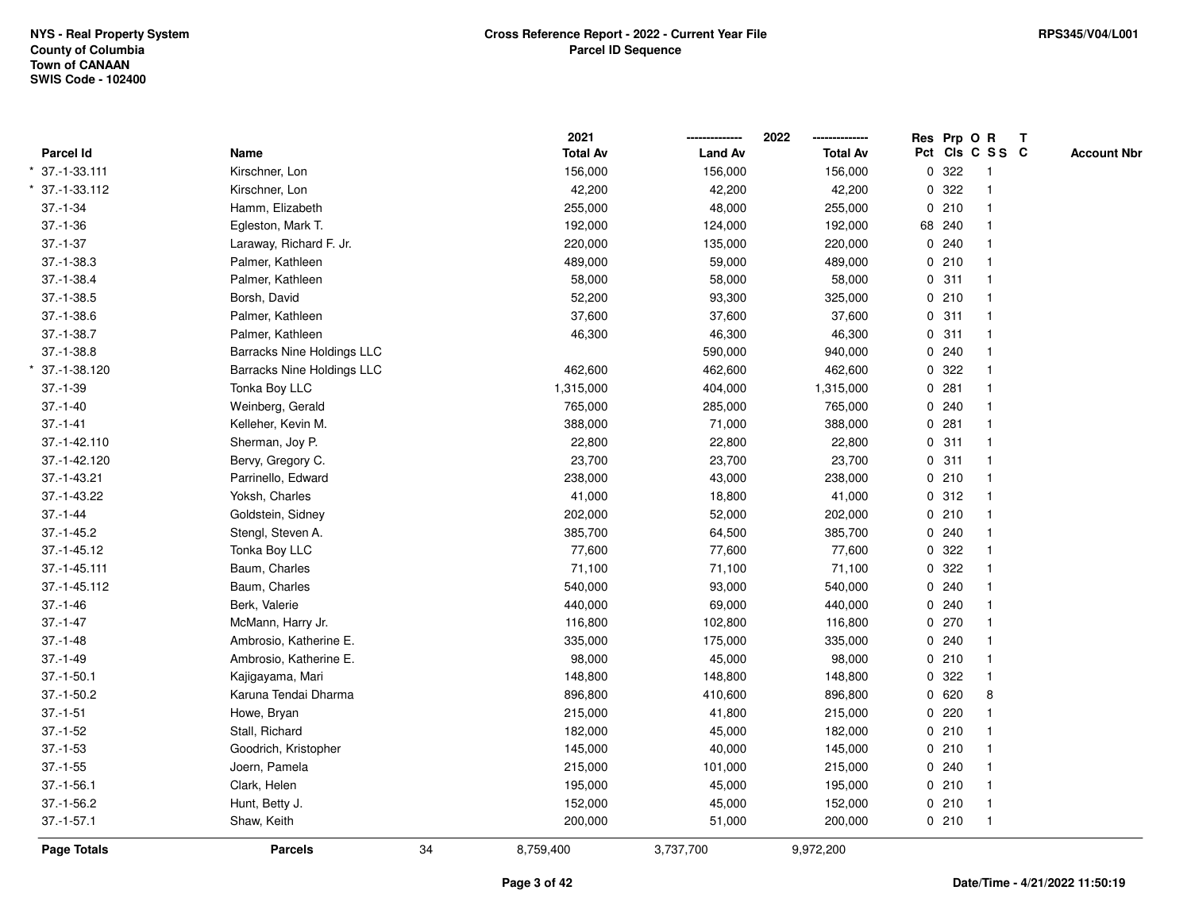NYS - Real Property System
County of Columbia
Town of CANAAN
SWIS Code - 102400

**Cross Reference Report - 2022 - Current Year File**
**Parcel ID Sequence**

RPS345/V04/L001

| Parcel Id | Name | 2021 Total Av | 2022 Land Av | 2022 Total Av | Res Pct | Prp Cls | O C | R S S | T C | Account Nbr |
|---|---|---|---|---|---|---|---|---|---|---|
| * 37.-1-33.111 | Kirschner, Lon | 156,000 | 156,000 | 156,000 | 0 | 322 | | 1 | | |
| * 37.-1-33.112 | Kirschner, Lon | 42,200 | 42,200 | 42,200 | 0 | 322 | | 1 | | |
| 37.-1-34 | Hamm, Elizabeth | 255,000 | 48,000 | 255,000 | 0 | 210 | | 1 | | |
| 37.-1-36 | Egleston, Mark T. | 192,000 | 124,000 | 192,000 | 68 | 240 | | 1 | | |
| 37.-1-37 | Laraway, Richard F. Jr. | 220,000 | 135,000 | 220,000 | 0 | 240 | | 1 | | |
| 37.-1-38.3 | Palmer, Kathleen | 489,000 | 59,000 | 489,000 | 0 | 210 | | 1 | | |
| 37.-1-38.4 | Palmer, Kathleen | 58,000 | 58,000 | 58,000 | 0 | 311 | | 1 | | |
| 37.-1-38.5 | Borsh, David | 52,200 | 93,300 | 325,000 | 0 | 210 | | 1 | | |
| 37.-1-38.6 | Palmer, Kathleen | 37,600 | 37,600 | 37,600 | 0 | 311 | | 1 | | |
| 37.-1-38.7 | Palmer, Kathleen | 46,300 | 46,300 | 46,300 | 0 | 311 | | 1 | | |
| 37.-1-38.8 | Barracks Nine Holdings LLC | | 590,000 | 940,000 | 0 | 240 | | 1 | | |
| * 37.-1-38.120 | Barracks Nine Holdings LLC | 462,600 | 462,600 | 462,600 | 0 | 322 | | 1 | | |
| 37.-1-39 | Tonka Boy LLC | 1,315,000 | 404,000 | 1,315,000 | 0 | 281 | | 1 | | |
| 37.-1-40 | Weinberg, Gerald | 765,000 | 285,000 | 765,000 | 0 | 240 | | 1 | | |
| 37.-1-41 | Kelleher, Kevin M. | 388,000 | 71,000 | 388,000 | 0 | 281 | | 1 | | |
| 37.-1-42.110 | Sherman, Joy P. | 22,800 | 22,800 | 22,800 | 0 | 311 | | 1 | | |
| 37.-1-42.120 | Bervy, Gregory C. | 23,700 | 23,700 | 23,700 | 0 | 311 | | 1 | | |
| 37.-1-43.21 | Parrinello, Edward | 238,000 | 43,000 | 238,000 | 0 | 210 | | 1 | | |
| 37.-1-43.22 | Yoksh, Charles | 41,000 | 18,800 | 41,000 | 0 | 312 | | 1 | | |
| 37.-1-44 | Goldstein, Sidney | 202,000 | 52,000 | 202,000 | 0 | 210 | | 1 | | |
| 37.-1-45.2 | Stengl, Steven A. | 385,700 | 64,500 | 385,700 | 0 | 240 | | 1 | | |
| 37.-1-45.12 | Tonka Boy LLC | 77,600 | 77,600 | 77,600 | 0 | 322 | | 1 | | |
| 37.-1-45.111 | Baum, Charles | 71,100 | 71,100 | 71,100 | 0 | 322 | | 1 | | |
| 37.-1-45.112 | Baum, Charles | 540,000 | 93,000 | 540,000 | 0 | 240 | | 1 | | |
| 37.-1-46 | Berk, Valerie | 440,000 | 69,000 | 440,000 | 0 | 240 | | 1 | | |
| 37.-1-47 | McMann, Harry Jr. | 116,800 | 102,800 | 116,800 | 0 | 270 | | 1 | | |
| 37.-1-48 | Ambrosio, Katherine E. | 335,000 | 175,000 | 335,000 | 0 | 240 | | 1 | | |
| 37.-1-49 | Ambrosio, Katherine E. | 98,000 | 45,000 | 98,000 | 0 | 210 | | 1 | | |
| 37.-1-50.1 | Kajigayama, Mari | 148,800 | 148,800 | 148,800 | 0 | 322 | | 1 | | |
| 37.-1-50.2 | Karuna Tendai Dharma | 896,800 | 410,600 | 896,800 | 0 | 620 | | 8 | | |
| 37.-1-51 | Howe, Bryan | 215,000 | 41,800 | 215,000 | 0 | 220 | | 1 | | |
| 37.-1-52 | Stall, Richard | 182,000 | 45,000 | 182,000 | 0 | 210 | | 1 | | |
| 37.-1-53 | Goodrich, Kristopher | 145,000 | 40,000 | 145,000 | 0 | 210 | | 1 | | |
| 37.-1-55 | Joern, Pamela | 215,000 | 101,000 | 215,000 | 0 | 240 | | 1 | | |
| 37.-1-56.1 | Clark, Helen | 195,000 | 45,000 | 195,000 | 0 | 210 | | 1 | | |
| 37.-1-56.2 | Hunt, Betty J. | 152,000 | 45,000 | 152,000 | 0 | 210 | | 1 | | |
| 37.-1-57.1 | Shaw, Keith | 200,000 | 51,000 | 200,000 | 0 | 210 | | 1 | | |
| **Page Totals** | **Parcels** 34 | 8,759,400 | 3,737,700 | 9,972,200 | | | | | | |

Date/Time - 4/21/2022 11:50:19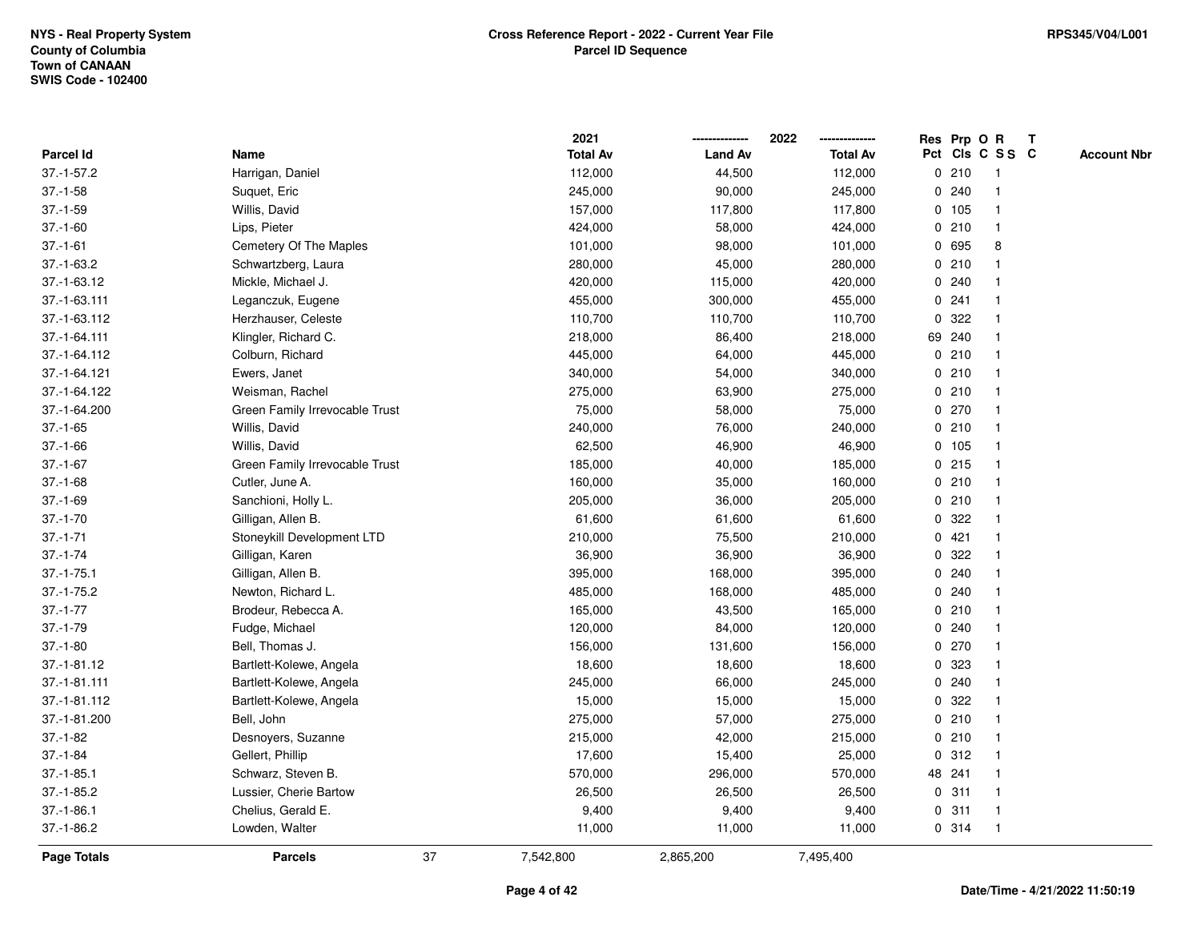NYS - Real Property System
County of Columbia
Town of CANAAN
SWIS Code - 102400

**Cross Reference Report - 2022 - Current Year File**
**Parcel ID Sequence**

RPS345/V04/L001

| Parcel Id | Name | 2021 Total Av | 2022 Land Av | 2022 Total Av | Res Pct | Prp Cls | O C | R SS | T C | Account Nbr |
|---|---|---|---|---|---|---|---|---|---|---|
| 37.-1-57.2 | Harrigan, Daniel | 112,000 | 44,500 | 112,000 | 0 | 210 | | 1 | | |
| 37.-1-58 | Suquet, Eric | 245,000 | 90,000 | 245,000 | 0 | 240 | | 1 | | |
| 37.-1-59 | Willis, David | 157,000 | 117,800 | 117,800 | 0 | 105 | | 1 | | |
| 37.-1-60 | Lips, Pieter | 424,000 | 58,000 | 424,000 | 0 | 210 | | 1 | | |
| 37.-1-61 | Cemetery Of The Maples | 101,000 | 98,000 | 101,000 | 0 | 695 | | 8 | | |
| 37.-1-63.2 | Schwartzberg, Laura | 280,000 | 45,000 | 280,000 | 0 | 210 | | 1 | | |
| 37.-1-63.12 | Mickle, Michael J. | 420,000 | 115,000 | 420,000 | 0 | 240 | | 1 | | |
| 37.-1-63.111 | Leganczuk, Eugene | 455,000 | 300,000 | 455,000 | 0 | 241 | | 1 | | |
| 37.-1-63.112 | Herzhauser, Celeste | 110,700 | 110,700 | 110,700 | 0 | 322 | | 1 | | |
| 37.-1-64.111 | Klingler, Richard C. | 218,000 | 86,400 | 218,000 | 69 | 240 | | 1 | | |
| 37.-1-64.112 | Colburn, Richard | 445,000 | 64,000 | 445,000 | 0 | 210 | | 1 | | |
| 37.-1-64.121 | Ewers, Janet | 340,000 | 54,000 | 340,000 | 0 | 210 | | 1 | | |
| 37.-1-64.122 | Weisman, Rachel | 275,000 | 63,900 | 275,000 | 0 | 210 | | 1 | | |
| 37.-1-64.200 | Green Family Irrevocable Trust | 75,000 | 58,000 | 75,000 | 0 | 270 | | 1 | | |
| 37.-1-65 | Willis, David | 240,000 | 76,000 | 240,000 | 0 | 210 | | 1 | | |
| 37.-1-66 | Willis, David | 62,500 | 46,900 | 46,900 | 0 | 105 | | 1 | | |
| 37.-1-67 | Green Family Irrevocable Trust | 185,000 | 40,000 | 185,000 | 0 | 215 | | 1 | | |
| 37.-1-68 | Cutler, June A. | 160,000 | 35,000 | 160,000 | 0 | 210 | | 1 | | |
| 37.-1-69 | Sanchioni, Holly L. | 205,000 | 36,000 | 205,000 | 0 | 210 | | 1 | | |
| 37.-1-70 | Gilligan, Allen B. | 61,600 | 61,600 | 61,600 | 0 | 322 | | 1 | | |
| 37.-1-71 | Stoneykill Development LTD | 210,000 | 75,500 | 210,000 | 0 | 421 | | 1 | | |
| 37.-1-74 | Gilligan, Karen | 36,900 | 36,900 | 36,900 | 0 | 322 | | 1 | | |
| 37.-1-75.1 | Gilligan, Allen B. | 395,000 | 168,000 | 395,000 | 0 | 240 | | 1 | | |
| 37.-1-75.2 | Newton, Richard L. | 485,000 | 168,000 | 485,000 | 0 | 240 | | 1 | | |
| 37.-1-77 | Brodeur, Rebecca A. | 165,000 | 43,500 | 165,000 | 0 | 210 | | 1 | | |
| 37.-1-79 | Fudge, Michael | 120,000 | 84,000 | 120,000 | 0 | 240 | | 1 | | |
| 37.-1-80 | Bell, Thomas J. | 156,000 | 131,600 | 156,000 | 0 | 270 | | 1 | | |
| 37.-1-81.12 | Bartlett-Kolewe, Angela | 18,600 | 18,600 | 18,600 | 0 | 323 | | 1 | | |
| 37.-1-81.111 | Bartlett-Kolewe, Angela | 245,000 | 66,000 | 245,000 | 0 | 240 | | 1 | | |
| 37.-1-81.112 | Bartlett-Kolewe, Angela | 15,000 | 15,000 | 15,000 | 0 | 322 | | 1 | | |
| 37.-1-81.200 | Bell, John | 275,000 | 57,000 | 275,000 | 0 | 210 | | 1 | | |
| 37.-1-82 | Desnoyers, Suzanne | 215,000 | 42,000 | 215,000 | 0 | 210 | | 1 | | |
| 37.-1-84 | Gellert, Phillip | 17,600 | 15,400 | 25,000 | 0 | 312 | | 1 | | |
| 37.-1-85.1 | Schwarz, Steven B. | 570,000 | 296,000 | 570,000 | 48 | 241 | | 1 | | |
| 37.-1-85.2 | Lussier, Cherie Bartow | 26,500 | 26,500 | 26,500 | 0 | 311 | | 1 | | |
| 37.-1-86.1 | Chelius, Gerald E. | 9,400 | 9,400 | 9,400 | 0 | 311 | | 1 | | |
| 37.-1-86.2 | Lowden, Walter | 11,000 | 11,000 | 11,000 | 0 | 314 | | 1 | | |
| **Page Totals** | **Parcels** 37 | 7,542,800 | 2,865,200 | 7,495,400 | | | | | | |

Date/Time - 4/21/2022 11:50:19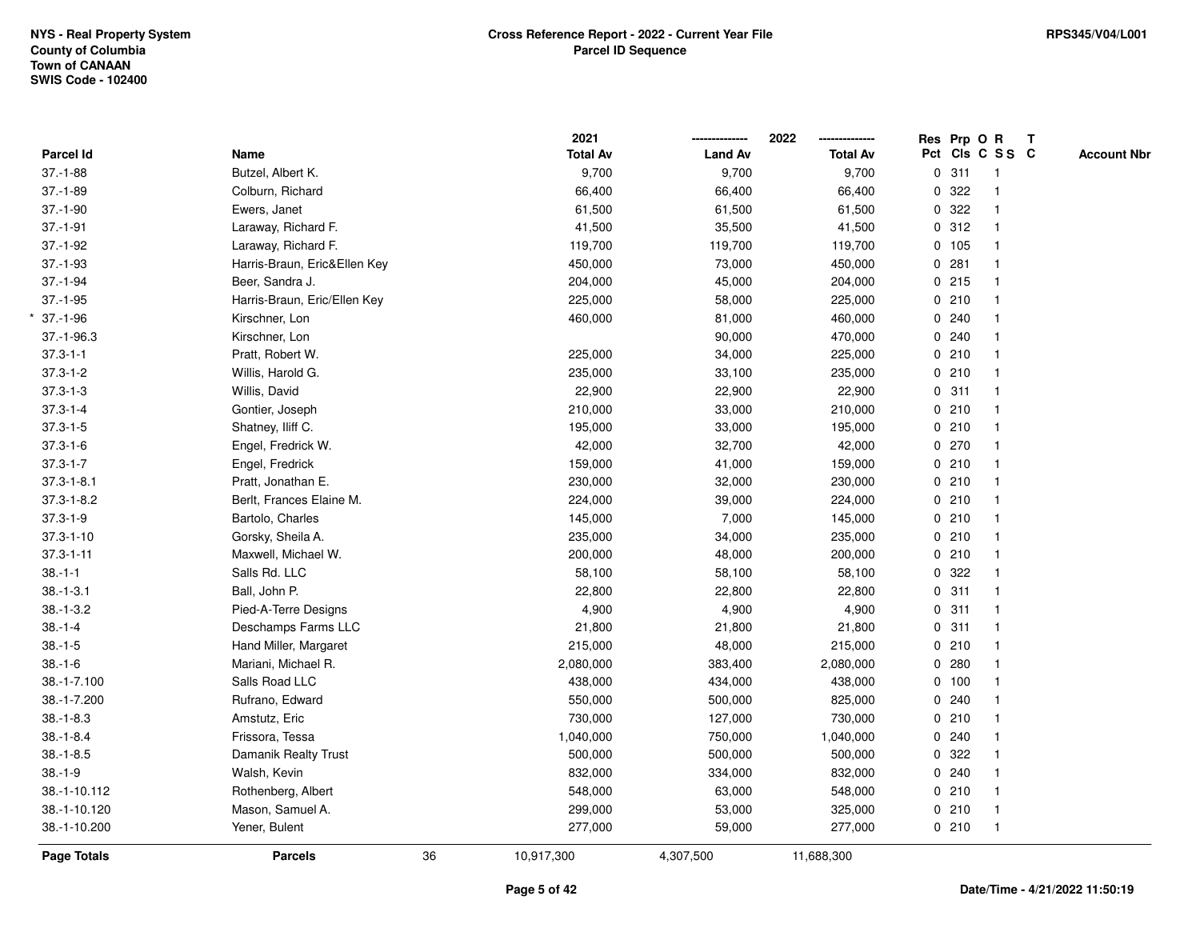NYS - Real Property System
County of Columbia
Town of CANAAN
SWIS Code - 102400

**Cross Reference Report - 2022 - Current Year File**
**Parcel ID Sequence**

RPS345/V04/L001

| Parcel Id | Name | 2021 Total Av | 2022 Land Av | 2022 Total Av | Res Pct | Prp Cls | O C | R S S | T C | Account Nbr |
|---|---|---|---|---|---|---|---|---|---|---|
| 37.-1-88 | Butzel, Albert K. | 9,700 | 9,700 | 9,700 | 0 | 311 | | 1 | | |
| 37.-1-89 | Colburn, Richard | 66,400 | 66,400 | 66,400 | 0 | 322 | | 1 | | |
| 37.-1-90 | Ewers, Janet | 61,500 | 61,500 | 61,500 | 0 | 322 | | 1 | | |
| 37.-1-91 | Laraway, Richard F. | 41,500 | 35,500 | 41,500 | 0 | 312 | | 1 | | |
| 37.-1-92 | Laraway, Richard F. | 119,700 | 119,700 | 119,700 | 0 | 105 | | 1 | | |
| 37.-1-93 | Harris-Braun, Eric&Ellen Key | 450,000 | 73,000 | 450,000 | 0 | 281 | | 1 | | |
| 37.-1-94 | Beer, Sandra J. | 204,000 | 45,000 | 204,000 | 0 | 215 | | 1 | | |
| 37.-1-95 | Harris-Braun, Eric/Ellen Key | 225,000 | 58,000 | 225,000 | 0 | 210 | | 1 | | |
| * 37.-1-96 | Kirschner, Lon | 460,000 | 81,000 | 460,000 | 0 | 240 | | 1 | | |
| 37.-1-96.3 | Kirschner, Lon | | 90,000 | 470,000 | 0 | 240 | | 1 | | |
| 37.3-1-1 | Pratt, Robert W. | 225,000 | 34,000 | 225,000 | 0 | 210 | | 1 | | |
| 37.3-1-2 | Willis, Harold G. | 235,000 | 33,100 | 235,000 | 0 | 210 | | 1 | | |
| 37.3-1-3 | Willis, David | 22,900 | 22,900 | 22,900 | 0 | 311 | | 1 | | |
| 37.3-1-4 | Gontier, Joseph | 210,000 | 33,000 | 210,000 | 0 | 210 | | 1 | | |
| 37.3-1-5 | Shatney, Iliff C. | 195,000 | 33,000 | 195,000 | 0 | 210 | | 1 | | |
| 37.3-1-6 | Engel, Fredrick W. | 42,000 | 32,700 | 42,000 | 0 | 270 | | 1 | | |
| 37.3-1-7 | Engel, Fredrick | 159,000 | 41,000 | 159,000 | 0 | 210 | | 1 | | |
| 37.3-1-8.1 | Pratt, Jonathan E. | 230,000 | 32,000 | 230,000 | 0 | 210 | | 1 | | |
| 37.3-1-8.2 | Berlt, Frances Elaine M. | 224,000 | 39,000 | 224,000 | 0 | 210 | | 1 | | |
| 37.3-1-9 | Bartolo, Charles | 145,000 | 7,000 | 145,000 | 0 | 210 | | 1 | | |
| 37.3-1-10 | Gorsky, Sheila A. | 235,000 | 34,000 | 235,000 | 0 | 210 | | 1 | | |
| 37.3-1-11 | Maxwell, Michael W. | 200,000 | 48,000 | 200,000 | 0 | 210 | | 1 | | |
| 38.-1-1 | Salls Rd. LLC | 58,100 | 58,100 | 58,100 | 0 | 322 | | 1 | | |
| 38.-1-3.1 | Ball, John P. | 22,800 | 22,800 | 22,800 | 0 | 311 | | 1 | | |
| 38.-1-3.2 | Pied-A-Terre Designs | 4,900 | 4,900 | 4,900 | 0 | 311 | | 1 | | |
| 38.-1-4 | Deschamps Farms LLC | 21,800 | 21,800 | 21,800 | 0 | 311 | | 1 | | |
| 38.-1-5 | Hand Miller, Margaret | 215,000 | 48,000 | 215,000 | 0 | 210 | | 1 | | |
| 38.-1-6 | Mariani, Michael R. | 2,080,000 | 383,400 | 2,080,000 | 0 | 280 | | 1 | | |
| 38.-1-7.100 | Salls Road LLC | 438,000 | 434,000 | 438,000 | 0 | 100 | | 1 | | |
| 38.-1-7.200 | Rufrano, Edward | 550,000 | 500,000 | 825,000 | 0 | 240 | | 1 | | |
| 38.-1-8.3 | Amstutz, Eric | 730,000 | 127,000 | 730,000 | 0 | 210 | | 1 | | |
| 38.-1-8.4 | Frissora, Tessa | 1,040,000 | 750,000 | 1,040,000 | 0 | 240 | | 1 | | |
| 38.-1-8.5 | Damanik Realty Trust | 500,000 | 500,000 | 500,000 | 0 | 322 | | 1 | | |
| 38.-1-9 | Walsh, Kevin | 832,000 | 334,000 | 832,000 | 0 | 240 | | 1 | | |
| 38.-1-10.112 | Rothenberg, Albert | 548,000 | 63,000 | 548,000 | 0 | 210 | | 1 | | |
| 38.-1-10.120 | Mason, Samuel A. | 299,000 | 53,000 | 325,000 | 0 | 210 | | 1 | | |
| 38.-1-10.200 | Yener, Bulent | 277,000 | 59,000 | 277,000 | 0 | 210 | | 1 | | |
| **Page Totals** | **Parcels** 36 | 10,917,300 | 4,307,500 | 11,688,300 | | | | | | |

**Date/Time - 4/21/2022 11:50:19**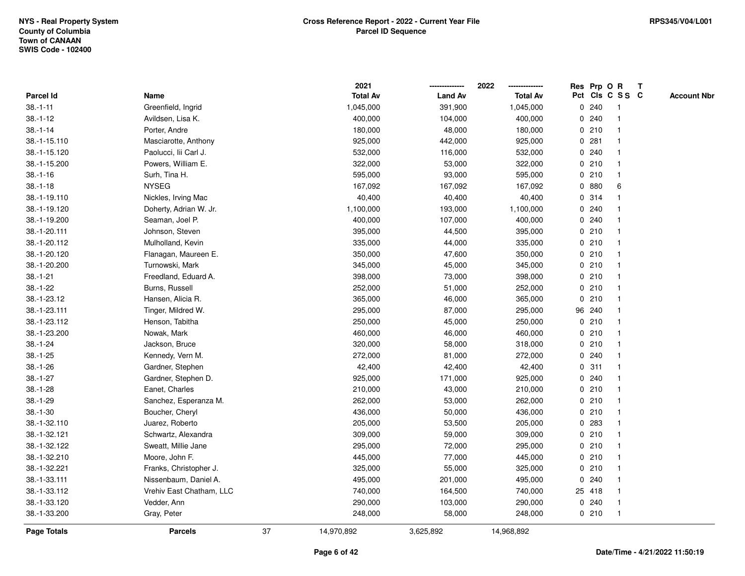NYS - Real Property System
County of Columbia
Town of CANAAN
SWIS Code - 102400

**Cross Reference Report - 2022 - Current Year File**
**Parcel ID Sequence**

RPS345/V04/L001

| Parcel Id | Name | | 2021 Total Av | 2022 Land Av | 2022 Total Av | Res Pct | Prp Cls | O C | R S S | T C | Account Nbr |
|---|---|---|---|---|---|---|---|---|---|---|---|
| 38.-1-11 | Greenfield, Ingrid | | 1,045,000 | 391,900 | 1,045,000 | 0 | 240 | | 1 | | |
| 38.-1-12 | Avildsen, Lisa K. | | 400,000 | 104,000 | 400,000 | 0 | 240 | | 1 | | |
| 38.-1-14 | Porter, Andre | | 180,000 | 48,000 | 180,000 | 0 | 210 | | 1 | | |
| 38.-1-15.110 | Masciarotte, Anthony | | 925,000 | 442,000 | 925,000 | 0 | 281 | | 1 | | |
| 38.-1-15.120 | Paolucci, Iii Carl J. | | 532,000 | 116,000 | 532,000 | 0 | 240 | | 1 | | |
| 38.-1-15.200 | Powers, William E. | | 322,000 | 53,000 | 322,000 | 0 | 210 | | 1 | | |
| 38.-1-16 | Surh, Tina H. | | 595,000 | 93,000 | 595,000 | 0 | 210 | | 1 | | |
| 38.-1-18 | NYSEG | | 167,092 | 167,092 | 167,092 | 0 | 880 | | 6 | | |
| 38.-1-19.110 | Nickles, Irving Mac | | 40,400 | 40,400 | 40,400 | 0 | 314 | | 1 | | |
| 38.-1-19.120 | Doherty, Adrian W. Jr. | | 1,100,000 | 193,000 | 1,100,000 | 0 | 240 | | 1 | | |
| 38.-1-19.200 | Seaman, Joel P. | | 400,000 | 107,000 | 400,000 | 0 | 240 | | 1 | | |
| 38.-1-20.111 | Johnson, Steven | | 395,000 | 44,500 | 395,000 | 0 | 210 | | 1 | | |
| 38.-1-20.112 | Mulholland, Kevin | | 335,000 | 44,000 | 335,000 | 0 | 210 | | 1 | | |
| 38.-1-20.120 | Flanagan, Maureen E. | | 350,000 | 47,600 | 350,000 | 0 | 210 | | 1 | | |
| 38.-1-20.200 | Turnowski, Mark | | 345,000 | 45,000 | 345,000 | 0 | 210 | | 1 | | |
| 38.-1-21 | Freedland, Eduard A. | | 398,000 | 73,000 | 398,000 | 0 | 210 | | 1 | | |
| 38.-1-22 | Burns, Russell | | 252,000 | 51,000 | 252,000 | 0 | 210 | | 1 | | |
| 38.-1-23.12 | Hansen, Alicia R. | | 365,000 | 46,000 | 365,000 | 0 | 210 | | 1 | | |
| 38.-1-23.111 | Tinger, Mildred W. | | 295,000 | 87,000 | 295,000 | 96 | 240 | | 1 | | |
| 38.-1-23.112 | Henson, Tabitha | | 250,000 | 45,000 | 250,000 | 0 | 210 | | 1 | | |
| 38.-1-23.200 | Nowak, Mark | | 460,000 | 46,000 | 460,000 | 0 | 210 | | 1 | | |
| 38.-1-24 | Jackson, Bruce | | 320,000 | 58,000 | 318,000 | 0 | 210 | | 1 | | |
| 38.-1-25 | Kennedy, Vern M. | | 272,000 | 81,000 | 272,000 | 0 | 240 | | 1 | | |
| 38.-1-26 | Gardner, Stephen | | 42,400 | 42,400 | 42,400 | 0 | 311 | | 1 | | |
| 38.-1-27 | Gardner, Stephen D. | | 925,000 | 171,000 | 925,000 | 0 | 240 | | 1 | | |
| 38.-1-28 | Eanet, Charles | | 210,000 | 43,000 | 210,000 | 0 | 210 | | 1 | | |
| 38.-1-29 | Sanchez, Esperanza M. | | 262,000 | 53,000 | 262,000 | 0 | 210 | | 1 | | |
| 38.-1-30 | Boucher, Cheryl | | 436,000 | 50,000 | 436,000 | 0 | 210 | | 1 | | |
| 38.-1-32.110 | Juarez, Roberto | | 205,000 | 53,500 | 205,000 | 0 | 283 | | 1 | | |
| 38.-1-32.121 | Schwartz, Alexandra | | 309,000 | 59,000 | 309,000 | 0 | 210 | | 1 | | |
| 38.-1-32.122 | Sweatt, Millie Jane | | 295,000 | 72,000 | 295,000 | 0 | 210 | | 1 | | |
| 38.-1-32.210 | Moore, John F. | | 445,000 | 77,000 | 445,000 | 0 | 210 | | 1 | | |
| 38.-1-32.221 | Franks, Christopher J. | | 325,000 | 55,000 | 325,000 | 0 | 210 | | 1 | | |
| 38.-1-33.111 | Nissenbaum, Daniel A. | | 495,000 | 201,000 | 495,000 | 0 | 240 | | 1 | | |
| 38.-1-33.112 | Vrehiv East Chatham, LLC | | 740,000 | 164,500 | 740,000 | 25 | 418 | | 1 | | |
| 38.-1-33.120 | Vedder, Ann | | 290,000 | 103,000 | 290,000 | 0 | 240 | | 1 | | |
| 38.-1-33.200 | Gray, Peter | | 248,000 | 58,000 | 248,000 | 0 | 210 | | 1 | | |
| **Page Totals** | **Parcels** | 37 | 14,970,892 | 3,625,892 | 14,968,892 | | | | | | |

Date/Time - 4/21/2022 11:50:19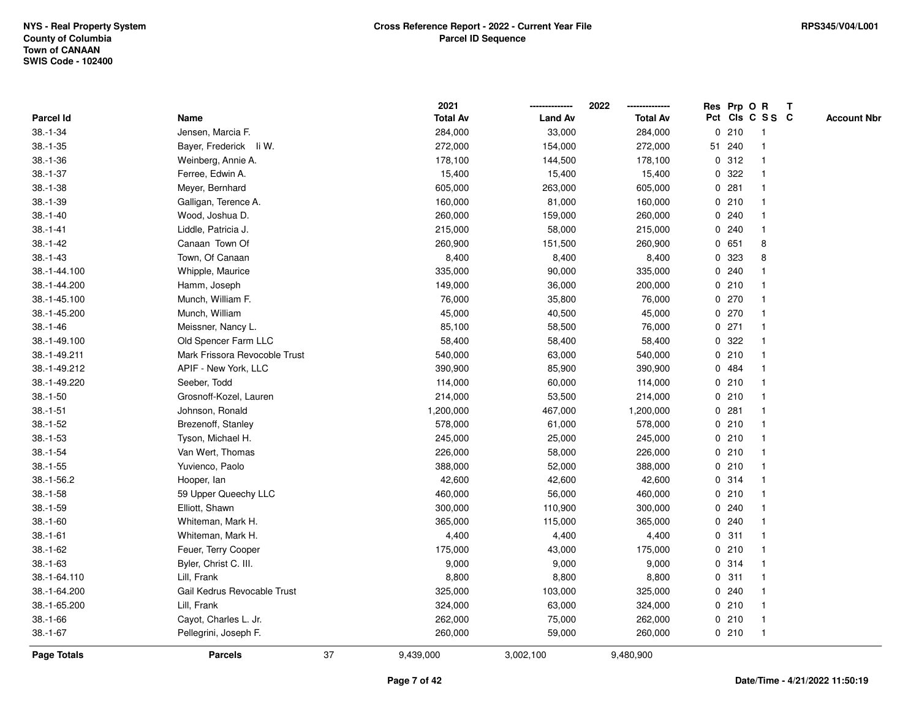NYS - Real Property System
County of Columbia
Town of CANAAN
SWIS Code - 102400

**Cross Reference Report - 2022 - Current Year File**
**Parcel ID Sequence**

RPS345/V04/L001

| Parcel Id | Name | 2021 Total Av | 2022 Land Av | 2022 Total Av | Res Pct | Prp Cls | O C | R S S | T C | Account Nbr |
|---|---|---|---|---|---|---|---|---|---|---|
| 38.-1-34 | Jensen, Marcia F. | 284,000 | 33,000 | 284,000 | 0 | 210 | | 1 | | |
| 38.-1-35 | Bayer, Frederick Ii W. | 272,000 | 154,000 | 272,000 | 51 | 240 | | 1 | | |
| 38.-1-36 | Weinberg, Annie A. | 178,100 | 144,500 | 178,100 | 0 | 312 | | 1 | | |
| 38.-1-37 | Ferree, Edwin A. | 15,400 | 15,400 | 15,400 | 0 | 322 | | 1 | | |
| 38.-1-38 | Meyer, Bernhard | 605,000 | 263,000 | 605,000 | 0 | 281 | | 1 | | |
| 38.-1-39 | Galligan, Terence A. | 160,000 | 81,000 | 160,000 | 0 | 210 | | 1 | | |
| 38.-1-40 | Wood, Joshua D. | 260,000 | 159,000 | 260,000 | 0 | 240 | | 1 | | |
| 38.-1-41 | Liddle, Patricia J. | 215,000 | 58,000 | 215,000 | 0 | 240 | | 1 | | |
| 38.-1-42 | Canaan Town Of | 260,900 | 151,500 | 260,900 | 0 | 651 | | 8 | | |
| 38.-1-43 | Town, Of Canaan | 8,400 | 8,400 | 8,400 | 0 | 323 | | 8 | | |
| 38.-1-44.100 | Whipple, Maurice | 335,000 | 90,000 | 335,000 | 0 | 240 | | 1 | | |
| 38.-1-44.200 | Hamm, Joseph | 149,000 | 36,000 | 200,000 | 0 | 210 | | 1 | | |
| 38.-1-45.100 | Munch, William F. | 76,000 | 35,800 | 76,000 | 0 | 270 | | 1 | | |
| 38.-1-45.200 | Munch, William | 45,000 | 40,500 | 45,000 | 0 | 270 | | 1 | | |
| 38.-1-46 | Meissner, Nancy L. | 85,100 | 58,500 | 76,000 | 0 | 271 | | 1 | | |
| 38.-1-49.100 | Old Spencer Farm LLC | 58,400 | 58,400 | 58,400 | 0 | 322 | | 1 | | |
| 38.-1-49.211 | Mark Frissora Revocoble Trust | 540,000 | 63,000 | 540,000 | 0 | 210 | | 1 | | |
| 38.-1-49.212 | APIF - New York, LLC | 390,900 | 85,900 | 390,900 | 0 | 484 | | 1 | | |
| 38.-1-49.220 | Seeber, Todd | 114,000 | 60,000 | 114,000 | 0 | 210 | | 1 | | |
| 38.-1-50 | Grosnoff-Kozel, Lauren | 214,000 | 53,500 | 214,000 | 0 | 210 | | 1 | | |
| 38.-1-51 | Johnson, Ronald | 1,200,000 | 467,000 | 1,200,000 | 0 | 281 | | 1 | | |
| 38.-1-52 | Brezenoff, Stanley | 578,000 | 61,000 | 578,000 | 0 | 210 | | 1 | | |
| 38.-1-53 | Tyson, Michael H. | 245,000 | 25,000 | 245,000 | 0 | 210 | | 1 | | |
| 38.-1-54 | Van Wert, Thomas | 226,000 | 58,000 | 226,000 | 0 | 210 | | 1 | | |
| 38.-1-55 | Yuvienco, Paolo | 388,000 | 52,000 | 388,000 | 0 | 210 | | 1 | | |
| 38.-1-56.2 | Hooper, Ian | 42,600 | 42,600 | 42,600 | 0 | 314 | | 1 | | |
| 38.-1-58 | 59 Upper Queechy LLC | 460,000 | 56,000 | 460,000 | 0 | 210 | | 1 | | |
| 38.-1-59 | Elliott, Shawn | 300,000 | 110,900 | 300,000 | 0 | 240 | | 1 | | |
| 38.-1-60 | Whiteman, Mark H. | 365,000 | 115,000 | 365,000 | 0 | 240 | | 1 | | |
| 38.-1-61 | Whiteman, Mark H. | 4,400 | 4,400 | 4,400 | 0 | 311 | | 1 | | |
| 38.-1-62 | Feuer, Terry Cooper | 175,000 | 43,000 | 175,000 | 0 | 210 | | 1 | | |
| 38.-1-63 | Byler, Christ C. III. | 9,000 | 9,000 | 9,000 | 0 | 314 | | 1 | | |
| 38.-1-64.110 | Lill, Frank | 8,800 | 8,800 | 8,800 | 0 | 311 | | 1 | | |
| 38.-1-64.200 | Gail Kedrus Revocable Trust | 325,000 | 103,000 | 325,000 | 0 | 240 | | 1 | | |
| 38.-1-65.200 | Lill, Frank | 324,000 | 63,000 | 324,000 | 0 | 210 | | 1 | | |
| 38.-1-66 | Cayot, Charles L. Jr. | 262,000 | 75,000 | 262,000 | 0 | 210 | | 1 | | |
| 38.-1-67 | Pellegrini, Joseph F. | 260,000 | 59,000 | 260,000 | 0 | 210 | | 1 | | |
| **Page Totals** | **Parcels** 37 | 9,439,000 | 3,002,100 | 9,480,900 | | | | | | |

**Date/Time - 4/21/2022 11:50:19**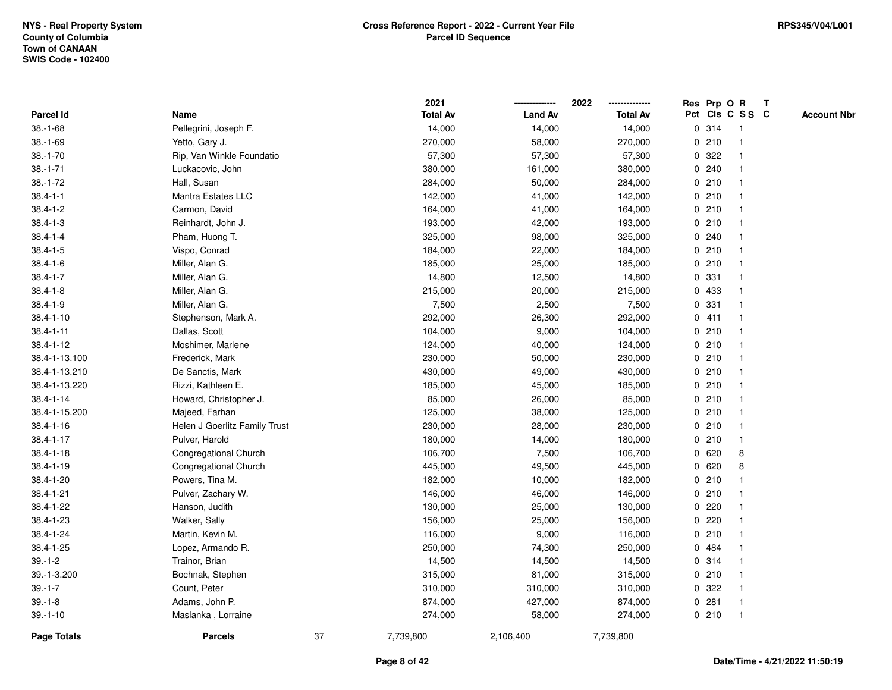NYS - Real Property System
County of Columbia
Town of CANAAN
SWIS Code - 102400

**Cross Reference Report - 2022 - Current Year File**
**Parcel ID Sequence**

RPS345/V04/L001

| Parcel Id | Name | 2021 Total Av | 2022 Land Av | 2022 Total Av | Res Pct | Prp Cls | O C | R S S | T C | Account Nbr |
|---|---|---|---|---|---|---|---|---|---|---|
| 38.-1-68 | Pellegrini, Joseph F. | 14,000 | 14,000 | 14,000 | 0 | 314 | | 1 | | |
| 38.-1-69 | Yetto, Gary J. | 270,000 | 58,000 | 270,000 | 0 | 210 | | 1 | | |
| 38.-1-70 | Rip, Van Winkle Foundatio | 57,300 | 57,300 | 57,300 | 0 | 322 | | 1 | | |
| 38.-1-71 | Luckacovic, John | 380,000 | 161,000 | 380,000 | 0 | 240 | | 1 | | |
| 38.-1-72 | Hall, Susan | 284,000 | 50,000 | 284,000 | 0 | 210 | | 1 | | |
| 38.4-1-1 | Mantra Estates LLC | 142,000 | 41,000 | 142,000 | 0 | 210 | | 1 | | |
| 38.4-1-2 | Carmon, David | 164,000 | 41,000 | 164,000 | 0 | 210 | | 1 | | |
| 38.4-1-3 | Reinhardt, John J. | 193,000 | 42,000 | 193,000 | 0 | 210 | | 1 | | |
| 38.4-1-4 | Pham, Huong T. | 325,000 | 98,000 | 325,000 | 0 | 240 | | 1 | | |
| 38.4-1-5 | Vispo, Conrad | 184,000 | 22,000 | 184,000 | 0 | 210 | | 1 | | |
| 38.4-1-6 | Miller, Alan G. | 185,000 | 25,000 | 185,000 | 0 | 210 | | 1 | | |
| 38.4-1-7 | Miller, Alan G. | 14,800 | 12,500 | 14,800 | 0 | 331 | | 1 | | |
| 38.4-1-8 | Miller, Alan G. | 215,000 | 20,000 | 215,000 | 0 | 433 | | 1 | | |
| 38.4-1-9 | Miller, Alan G. | 7,500 | 2,500 | 7,500 | 0 | 331 | | 1 | | |
| 38.4-1-10 | Stephenson, Mark A. | 292,000 | 26,300 | 292,000 | 0 | 411 | | 1 | | |
| 38.4-1-11 | Dallas, Scott | 104,000 | 9,000 | 104,000 | 0 | 210 | | 1 | | |
| 38.4-1-12 | Moshimer, Marlene | 124,000 | 40,000 | 124,000 | 0 | 210 | | 1 | | |
| 38.4-1-13.100 | Frederick, Mark | 230,000 | 50,000 | 230,000 | 0 | 210 | | 1 | | |
| 38.4-1-13.210 | De Sanctis, Mark | 430,000 | 49,000 | 430,000 | 0 | 210 | | 1 | | |
| 38.4-1-13.220 | Rizzi, Kathleen E. | 185,000 | 45,000 | 185,000 | 0 | 210 | | 1 | | |
| 38.4-1-14 | Howard, Christopher J. | 85,000 | 26,000 | 85,000 | 0 | 210 | | 1 | | |
| 38.4-1-15.200 | Majeed, Farhan | 125,000 | 38,000 | 125,000 | 0 | 210 | | 1 | | |
| 38.4-1-16 | Helen J Goerlitz Family Trust | 230,000 | 28,000 | 230,000 | 0 | 210 | | 1 | | |
| 38.4-1-17 | Pulver, Harold | 180,000 | 14,000 | 180,000 | 0 | 210 | | 1 | | |
| 38.4-1-18 | Congregational Church | 106,700 | 7,500 | 106,700 | 0 | 620 | | 8 | | |
| 38.4-1-19 | Congregational Church | 445,000 | 49,500 | 445,000 | 0 | 620 | | 8 | | |
| 38.4-1-20 | Powers, Tina M. | 182,000 | 10,000 | 182,000 | 0 | 210 | | 1 | | |
| 38.4-1-21 | Pulver, Zachary W. | 146,000 | 46,000 | 146,000 | 0 | 210 | | 1 | | |
| 38.4-1-22 | Hanson, Judith | 130,000 | 25,000 | 130,000 | 0 | 220 | | 1 | | |
| 38.4-1-23 | Walker, Sally | 156,000 | 25,000 | 156,000 | 0 | 220 | | 1 | | |
| 38.4-1-24 | Martin, Kevin M. | 116,000 | 9,000 | 116,000 | 0 | 210 | | 1 | | |
| 38.4-1-25 | Lopez, Armando R. | 250,000 | 74,300 | 250,000 | 0 | 484 | | 1 | | |
| 39.-1-2 | Trainor, Brian | 14,500 | 14,500 | 14,500 | 0 | 314 | | 1 | | |
| 39.-1-3.200 | Bochnak, Stephen | 315,000 | 81,000 | 315,000 | 0 | 210 | | 1 | | |
| 39.-1-7 | Count, Peter | 310,000 | 310,000 | 310,000 | 0 | 322 | | 1 | | |
| 39.-1-8 | Adams, John P. | 874,000 | 427,000 | 874,000 | 0 | 281 | | 1 | | |
| 39.-1-10 | Maslanka , Lorraine | 274,000 | 58,000 | 274,000 | 0 | 210 | | 1 | | |
| **Page Totals** | **Parcels** 37 | 7,739,800 | 2,106,400 | 7,739,800 | | | | | | |

Date/Time - 4/21/2022 11:50:19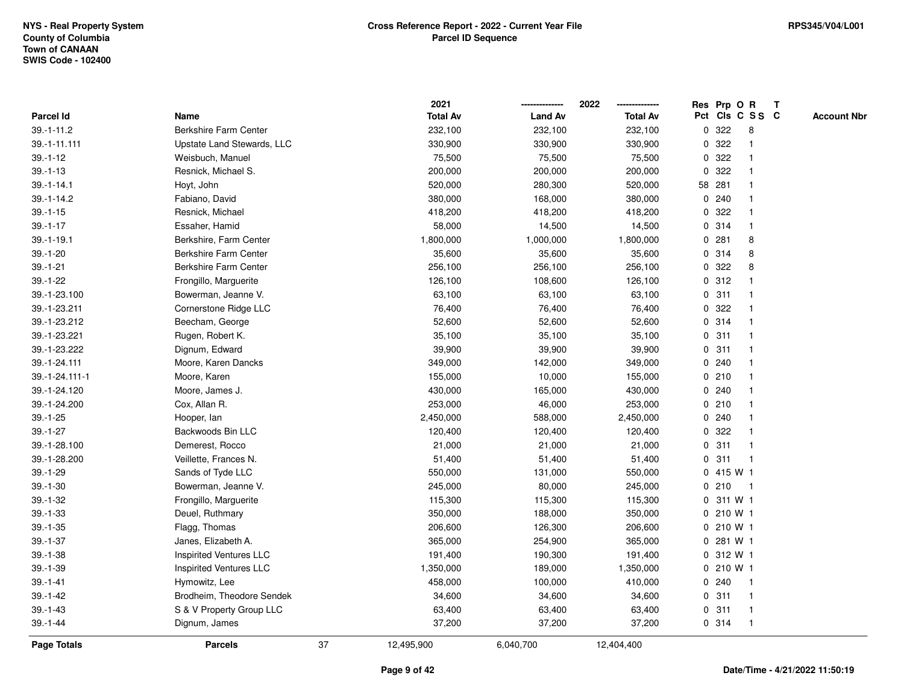NYS - Real Property System
County of Columbia
Town of CANAAN
SWIS Code - 102400

**Cross Reference Report - 2022 - Current Year File**
**Parcel ID Sequence**

RPS345/V04/L001

| Parcel Id | Name | 2021 Total Av | 2022 Land Av | 2022 Total Av | Res Pct | Prp Cls | O C | R SS | T C | Account Nbr |
|---|---|---|---|---|---|---|---|---|---|---|
| 39.-1-11.2 | Berkshire Farm Center | 232,100 | 232,100 | 232,100 | 0 | 322 | | 8 | | |
| 39.-1-11.111 | Upstate Land Stewards, LLC | 330,900 | 330,900 | 330,900 | 0 | 322 | | 1 | | |
| 39.-1-12 | Weisbuch, Manuel | 75,500 | 75,500 | 75,500 | 0 | 322 | | 1 | | |
| 39.-1-13 | Resnick, Michael S. | 200,000 | 200,000 | 200,000 | 0 | 322 | | 1 | | |
| 39.-1-14.1 | Hoyt, John | 520,000 | 280,300 | 520,000 | 58 | 281 | | 1 | | |
| 39.-1-14.2 | Fabiano, David | 380,000 | 168,000 | 380,000 | 0 | 240 | | 1 | | |
| 39.-1-15 | Resnick, Michael | 418,200 | 418,200 | 418,200 | 0 | 322 | | 1 | | |
| 39.-1-17 | Essaher, Hamid | 58,000 | 14,500 | 14,500 | 0 | 314 | | 1 | | |
| 39.-1-19.1 | Berkshire, Farm Center | 1,800,000 | 1,000,000 | 1,800,000 | 0 | 281 | | 8 | | |
| 39.-1-20 | Berkshire Farm Center | 35,600 | 35,600 | 35,600 | 0 | 314 | | 8 | | |
| 39.-1-21 | Berkshire Farm Center | 256,100 | 256,100 | 256,100 | 0 | 322 | | 8 | | |
| 39.-1-22 | Frongillo, Marguerite | 126,100 | 108,600 | 126,100 | 0 | 312 | | 1 | | |
| 39.-1-23.100 | Bowerman, Jeanne V. | 63,100 | 63,100 | 63,100 | 0 | 311 | | 1 | | |
| 39.-1-23.211 | Cornerstone Ridge LLC | 76,400 | 76,400 | 76,400 | 0 | 322 | | 1 | | |
| 39.-1-23.212 | Beecham, George | 52,600 | 52,600 | 52,600 | 0 | 314 | | 1 | | |
| 39.-1-23.221 | Rugen, Robert K. | 35,100 | 35,100 | 35,100 | 0 | 311 | | 1 | | |
| 39.-1-23.222 | Dignum, Edward | 39,900 | 39,900 | 39,900 | 0 | 311 | | 1 | | |
| 39.-1-24.111 | Moore, Karen Dancks | 349,000 | 142,000 | 349,000 | 0 | 240 | | 1 | | |
| 39.-1-24.111-1 | Moore, Karen | 155,000 | 10,000 | 155,000 | 0 | 210 | | 1 | | |
| 39.-1-24.120 | Moore, James J. | 430,000 | 165,000 | 430,000 | 0 | 240 | | 1 | | |
| 39.-1-24.200 | Cox, Allan R. | 253,000 | 46,000 | 253,000 | 0 | 210 | | 1 | | |
| 39.-1-25 | Hooper, Ian | 2,450,000 | 588,000 | 2,450,000 | 0 | 240 | | 1 | | |
| 39.-1-27 | Backwoods Bin LLC | 120,400 | 120,400 | 120,400 | 0 | 322 | | 1 | | |
| 39.-1-28.100 | Demerest, Rocco | 21,000 | 21,000 | 21,000 | 0 | 311 | | 1 | | |
| 39.-1-28.200 | Veillette, Frances N. | 51,400 | 51,400 | 51,400 | 0 | 311 | | 1 | | |
| 39.-1-29 | Sands of Tyde LLC | 550,000 | 131,000 | 550,000 | 0 | 415 | W | 1 | | |
| 39.-1-30 | Bowerman, Jeanne V. | 245,000 | 80,000 | 245,000 | 0 | 210 | | 1 | | |
| 39.-1-32 | Frongillo, Marguerite | 115,300 | 115,300 | 115,300 | 0 | 311 | W | 1 | | |
| 39.-1-33 | Deuel, Ruthmary | 350,000 | 188,000 | 350,000 | 0 | 210 | W | 1 | | |
| 39.-1-35 | Flagg, Thomas | 206,600 | 126,300 | 206,600 | 0 | 210 | W | 1 | | |
| 39.-1-37 | Janes, Elizabeth A. | 365,000 | 254,900 | 365,000 | 0 | 281 | W | 1 | | |
| 39.-1-38 | Inspirited Ventures LLC | 191,400 | 190,300 | 191,400 | 0 | 312 | W | 1 | | |
| 39.-1-39 | Inspirited Ventures LLC | 1,350,000 | 189,000 | 1,350,000 | 0 | 210 | W | 1 | | |
| 39.-1-41 | Hymowitz, Lee | 458,000 | 100,000 | 410,000 | 0 | 240 | | 1 | | |
| 39.-1-42 | Brodheim, Theodore Sendek | 34,600 | 34,600 | 34,600 | 0 | 311 | | 1 | | |
| 39.-1-43 | S & V Property Group LLC | 63,400 | 63,400 | 63,400 | 0 | 311 | | 1 | | |
| 39.-1-44 | Dignum, James | 37,200 | 37,200 | 37,200 | 0 | 314 | | 1 | | |
| **Page Totals** | **Parcels** 37 | 12,495,900 | 6,040,700 | 12,404,400 | | | | | | |

Date/Time - 4/21/2022 11:50:19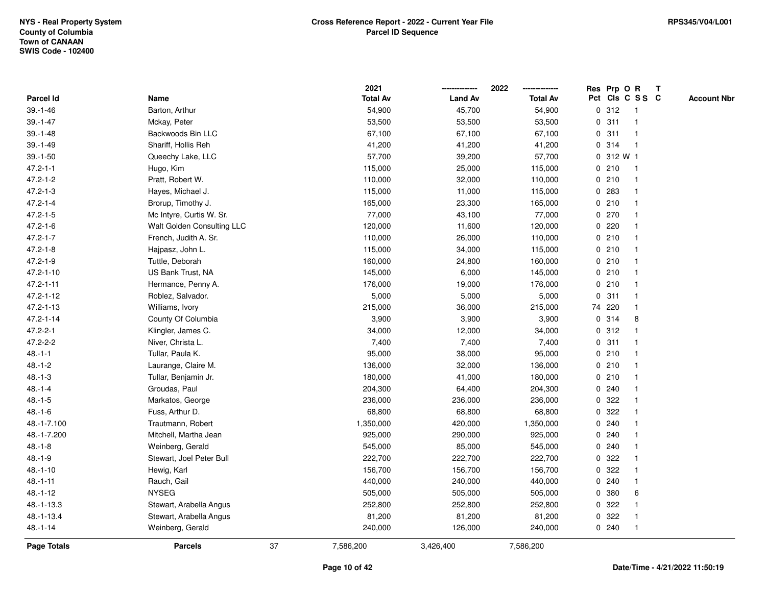NYS - Real Property System
County of Columbia
Town of CANAAN
SWIS Code - 102400

**Cross Reference Report - 2022 - Current Year File**
**Parcel ID Sequence**

RPS345/V04/L001

| Parcel Id | Name | 2021 Total Av | 2022 Land Av | 2022 Total Av | Res Pct | Prp Cls | O C | R S S | T C | Account Nbr |
|---|---|---|---|---|---|---|---|---|---|---|
| 39.-1-46 | Barton, Arthur | 54,900 | 45,700 | 54,900 | 0 | 312 | | 1 | | |
| 39.-1-47 | Mckay, Peter | 53,500 | 53,500 | 53,500 | 0 | 311 | | 1 | | |
| 39.-1-48 | Backwoods Bin LLC | 67,100 | 67,100 | 67,100 | 0 | 311 | | 1 | | |
| 39.-1-49 | Shariff, Hollis Reh | 41,200 | 41,200 | 41,200 | 0 | 314 | | 1 | | |
| 39.-1-50 | Queechy Lake, LLC | 57,700 | 39,200 | 57,700 | 0 | 312 | W | 1 | | |
| 47.2-1-1 | Hugo, Kim | 115,000 | 25,000 | 115,000 | 0 | 210 | | 1 | | |
| 47.2-1-2 | Pratt, Robert W. | 110,000 | 32,000 | 110,000 | 0 | 210 | | 1 | | |
| 47.2-1-3 | Hayes, Michael J. | 115,000 | 11,000 | 115,000 | 0 | 283 | | 1 | | |
| 47.2-1-4 | Brorup, Timothy J. | 165,000 | 23,300 | 165,000 | 0 | 210 | | 1 | | |
| 47.2-1-5 | Mc Intyre, Curtis W. Sr. | 77,000 | 43,100 | 77,000 | 0 | 270 | | 1 | | |
| 47.2-1-6 | Walt Golden Consulting LLC | 120,000 | 11,600 | 120,000 | 0 | 220 | | 1 | | |
| 47.2-1-7 | French, Judith A. Sr. | 110,000 | 26,000 | 110,000 | 0 | 210 | | 1 | | |
| 47.2-1-8 | Hajpasz, John L. | 115,000 | 34,000 | 115,000 | 0 | 210 | | 1 | | |
| 47.2-1-9 | Tuttle, Deborah | 160,000 | 24,800 | 160,000 | 0 | 210 | | 1 | | |
| 47.2-1-10 | US Bank Trust, NA | 145,000 | 6,000 | 145,000 | 0 | 210 | | 1 | | |
| 47.2-1-11 | Hermance, Penny A. | 176,000 | 19,000 | 176,000 | 0 | 210 | | 1 | | |
| 47.2-1-12 | Roblez, Salvador. | 5,000 | 5,000 | 5,000 | 0 | 311 | | 1 | | |
| 47.2-1-13 | Williams, Ivory | 215,000 | 36,000 | 215,000 | 74 | 220 | | 1 | | |
| 47.2-1-14 | County Of Columbia | 3,900 | 3,900 | 3,900 | 0 | 314 | | 8 | | |
| 47.2-2-1 | Klingler, James C. | 34,000 | 12,000 | 34,000 | 0 | 312 | | 1 | | |
| 47.2-2-2 | Niver, Christa L. | 7,400 | 7,400 | 7,400 | 0 | 311 | | 1 | | |
| 48.-1-1 | Tullar, Paula K. | 95,000 | 38,000 | 95,000 | 0 | 210 | | 1 | | |
| 48.-1-2 | Laurange, Claire M. | 136,000 | 32,000 | 136,000 | 0 | 210 | | 1 | | |
| 48.-1-3 | Tullar, Benjamin Jr. | 180,000 | 41,000 | 180,000 | 0 | 210 | | 1 | | |
| 48.-1-4 | Groudas, Paul | 204,300 | 64,400 | 204,300 | 0 | 240 | | 1 | | |
| 48.-1-5 | Markatos, George | 236,000 | 236,000 | 236,000 | 0 | 322 | | 1 | | |
| 48.-1-6 | Fuss, Arthur D. | 68,800 | 68,800 | 68,800 | 0 | 322 | | 1 | | |
| 48.-1-7.100 | Trautmann, Robert | 1,350,000 | 420,000 | 1,350,000 | 0 | 240 | | 1 | | |
| 48.-1-7.200 | Mitchell, Martha Jean | 925,000 | 290,000 | 925,000 | 0 | 240 | | 1 | | |
| 48.-1-8 | Weinberg, Gerald | 545,000 | 85,000 | 545,000 | 0 | 240 | | 1 | | |
| 48.-1-9 | Stewart, Joel Peter Bull | 222,700 | 222,700 | 222,700 | 0 | 322 | | 1 | | |
| 48.-1-10 | Hewig, Karl | 156,700 | 156,700 | 156,700 | 0 | 322 | | 1 | | |
| 48.-1-11 | Rauch, Gail | 440,000 | 240,000 | 440,000 | 0 | 240 | | 1 | | |
| 48.-1-12 | NYSEG | 505,000 | 505,000 | 505,000 | 0 | 380 | | 6 | | |
| 48.-1-13.3 | Stewart, Arabella Angus | 252,800 | 252,800 | 252,800 | 0 | 322 | | 1 | | |
| 48.-1-13.4 | Stewart, Arabella Angus | 81,200 | 81,200 | 81,200 | 0 | 322 | | 1 | | |
| 48.-1-14 | Weinberg, Gerald | 240,000 | 126,000 | 240,000 | 0 | 240 | | 1 | | |
| **Page Totals** | **Parcels** 37 | 7,586,200 | 3,426,400 | 7,586,200 | | | | | | |

Date/Time - 4/21/2022 11:50:19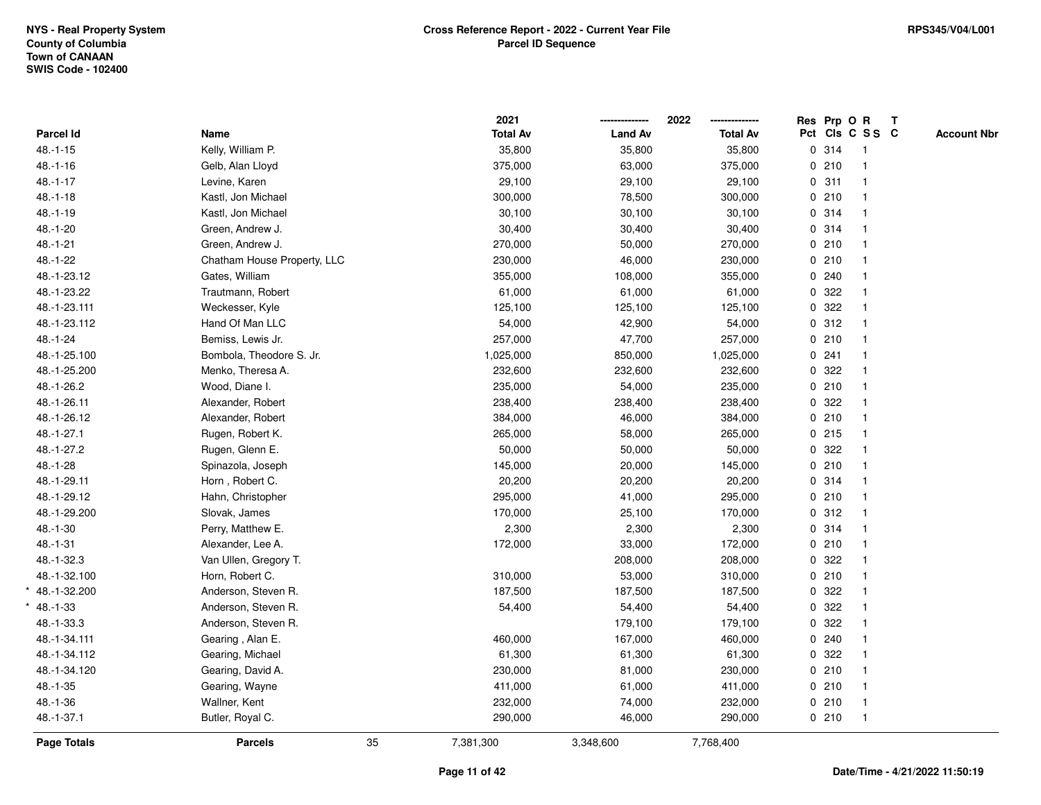NYS - Real Property System
County of Columbia
Town of CANAAN
SWIS Code - 102400

**Cross Reference Report - 2022 - Current Year File**
**Parcel ID Sequence**

RPS345/V04/L001

| Parcel Id | Name | 2021 Total Av | 2022 Land Av | 2022 Total Av | Res Pct | Prp Cls | O C | R S S | T C | Account Nbr |
|---|---|---|---|---|---|---|---|---|---|---|
| 48.-1-15 | Kelly, William P. | 35,800 | 35,800 | 35,800 | 0 | 314 | | 1 | | |
| 48.-1-16 | Gelb, Alan Lloyd | 375,000 | 63,000 | 375,000 | 0 | 210 | | 1 | | |
| 48.-1-17 | Levine, Karen | 29,100 | 29,100 | 29,100 | 0 | 311 | | 1 | | |
| 48.-1-18 | Kastl, Jon Michael | 300,000 | 78,500 | 300,000 | 0 | 210 | | 1 | | |
| 48.-1-19 | Kastl, Jon Michael | 30,100 | 30,100 | 30,100 | 0 | 314 | | 1 | | |
| 48.-1-20 | Green, Andrew J. | 30,400 | 30,400 | 30,400 | 0 | 314 | | 1 | | |
| 48.-1-21 | Green, Andrew J. | 270,000 | 50,000 | 270,000 | 0 | 210 | | 1 | | |
| 48.-1-22 | Chatham House Property, LLC | 230,000 | 46,000 | 230,000 | 0 | 210 | | 1 | | |
| 48.-1-23.12 | Gates, William | 355,000 | 108,000 | 355,000 | 0 | 240 | | 1 | | |
| 48.-1-23.22 | Trautmann, Robert | 61,000 | 61,000 | 61,000 | 0 | 322 | | 1 | | |
| 48.-1-23.111 | Weckesser, Kyle | 125,100 | 125,100 | 125,100 | 0 | 322 | | 1 | | |
| 48.-1-23.112 | Hand Of Man LLC | 54,000 | 42,900 | 54,000 | 0 | 312 | | 1 | | |
| 48.-1-24 | Bemiss, Lewis Jr. | 257,000 | 47,700 | 257,000 | 0 | 210 | | 1 | | |
| 48.-1-25.100 | Bombola, Theodore S. Jr. | 1,025,000 | 850,000 | 1,025,000 | 0 | 241 | | 1 | | |
| 48.-1-25.200 | Menko, Theresa A. | 232,600 | 232,600 | 232,600 | 0 | 322 | | 1 | | |
| 48.-1-26.2 | Wood, Diane I. | 235,000 | 54,000 | 235,000 | 0 | 210 | | 1 | | |
| 48.-1-26.11 | Alexander, Robert | 238,400 | 238,400 | 238,400 | 0 | 322 | | 1 | | |
| 48.-1-26.12 | Alexander, Robert | 384,000 | 46,000 | 384,000 | 0 | 210 | | 1 | | |
| 48.-1-27.1 | Rugen, Robert K. | 265,000 | 58,000 | 265,000 | 0 | 215 | | 1 | | |
| 48.-1-27.2 | Rugen, Glenn E. | 50,000 | 50,000 | 50,000 | 0 | 322 | | 1 | | |
| 48.-1-28 | Spinazola, Joseph | 145,000 | 20,000 | 145,000 | 0 | 210 | | 1 | | |
| 48.-1-29.11 | Horn , Robert C. | 20,200 | 20,200 | 20,200 | 0 | 314 | | 1 | | |
| 48.-1-29.12 | Hahn, Christopher | 295,000 | 41,000 | 295,000 | 0 | 210 | | 1 | | |
| 48.-1-29.200 | Slovak, James | 170,000 | 25,100 | 170,000 | 0 | 312 | | 1 | | |
| 48.-1-30 | Perry, Matthew E. | 2,300 | 2,300 | 2,300 | 0 | 314 | | 1 | | |
| 48.-1-31 | Alexander, Lee A. | 172,000 | 33,000 | 172,000 | 0 | 210 | | 1 | | |
| 48.-1-32.3 | Van Ullen, Gregory T. | | 208,000 | 208,000 | 0 | 322 | | 1 | | |
| 48.-1-32.100 | Horn, Robert C. | 310,000 | 53,000 | 310,000 | 0 | 210 | | 1 | | |
| * 48.-1-32.200 | Anderson, Steven R. | 187,500 | 187,500 | 187,500 | 0 | 322 | | 1 | | |
| * 48.-1-33 | Anderson, Steven R. | 54,400 | 54,400 | 54,400 | 0 | 322 | | 1 | | |
| 48.-1-33.3 | Anderson, Steven R. | | 179,100 | 179,100 | 0 | 322 | | 1 | | |
| 48.-1-34.111 | Gearing , Alan E. | 460,000 | 167,000 | 460,000 | 0 | 240 | | 1 | | |
| 48.-1-34.112 | Gearing, Michael | 61,300 | 61,300 | 61,300 | 0 | 322 | | 1 | | |
| 48.-1-34.120 | Gearing, David A. | 230,000 | 81,000 | 230,000 | 0 | 210 | | 1 | | |
| 48.-1-35 | Gearing, Wayne | 411,000 | 61,000 | 411,000 | 0 | 210 | | 1 | | |
| 48.-1-36 | Wallner, Kent | 232,000 | 74,000 | 232,000 | 0 | 210 | | 1 | | |
| 48.-1-37.1 | Butler, Royal C. | 290,000 | 46,000 | 290,000 | 0 | 210 | | 1 | | |
| **Page Totals** | **Parcels** 35 | 7,381,300 | 3,348,600 | 7,768,400 | | | | | | |

Date/Time - 4/21/2022 11:50:19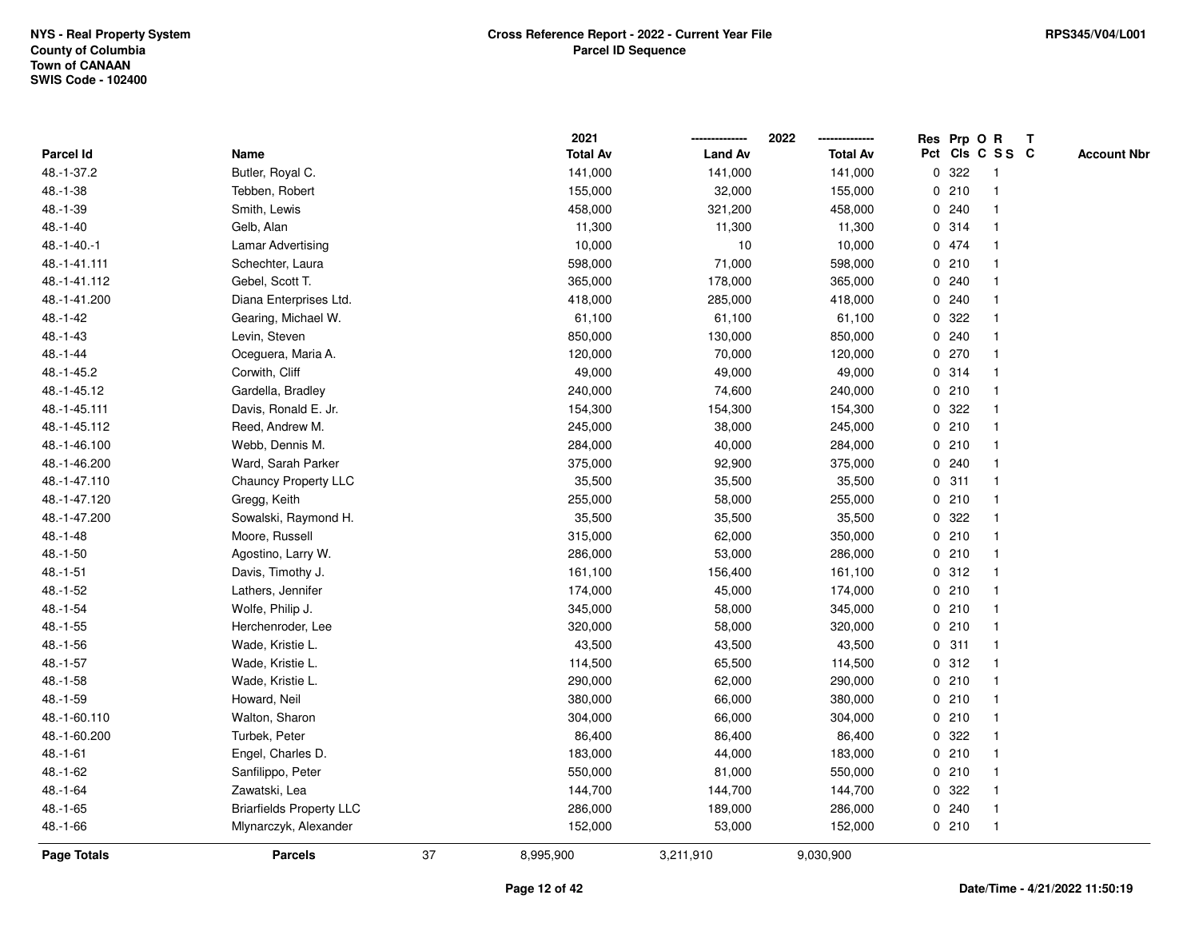NYS - Real Property System
County of Columbia
Town of CANAAN
SWIS Code - 102400

**Cross Reference Report - 2022 - Current Year File**
**Parcel ID Sequence**

RPS345/V04/L001

| Parcel Id | Name | 2021 Total Av | 2022 Land Av | 2022 Total Av | Res Pct | Prp Cls | O C | R S S | T C | Account Nbr |
|---|---|---|---|---|---|---|---|---|---|---|
| 48.-1-37.2 | Butler, Royal C. | 141,000 | 141,000 | 141,000 | 0 | 322 | | 1 | | |
| 48.-1-38 | Tebben, Robert | 155,000 | 32,000 | 155,000 | 0 | 210 | | 1 | | |
| 48.-1-39 | Smith, Lewis | 458,000 | 321,200 | 458,000 | 0 | 240 | | 1 | | |
| 48.-1-40 | Gelb, Alan | 11,300 | 11,300 | 11,300 | 0 | 314 | | 1 | | |
| 48.-1-40.-1 | Lamar Advertising | 10,000 | 10 | 10,000 | 0 | 474 | | 1 | | |
| 48.-1-41.111 | Schechter, Laura | 598,000 | 71,000 | 598,000 | 0 | 210 | | 1 | | |
| 48.-1-41.112 | Gebel, Scott T. | 365,000 | 178,000 | 365,000 | 0 | 240 | | 1 | | |
| 48.-1-41.200 | Diana Enterprises Ltd. | 418,000 | 285,000 | 418,000 | 0 | 240 | | 1 | | |
| 48.-1-42 | Gearing, Michael W. | 61,100 | 61,100 | 61,100 | 0 | 322 | | 1 | | |
| 48.-1-43 | Levin, Steven | 850,000 | 130,000 | 850,000 | 0 | 240 | | 1 | | |
| 48.-1-44 | Oceguera, Maria A. | 120,000 | 70,000 | 120,000 | 0 | 270 | | 1 | | |
| 48.-1-45.2 | Corwith, Cliff | 49,000 | 49,000 | 49,000 | 0 | 314 | | 1 | | |
| 48.-1-45.12 | Gardella, Bradley | 240,000 | 74,600 | 240,000 | 0 | 210 | | 1 | | |
| 48.-1-45.111 | Davis, Ronald E. Jr. | 154,300 | 154,300 | 154,300 | 0 | 322 | | 1 | | |
| 48.-1-45.112 | Reed, Andrew M. | 245,000 | 38,000 | 245,000 | 0 | 210 | | 1 | | |
| 48.-1-46.100 | Webb, Dennis M. | 284,000 | 40,000 | 284,000 | 0 | 210 | | 1 | | |
| 48.-1-46.200 | Ward, Sarah Parker | 375,000 | 92,900 | 375,000 | 0 | 240 | | 1 | | |
| 48.-1-47.110 | Chauncy Property LLC | 35,500 | 35,500 | 35,500 | 0 | 311 | | 1 | | |
| 48.-1-47.120 | Gregg, Keith | 255,000 | 58,000 | 255,000 | 0 | 210 | | 1 | | |
| 48.-1-47.200 | Sowalski, Raymond H. | 35,500 | 35,500 | 35,500 | 0 | 322 | | 1 | | |
| 48.-1-48 | Moore, Russell | 315,000 | 62,000 | 350,000 | 0 | 210 | | 1 | | |
| 48.-1-50 | Agostino, Larry W. | 286,000 | 53,000 | 286,000 | 0 | 210 | | 1 | | |
| 48.-1-51 | Davis, Timothy J. | 161,100 | 156,400 | 161,100 | 0 | 312 | | 1 | | |
| 48.-1-52 | Lathers, Jennifer | 174,000 | 45,000 | 174,000 | 0 | 210 | | 1 | | |
| 48.-1-54 | Wolfe, Philip J. | 345,000 | 58,000 | 345,000 | 0 | 210 | | 1 | | |
| 48.-1-55 | Herchenroder, Lee | 320,000 | 58,000 | 320,000 | 0 | 210 | | 1 | | |
| 48.-1-56 | Wade, Kristie L. | 43,500 | 43,500 | 43,500 | 0 | 311 | | 1 | | |
| 48.-1-57 | Wade, Kristie L. | 114,500 | 65,500 | 114,500 | 0 | 312 | | 1 | | |
| 48.-1-58 | Wade, Kristie L. | 290,000 | 62,000 | 290,000 | 0 | 210 | | 1 | | |
| 48.-1-59 | Howard, Neil | 380,000 | 66,000 | 380,000 | 0 | 210 | | 1 | | |
| 48.-1-60.110 | Walton, Sharon | 304,000 | 66,000 | 304,000 | 0 | 210 | | 1 | | |
| 48.-1-60.200 | Turbek, Peter | 86,400 | 86,400 | 86,400 | 0 | 322 | | 1 | | |
| 48.-1-61 | Engel, Charles D. | 183,000 | 44,000 | 183,000 | 0 | 210 | | 1 | | |
| 48.-1-62 | Sanfilippo, Peter | 550,000 | 81,000 | 550,000 | 0 | 210 | | 1 | | |
| 48.-1-64 | Zawatski, Lea | 144,700 | 144,700 | 144,700 | 0 | 322 | | 1 | | |
| 48.-1-65 | Briarfields Property LLC | 286,000 | 189,000 | 286,000 | 0 | 240 | | 1 | | |
| 48.-1-66 | Mlynarczyk, Alexander | 152,000 | 53,000 | 152,000 | 0 | 210 | | 1 | | |
| **Page Totals** | **Parcels** 37 | 8,995,900 | 3,211,910 | 9,030,900 | | | | | | |

Date/Time - 4/21/2022 11:50:19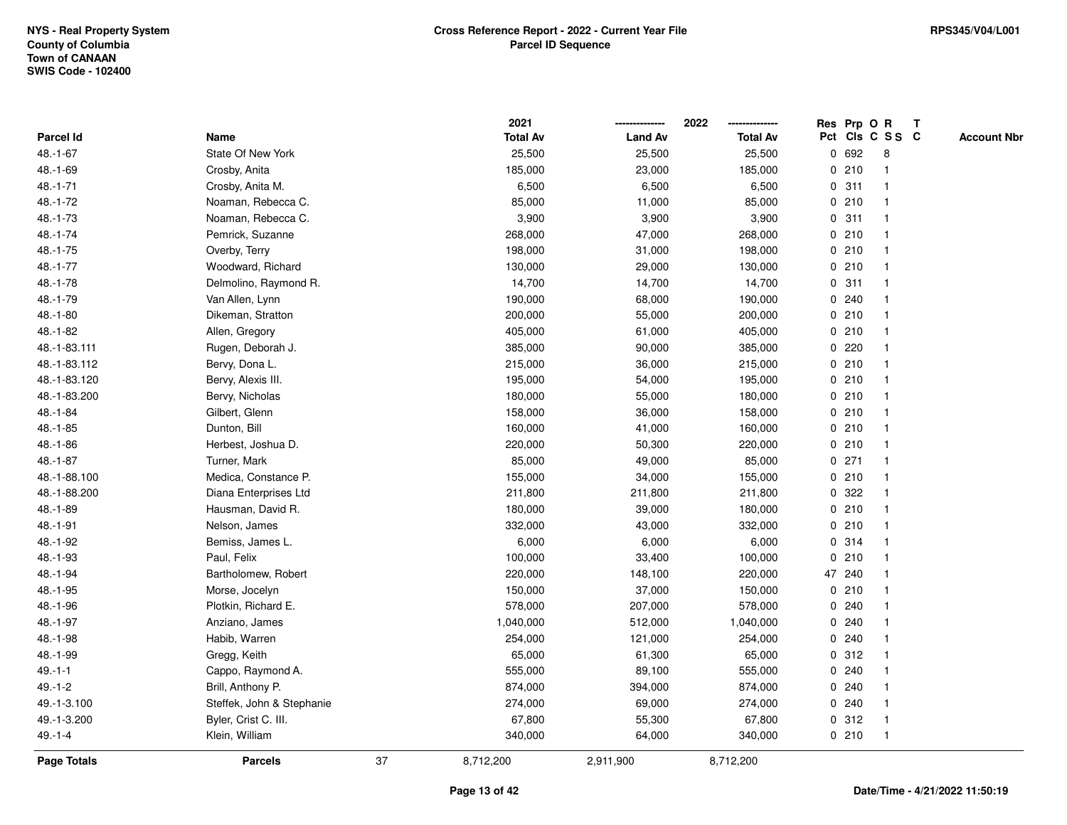NYS - Real Property System
County of Columbia
Town of CANAAN
SWIS Code - 102400

**Cross Reference Report - 2022 - Current Year File**
**Parcel ID Sequence**

RPS345/V04/L001

| Parcel Id | Name | 2021 Total Av | 2022 Land Av | 2022 Total Av | Res Pct | Prp Cls | O C | R S S | T C | Account Nbr |
|---|---|---|---|---|---|---|---|---|---|---|
| 48.-1-67 | State Of New York | 25,500 | 25,500 | 25,500 | 0 | 692 | | 8 | | |
| 48.-1-69 | Crosby, Anita | 185,000 | 23,000 | 185,000 | 0 | 210 | | 1 | | |
| 48.-1-71 | Crosby, Anita M. | 6,500 | 6,500 | 6,500 | 0 | 311 | | 1 | | |
| 48.-1-72 | Noaman, Rebecca C. | 85,000 | 11,000 | 85,000 | 0 | 210 | | 1 | | |
| 48.-1-73 | Noaman, Rebecca C. | 3,900 | 3,900 | 3,900 | 0 | 311 | | 1 | | |
| 48.-1-74 | Pemrick, Suzanne | 268,000 | 47,000 | 268,000 | 0 | 210 | | 1 | | |
| 48.-1-75 | Overby, Terry | 198,000 | 31,000 | 198,000 | 0 | 210 | | 1 | | |
| 48.-1-77 | Woodward, Richard | 130,000 | 29,000 | 130,000 | 0 | 210 | | 1 | | |
| 48.-1-78 | Delmolino, Raymond R. | 14,700 | 14,700 | 14,700 | 0 | 311 | | 1 | | |
| 48.-1-79 | Van Allen, Lynn | 190,000 | 68,000 | 190,000 | 0 | 240 | | 1 | | |
| 48.-1-80 | Dikeman, Stratton | 200,000 | 55,000 | 200,000 | 0 | 210 | | 1 | | |
| 48.-1-82 | Allen, Gregory | 405,000 | 61,000 | 405,000 | 0 | 210 | | 1 | | |
| 48.-1-83.111 | Rugen, Deborah J. | 385,000 | 90,000 | 385,000 | 0 | 220 | | 1 | | |
| 48.-1-83.112 | Bervy, Dona L. | 215,000 | 36,000 | 215,000 | 0 | 210 | | 1 | | |
| 48.-1-83.120 | Bervy, Alexis III. | 195,000 | 54,000 | 195,000 | 0 | 210 | | 1 | | |
| 48.-1-83.200 | Bervy, Nicholas | 180,000 | 55,000 | 180,000 | 0 | 210 | | 1 | | |
| 48.-1-84 | Gilbert, Glenn | 158,000 | 36,000 | 158,000 | 0 | 210 | | 1 | | |
| 48.-1-85 | Dunton, Bill | 160,000 | 41,000 | 160,000 | 0 | 210 | | 1 | | |
| 48.-1-86 | Herbest, Joshua D. | 220,000 | 50,300 | 220,000 | 0 | 210 | | 1 | | |
| 48.-1-87 | Turner, Mark | 85,000 | 49,000 | 85,000 | 0 | 271 | | 1 | | |
| 48.-1-88.100 | Medica, Constance P. | 155,000 | 34,000 | 155,000 | 0 | 210 | | 1 | | |
| 48.-1-88.200 | Diana Enterprises Ltd | 211,800 | 211,800 | 211,800 | 0 | 322 | | 1 | | |
| 48.-1-89 | Hausman, David R. | 180,000 | 39,000 | 180,000 | 0 | 210 | | 1 | | |
| 48.-1-91 | Nelson, James | 332,000 | 43,000 | 332,000 | 0 | 210 | | 1 | | |
| 48.-1-92 | Bemiss, James L. | 6,000 | 6,000 | 6,000 | 0 | 314 | | 1 | | |
| 48.-1-93 | Paul, Felix | 100,000 | 33,400 | 100,000 | 0 | 210 | | 1 | | |
| 48.-1-94 | Bartholomew, Robert | 220,000 | 148,100 | 220,000 | 47 | 240 | | 1 | | |
| 48.-1-95 | Morse, Jocelyn | 150,000 | 37,000 | 150,000 | 0 | 210 | | 1 | | |
| 48.-1-96 | Plotkin, Richard E. | 578,000 | 207,000 | 578,000 | 0 | 240 | | 1 | | |
| 48.-1-97 | Anziano, James | 1,040,000 | 512,000 | 1,040,000 | 0 | 240 | | 1 | | |
| 48.-1-98 | Habib, Warren | 254,000 | 121,000 | 254,000 | 0 | 240 | | 1 | | |
| 48.-1-99 | Gregg, Keith | 65,000 | 61,300 | 65,000 | 0 | 312 | | 1 | | |
| 49.-1-1 | Cappo, Raymond A. | 555,000 | 89,100 | 555,000 | 0 | 240 | | 1 | | |
| 49.-1-2 | Brill, Anthony P. | 874,000 | 394,000 | 874,000 | 0 | 240 | | 1 | | |
| 49.-1-3.100 | Steffek, John & Stephanie | 274,000 | 69,000 | 274,000 | 0 | 240 | | 1 | | |
| 49.-1-3.200 | Byler, Crist C. III. | 67,800 | 55,300 | 67,800 | 0 | 312 | | 1 | | |
| 49.-1-4 | Klein, William | 340,000 | 64,000 | 340,000 | 0 | 210 | | 1 | | |
| **Page Totals** | **Parcels** 37 | 8,712,200 | 2,911,900 | 8,712,200 | | | | | | |

Date/Time - 4/21/2022 11:50:19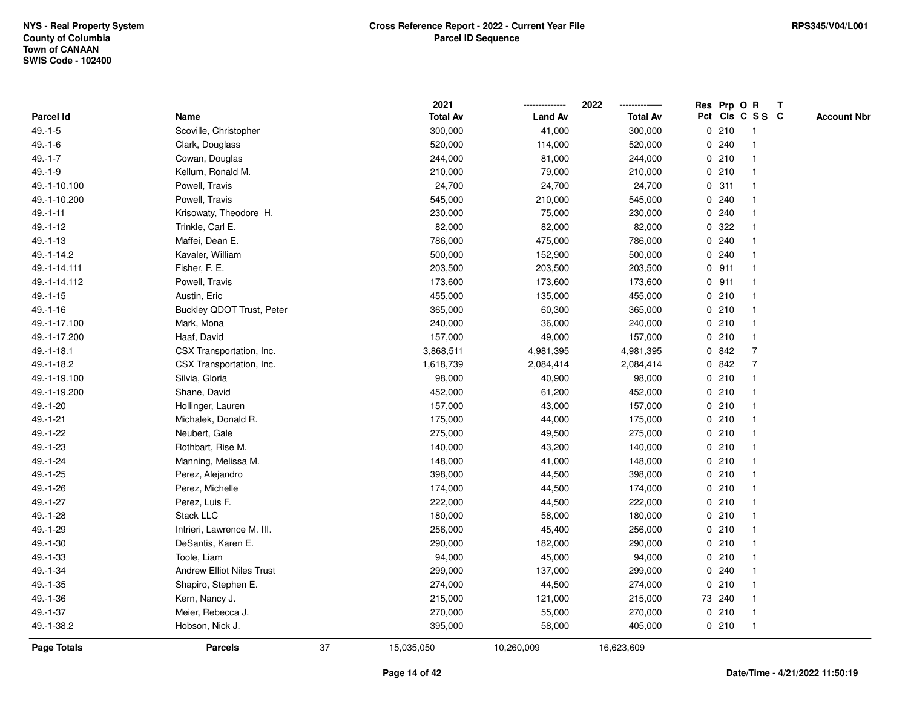NYS - Real Property System
County of Columbia
Town of CANAAN
SWIS Code - 102400

**Cross Reference Report - 2022 - Current Year File**
**Parcel ID Sequence**

RPS345/V04/L001

| Parcel Id | Name | 2021 Total Av | 2022 Land Av | 2022 Total Av | Res Pct | Prp Cls | O C | R S S | T C | Account Nbr |
|---|---|---|---|---|---|---|---|---|---|---|
| 49.-1-5 | Scoville, Christopher | 300,000 | 41,000 | 300,000 | 0 | 210 | | 1 | | |
| 49.-1-6 | Clark, Douglass | 520,000 | 114,000 | 520,000 | 0 | 240 | | 1 | | |
| 49.-1-7 | Cowan, Douglas | 244,000 | 81,000 | 244,000 | 0 | 210 | | 1 | | |
| 49.-1-9 | Kellum, Ronald M. | 210,000 | 79,000 | 210,000 | 0 | 210 | | 1 | | |
| 49.-1-10.100 | Powell, Travis | 24,700 | 24,700 | 24,700 | 0 | 311 | | 1 | | |
| 49.-1-10.200 | Powell, Travis | 545,000 | 210,000 | 545,000 | 0 | 240 | | 1 | | |
| 49.-1-11 | Krisowaty, Theodore H. | 230,000 | 75,000 | 230,000 | 0 | 240 | | 1 | | |
| 49.-1-12 | Trinkle, Carl E. | 82,000 | 82,000 | 82,000 | 0 | 322 | | 1 | | |
| 49.-1-13 | Maffei, Dean E. | 786,000 | 475,000 | 786,000 | 0 | 240 | | 1 | | |
| 49.-1-14.2 | Kavaler, William | 500,000 | 152,900 | 500,000 | 0 | 240 | | 1 | | |
| 49.-1-14.111 | Fisher, F. E. | 203,500 | 203,500 | 203,500 | 0 | 911 | | 1 | | |
| 49.-1-14.112 | Powell, Travis | 173,600 | 173,600 | 173,600 | 0 | 911 | | 1 | | |
| 49.-1-15 | Austin, Eric | 455,000 | 135,000 | 455,000 | 0 | 210 | | 1 | | |
| 49.-1-16 | Buckley QDOT Trust, Peter | 365,000 | 60,300 | 365,000 | 0 | 210 | | 1 | | |
| 49.-1-17.100 | Mark, Mona | 240,000 | 36,000 | 240,000 | 0 | 210 | | 1 | | |
| 49.-1-17.200 | Haaf, David | 157,000 | 49,000 | 157,000 | 0 | 210 | | 1 | | |
| 49.-1-18.1 | CSX Transportation, Inc. | 3,868,511 | 4,981,395 | 4,981,395 | 0 | 842 | | 7 | | |
| 49.-1-18.2 | CSX Transportation, Inc. | 1,618,739 | 2,084,414 | 2,084,414 | 0 | 842 | | 7 | | |
| 49.-1-19.100 | Silvia, Gloria | 98,000 | 40,900 | 98,000 | 0 | 210 | | 1 | | |
| 49.-1-19.200 | Shane, David | 452,000 | 61,200 | 452,000 | 0 | 210 | | 1 | | |
| 49.-1-20 | Hollinger, Lauren | 157,000 | 43,000 | 157,000 | 0 | 210 | | 1 | | |
| 49.-1-21 | Michalek, Donald R. | 175,000 | 44,000 | 175,000 | 0 | 210 | | 1 | | |
| 49.-1-22 | Neubert, Gale | 275,000 | 49,500 | 275,000 | 0 | 210 | | 1 | | |
| 49.-1-23 | Rothbart, Rise M. | 140,000 | 43,200 | 140,000 | 0 | 210 | | 1 | | |
| 49.-1-24 | Manning, Melissa M. | 148,000 | 41,000 | 148,000 | 0 | 210 | | 1 | | |
| 49.-1-25 | Perez, Alejandro | 398,000 | 44,500 | 398,000 | 0 | 210 | | 1 | | |
| 49.-1-26 | Perez, Michelle | 174,000 | 44,500 | 174,000 | 0 | 210 | | 1 | | |
| 49.-1-27 | Perez, Luis F. | 222,000 | 44,500 | 222,000 | 0 | 210 | | 1 | | |
| 49.-1-28 | Stack LLC | 180,000 | 58,000 | 180,000 | 0 | 210 | | 1 | | |
| 49.-1-29 | Intrieri, Lawrence M. III. | 256,000 | 45,400 | 256,000 | 0 | 210 | | 1 | | |
| 49.-1-30 | DeSantis, Karen E. | 290,000 | 182,000 | 290,000 | 0 | 210 | | 1 | | |
| 49.-1-33 | Toole, Liam | 94,000 | 45,000 | 94,000 | 0 | 210 | | 1 | | |
| 49.-1-34 | Andrew Elliot Niles Trust | 299,000 | 137,000 | 299,000 | 0 | 240 | | 1 | | |
| 49.-1-35 | Shapiro, Stephen E. | 274,000 | 44,500 | 274,000 | 0 | 210 | | 1 | | |
| 49.-1-36 | Kern, Nancy J. | 215,000 | 121,000 | 215,000 | 73 | 240 | | 1 | | |
| 49.-1-37 | Meier, Rebecca J. | 270,000 | 55,000 | 270,000 | 0 | 210 | | 1 | | |
| 49.-1-38.2 | Hobson, Nick J. | 395,000 | 58,000 | 405,000 | 0 | 210 | | 1 | | |
| **Page Totals** | **Parcels** 37 | 15,035,050 | 10,260,009 | 16,623,609 | | | | | | |

Date/Time - 4/21/2022 11:50:19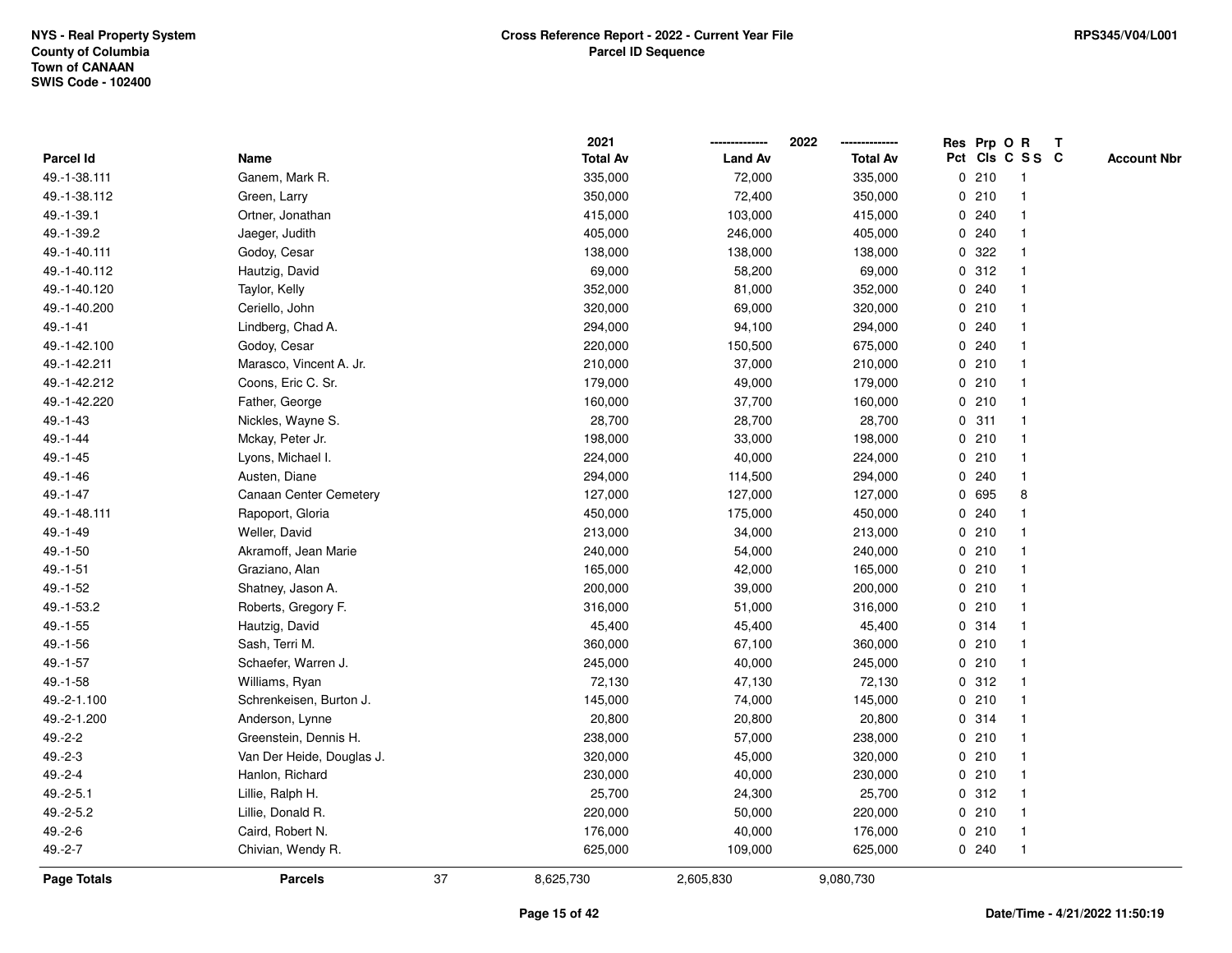NYS - Real Property System
County of Columbia
Town of CANAAN
SWIS Code - 102400

**Cross Reference Report - 2022 - Current Year File**
**Parcel ID Sequence**

RPS345/V04/L001

| Parcel Id | Name | 2021 Total Av | 2022 Land Av | 2022 Total Av | Res Pct | Prp Cls | O C | R S S | T C | Account Nbr |
|---|---|---|---|---|---|---|---|---|---|---|
| 49.-1-38.111 | Ganem, Mark R. | 335,000 | 72,000 | 335,000 | 0 | 210 | | 1 | | |
| 49.-1-38.112 | Green, Larry | 350,000 | 72,400 | 350,000 | 0 | 210 | | 1 | | |
| 49.-1-39.1 | Ortner, Jonathan | 415,000 | 103,000 | 415,000 | 0 | 240 | | 1 | | |
| 49.-1-39.2 | Jaeger, Judith | 405,000 | 246,000 | 405,000 | 0 | 240 | | 1 | | |
| 49.-1-40.111 | Godoy, Cesar | 138,000 | 138,000 | 138,000 | 0 | 322 | | 1 | | |
| 49.-1-40.112 | Hautzig, David | 69,000 | 58,200 | 69,000 | 0 | 312 | | 1 | | |
| 49.-1-40.120 | Taylor, Kelly | 352,000 | 81,000 | 352,000 | 0 | 240 | | 1 | | |
| 49.-1-40.200 | Ceriello, John | 320,000 | 69,000 | 320,000 | 0 | 210 | | 1 | | |
| 49.-1-41 | Lindberg, Chad A. | 294,000 | 94,100 | 294,000 | 0 | 240 | | 1 | | |
| 49.-1-42.100 | Godoy, Cesar | 220,000 | 150,500 | 675,000 | 0 | 240 | | 1 | | |
| 49.-1-42.211 | Marasco, Vincent A. Jr. | 210,000 | 37,000 | 210,000 | 0 | 210 | | 1 | | |
| 49.-1-42.212 | Coons, Eric C. Sr. | 179,000 | 49,000 | 179,000 | 0 | 210 | | 1 | | |
| 49.-1-42.220 | Father, George | 160,000 | 37,700 | 160,000 | 0 | 210 | | 1 | | |
| 49.-1-43 | Nickles, Wayne S. | 28,700 | 28,700 | 28,700 | 0 | 311 | | 1 | | |
| 49.-1-44 | Mckay, Peter Jr. | 198,000 | 33,000 | 198,000 | 0 | 210 | | 1 | | |
| 49.-1-45 | Lyons, Michael I. | 224,000 | 40,000 | 224,000 | 0 | 210 | | 1 | | |
| 49.-1-46 | Austen, Diane | 294,000 | 114,500 | 294,000 | 0 | 240 | | 1 | | |
| 49.-1-47 | Canaan Center Cemetery | 127,000 | 127,000 | 127,000 | 0 | 695 | | 8 | | |
| 49.-1-48.111 | Rapoport, Gloria | 450,000 | 175,000 | 450,000 | 0 | 240 | | 1 | | |
| 49.-1-49 | Weller, David | 213,000 | 34,000 | 213,000 | 0 | 210 | | 1 | | |
| 49.-1-50 | Akramoff, Jean Marie | 240,000 | 54,000 | 240,000 | 0 | 210 | | 1 | | |
| 49.-1-51 | Graziano, Alan | 165,000 | 42,000 | 165,000 | 0 | 210 | | 1 | | |
| 49.-1-52 | Shatney, Jason A. | 200,000 | 39,000 | 200,000 | 0 | 210 | | 1 | | |
| 49.-1-53.2 | Roberts, Gregory F. | 316,000 | 51,000 | 316,000 | 0 | 210 | | 1 | | |
| 49.-1-55 | Hautzig, David | 45,400 | 45,400 | 45,400 | 0 | 314 | | 1 | | |
| 49.-1-56 | Sash, Terri M. | 360,000 | 67,100 | 360,000 | 0 | 210 | | 1 | | |
| 49.-1-57 | Schaefer, Warren J. | 245,000 | 40,000 | 245,000 | 0 | 210 | | 1 | | |
| 49.-1-58 | Williams, Ryan | 72,130 | 47,130 | 72,130 | 0 | 312 | | 1 | | |
| 49.-2-1.100 | Schrenkeisen, Burton J. | 145,000 | 74,000 | 145,000 | 0 | 210 | | 1 | | |
| 49.-2-1.200 | Anderson, Lynne | 20,800 | 20,800 | 20,800 | 0 | 314 | | 1 | | |
| 49.-2-2 | Greenstein, Dennis H. | 238,000 | 57,000 | 238,000 | 0 | 210 | | 1 | | |
| 49.-2-3 | Van Der Heide, Douglas J. | 320,000 | 45,000 | 320,000 | 0 | 210 | | 1 | | |
| 49.-2-4 | Hanlon, Richard | 230,000 | 40,000 | 230,000 | 0 | 210 | | 1 | | |
| 49.-2-5.1 | Lillie, Ralph H. | 25,700 | 24,300 | 25,700 | 0 | 312 | | 1 | | |
| 49.-2-5.2 | Lillie, Donald R. | 220,000 | 50,000 | 220,000 | 0 | 210 | | 1 | | |
| 49.-2-6 | Caird, Robert N. | 176,000 | 40,000 | 176,000 | 0 | 210 | | 1 | | |
| 49.-2-7 | Chivian, Wendy R. | 625,000 | 109,000 | 625,000 | 0 | 240 | | 1 | | |
| **Page Totals** | **Parcels** 37 | 8,625,730 | 2,605,830 | 9,080,730 | | | | | | |

Date/Time - 4/21/2022 11:50:19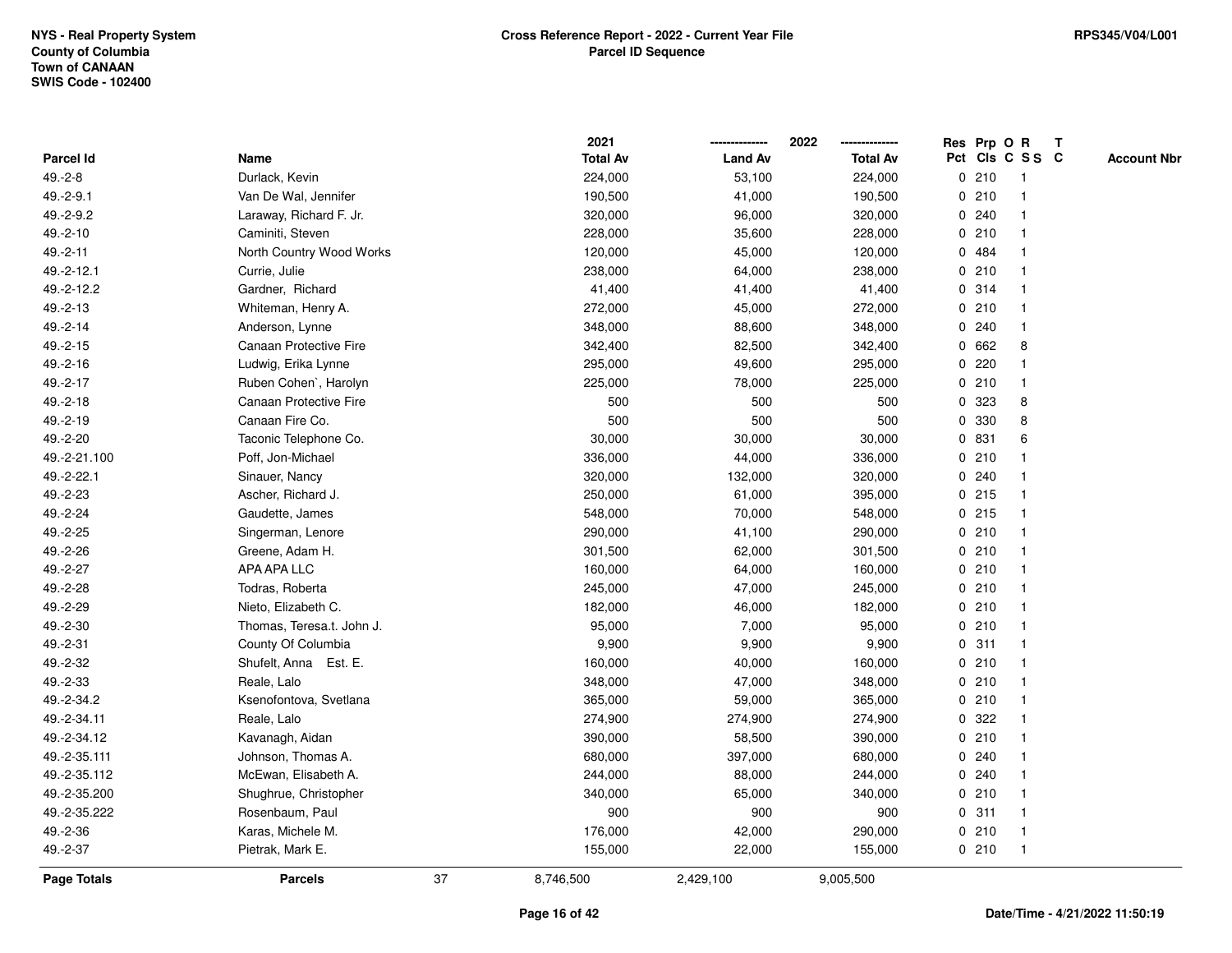NYS - Real Property System
County of Columbia
Town of CANAAN
SWIS Code - 102400

**Cross Reference Report - 2022 - Current Year File**
**Parcel ID Sequence**

RPS345/V04/L001

| Parcel Id | Name | 2021 Total Av | 2022 Land Av | 2022 Total Av | Res Pct | Prp Cls | O C | R S S | T C | Account Nbr |
|---|---|---|---|---|---|---|---|---|---|---|
| 49.-2-8 | Durlack, Kevin | 224,000 | 53,100 | 224,000 | 0 | 210 | | 1 | | |
| 49.-2-9.1 | Van De Wal, Jennifer | 190,500 | 41,000 | 190,500 | 0 | 210 | | 1 | | |
| 49.-2-9.2 | Laraway, Richard F. Jr. | 320,000 | 96,000 | 320,000 | 0 | 240 | | 1 | | |
| 49.-2-10 | Caminiti, Steven | 228,000 | 35,600 | 228,000 | 0 | 210 | | 1 | | |
| 49.-2-11 | North Country Wood Works | 120,000 | 45,000 | 120,000 | 0 | 484 | | 1 | | |
| 49.-2-12.1 | Currie, Julie | 238,000 | 64,000 | 238,000 | 0 | 210 | | 1 | | |
| 49.-2-12.2 | Gardner, Richard | 41,400 | 41,400 | 41,400 | 0 | 314 | | 1 | | |
| 49.-2-13 | Whiteman, Henry A. | 272,000 | 45,000 | 272,000 | 0 | 210 | | 1 | | |
| 49.-2-14 | Anderson, Lynne | 348,000 | 88,600 | 348,000 | 0 | 240 | | 1 | | |
| 49.-2-15 | Canaan Protective Fire | 342,400 | 82,500 | 342,400 | 0 | 662 | | 8 | | |
| 49.-2-16 | Ludwig, Erika Lynne | 295,000 | 49,600 | 295,000 | 0 | 220 | | 1 | | |
| 49.-2-17 | Ruben Cohen`, Harolyn | 225,000 | 78,000 | 225,000 | 0 | 210 | | 1 | | |
| 49.-2-18 | Canaan Protective Fire | 500 | 500 | 500 | 0 | 323 | | 8 | | |
| 49.-2-19 | Canaan Fire Co. | 500 | 500 | 500 | 0 | 330 | | 8 | | |
| 49.-2-20 | Taconic Telephone Co. | 30,000 | 30,000 | 30,000 | 0 | 831 | | 6 | | |
| 49.-2-21.100 | Poff, Jon-Michael | 336,000 | 44,000 | 336,000 | 0 | 210 | | 1 | | |
| 49.-2-22.1 | Sinauer, Nancy | 320,000 | 132,000 | 320,000 | 0 | 240 | | 1 | | |
| 49.-2-23 | Ascher, Richard J. | 250,000 | 61,000 | 395,000 | 0 | 215 | | 1 | | |
| 49.-2-24 | Gaudette, James | 548,000 | 70,000 | 548,000 | 0 | 215 | | 1 | | |
| 49.-2-25 | Singerman, Lenore | 290,000 | 41,100 | 290,000 | 0 | 210 | | 1 | | |
| 49.-2-26 | Greene, Adam H. | 301,500 | 62,000 | 301,500 | 0 | 210 | | 1 | | |
| 49.-2-27 | APA APA LLC | 160,000 | 64,000 | 160,000 | 0 | 210 | | 1 | | |
| 49.-2-28 | Todras, Roberta | 245,000 | 47,000 | 245,000 | 0 | 210 | | 1 | | |
| 49.-2-29 | Nieto, Elizabeth C. | 182,000 | 46,000 | 182,000 | 0 | 210 | | 1 | | |
| 49.-2-30 | Thomas, Teresa.t. John J. | 95,000 | 7,000 | 95,000 | 0 | 210 | | 1 | | |
| 49.-2-31 | County Of Columbia | 9,900 | 9,900 | 9,900 | 0 | 311 | | 1 | | |
| 49.-2-32 | Shufelt, Anna Est. E. | 160,000 | 40,000 | 160,000 | 0 | 210 | | 1 | | |
| 49.-2-33 | Reale, Lalo | 348,000 | 47,000 | 348,000 | 0 | 210 | | 1 | | |
| 49.-2-34.2 | Ksenofontova, Svetlana | 365,000 | 59,000 | 365,000 | 0 | 210 | | 1 | | |
| 49.-2-34.11 | Reale, Lalo | 274,900 | 274,900 | 274,900 | 0 | 322 | | 1 | | |
| 49.-2-34.12 | Kavanagh, Aidan | 390,000 | 58,500 | 390,000 | 0 | 210 | | 1 | | |
| 49.-2-35.111 | Johnson, Thomas A. | 680,000 | 397,000 | 680,000 | 0 | 240 | | 1 | | |
| 49.-2-35.112 | McEwan, Elisabeth A. | 244,000 | 88,000 | 244,000 | 0 | 240 | | 1 | | |
| 49.-2-35.200 | Shughrue, Christopher | 340,000 | 65,000 | 340,000 | 0 | 210 | | 1 | | |
| 49.-2-35.222 | Rosenbaum, Paul | 900 | 900 | 900 | 0 | 311 | | 1 | | |
| 49.-2-36 | Karas, Michele M. | 176,000 | 42,000 | 290,000 | 0 | 210 | | 1 | | |
| 49.-2-37 | Pietrak, Mark E. | 155,000 | 22,000 | 155,000 | 0 | 210 | | 1 | | |
| **Page Totals** | **Parcels** 37 | 8,746,500 | 2,429,100 | 9,005,500 | | | | | | |

Date/Time - 4/21/2022 11:50:19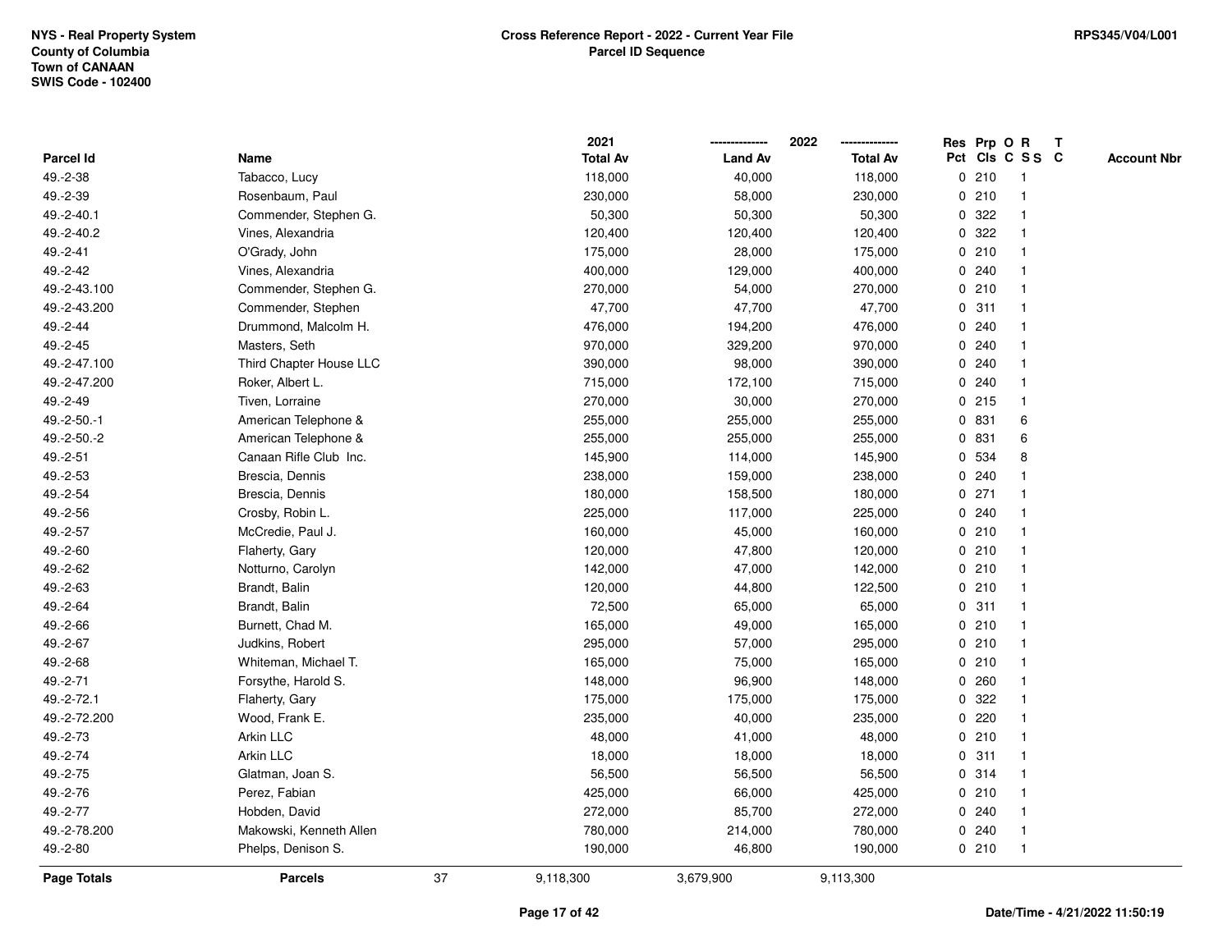NYS - Real Property System
County of Columbia
Town of CANAAN
SWIS Code - 102400

**Cross Reference Report - 2022 - Current Year File**
**Parcel ID Sequence**

RPS345/V04/L001

| Parcel Id | Name | 2021 Total Av | 2022 Land Av | 2022 Total Av | Res Pct | Prp Cls | O C | R S S | T C | Account Nbr |
|---|---|---|---|---|---|---|---|---|---|---|
| 49.-2-38 | Tabacco, Lucy | 118,000 | 40,000 | 118,000 | 0 | 210 | | 1 | | |
| 49.-2-39 | Rosenbaum, Paul | 230,000 | 58,000 | 230,000 | 0 | 210 | | 1 | | |
| 49.-2-40.1 | Commender, Stephen G. | 50,300 | 50,300 | 50,300 | 0 | 322 | | 1 | | |
| 49.-2-40.2 | Vines, Alexandria | 120,400 | 120,400 | 120,400 | 0 | 322 | | 1 | | |
| 49.-2-41 | O'Grady, John | 175,000 | 28,000 | 175,000 | 0 | 210 | | 1 | | |
| 49.-2-42 | Vines, Alexandria | 400,000 | 129,000 | 400,000 | 0 | 240 | | 1 | | |
| 49.-2-43.100 | Commender, Stephen G. | 270,000 | 54,000 | 270,000 | 0 | 210 | | 1 | | |
| 49.-2-43.200 | Commender, Stephen | 47,700 | 47,700 | 47,700 | 0 | 311 | | 1 | | |
| 49.-2-44 | Drummond, Malcolm H. | 476,000 | 194,200 | 476,000 | 0 | 240 | | 1 | | |
| 49.-2-45 | Masters, Seth | 970,000 | 329,200 | 970,000 | 0 | 240 | | 1 | | |
| 49.-2-47.100 | Third Chapter House LLC | 390,000 | 98,000 | 390,000 | 0 | 240 | | 1 | | |
| 49.-2-47.200 | Roker, Albert L. | 715,000 | 172,100 | 715,000 | 0 | 240 | | 1 | | |
| 49.-2-49 | Tiven, Lorraine | 270,000 | 30,000 | 270,000 | 0 | 215 | | 1 | | |
| 49.-2-50.-1 | American Telephone & | 255,000 | 255,000 | 255,000 | 0 | 831 | | 6 | | |
| 49.-2-50.-2 | American Telephone & | 255,000 | 255,000 | 255,000 | 0 | 831 | | 6 | | |
| 49.-2-51 | Canaan Rifle Club Inc. | 145,900 | 114,000 | 145,900 | 0 | 534 | | 8 | | |
| 49.-2-53 | Brescia, Dennis | 238,000 | 159,000 | 238,000 | 0 | 240 | | 1 | | |
| 49.-2-54 | Brescia, Dennis | 180,000 | 158,500 | 180,000 | 0 | 271 | | 1 | | |
| 49.-2-56 | Crosby, Robin L. | 225,000 | 117,000 | 225,000 | 0 | 240 | | 1 | | |
| 49.-2-57 | McCredie, Paul J. | 160,000 | 45,000 | 160,000 | 0 | 210 | | 1 | | |
| 49.-2-60 | Flaherty, Gary | 120,000 | 47,800 | 120,000 | 0 | 210 | | 1 | | |
| 49.-2-62 | Notturno, Carolyn | 142,000 | 47,000 | 142,000 | 0 | 210 | | 1 | | |
| 49.-2-63 | Brandt, Balin | 120,000 | 44,800 | 122,500 | 0 | 210 | | 1 | | |
| 49.-2-64 | Brandt, Balin | 72,500 | 65,000 | 65,000 | 0 | 311 | | 1 | | |
| 49.-2-66 | Burnett, Chad M. | 165,000 | 49,000 | 165,000 | 0 | 210 | | 1 | | |
| 49.-2-67 | Judkins, Robert | 295,000 | 57,000 | 295,000 | 0 | 210 | | 1 | | |
| 49.-2-68 | Whiteman, Michael T. | 165,000 | 75,000 | 165,000 | 0 | 210 | | 1 | | |
| 49.-2-71 | Forsythe, Harold S. | 148,000 | 96,900 | 148,000 | 0 | 260 | | 1 | | |
| 49.-2-72.1 | Flaherty, Gary | 175,000 | 175,000 | 175,000 | 0 | 322 | | 1 | | |
| 49.-2-72.200 | Wood, Frank E. | 235,000 | 40,000 | 235,000 | 0 | 220 | | 1 | | |
| 49.-2-73 | Arkin LLC | 48,000 | 41,000 | 48,000 | 0 | 210 | | 1 | | |
| 49.-2-74 | Arkin LLC | 18,000 | 18,000 | 18,000 | 0 | 311 | | 1 | | |
| 49.-2-75 | Glatman, Joan S. | 56,500 | 56,500 | 56,500 | 0 | 314 | | 1 | | |
| 49.-2-76 | Perez, Fabian | 425,000 | 66,000 | 425,000 | 0 | 210 | | 1 | | |
| 49.-2-77 | Hobden, David | 272,000 | 85,700 | 272,000 | 0 | 240 | | 1 | | |
| 49.-2-78.200 | Makowski, Kenneth Allen | 780,000 | 214,000 | 780,000 | 0 | 240 | | 1 | | |
| 49.-2-80 | Phelps, Denison S. | 190,000 | 46,800 | 190,000 | 0 | 210 | | 1 | | |
| **Page Totals** | **Parcels** 37 | 9,118,300 | 3,679,900 | 9,113,300 | | | | | | |

Date/Time - 4/21/2022 11:50:19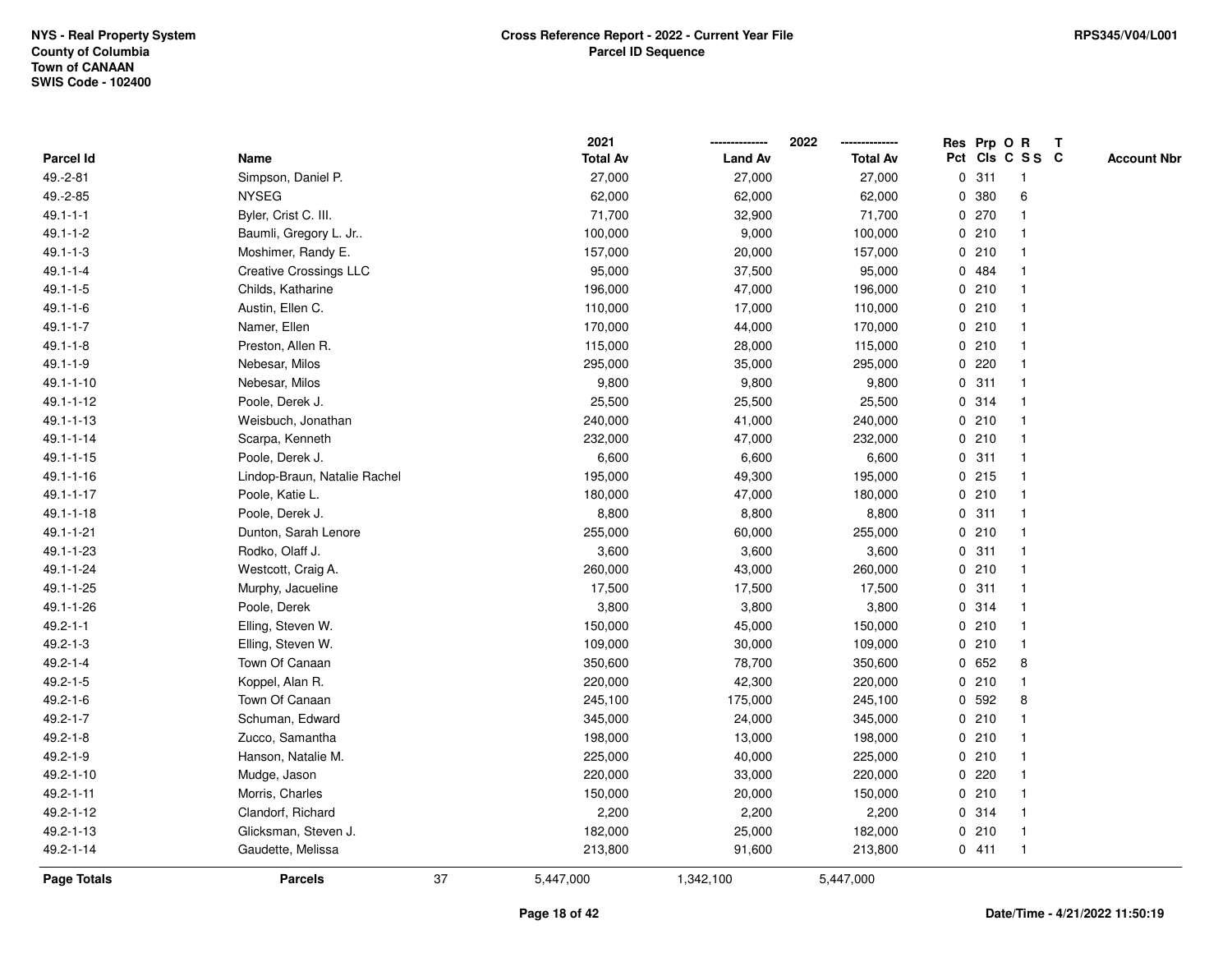NYS - Real Property System
County of Columbia
Town of CANAAN
SWIS Code - 102400

**Cross Reference Report - 2022 - Current Year File**
**Parcel ID Sequence**

RPS345/V04/L001

| Parcel Id | Name | 2021 Total Av | 2022 Land Av | 2022 Total Av | Res Pct | Prp Cls | O C | R S S | T C | Account Nbr |
|---|---|---|---|---|---|---|---|---|---|---|
| 49.-2-81 | Simpson, Daniel P. | 27,000 | 27,000 | 27,000 | 0 | 311 | | 1 | | |
| 49.-2-85 | NYSEG | 62,000 | 62,000 | 62,000 | 0 | 380 | | 6 | | |
| 49.1-1-1 | Byler, Crist C. III. | 71,700 | 32,900 | 71,700 | 0 | 270 | | 1 | | |
| 49.1-1-2 | Baumli, Gregory L. Jr.. | 100,000 | 9,000 | 100,000 | 0 | 210 | | 1 | | |
| 49.1-1-3 | Moshimer, Randy E. | 157,000 | 20,000 | 157,000 | 0 | 210 | | 1 | | |
| 49.1-1-4 | Creative Crossings LLC | 95,000 | 37,500 | 95,000 | 0 | 484 | | 1 | | |
| 49.1-1-5 | Childs, Katharine | 196,000 | 47,000 | 196,000 | 0 | 210 | | 1 | | |
| 49.1-1-6 | Austin, Ellen C. | 110,000 | 17,000 | 110,000 | 0 | 210 | | 1 | | |
| 49.1-1-7 | Namer, Ellen | 170,000 | 44,000 | 170,000 | 0 | 210 | | 1 | | |
| 49.1-1-8 | Preston, Allen R. | 115,000 | 28,000 | 115,000 | 0 | 210 | | 1 | | |
| 49.1-1-9 | Nebesar, Milos | 295,000 | 35,000 | 295,000 | 0 | 220 | | 1 | | |
| 49.1-1-10 | Nebesar, Milos | 9,800 | 9,800 | 9,800 | 0 | 311 | | 1 | | |
| 49.1-1-12 | Poole, Derek J. | 25,500 | 25,500 | 25,500 | 0 | 314 | | 1 | | |
| 49.1-1-13 | Weisbuch, Jonathan | 240,000 | 41,000 | 240,000 | 0 | 210 | | 1 | | |
| 49.1-1-14 | Scarpa, Kenneth | 232,000 | 47,000 | 232,000 | 0 | 210 | | 1 | | |
| 49.1-1-15 | Poole, Derek J. | 6,600 | 6,600 | 6,600 | 0 | 311 | | 1 | | |
| 49.1-1-16 | Lindop-Braun, Natalie Rachel | 195,000 | 49,300 | 195,000 | 0 | 215 | | 1 | | |
| 49.1-1-17 | Poole, Katie L. | 180,000 | 47,000 | 180,000 | 0 | 210 | | 1 | | |
| 49.1-1-18 | Poole, Derek J. | 8,800 | 8,800 | 8,800 | 0 | 311 | | 1 | | |
| 49.1-1-21 | Dunton, Sarah Lenore | 255,000 | 60,000 | 255,000 | 0 | 210 | | 1 | | |
| 49.1-1-23 | Rodko, Olaff J. | 3,600 | 3,600 | 3,600 | 0 | 311 | | 1 | | |
| 49.1-1-24 | Westcott, Craig A. | 260,000 | 43,000 | 260,000 | 0 | 210 | | 1 | | |
| 49.1-1-25 | Murphy, Jacueline | 17,500 | 17,500 | 17,500 | 0 | 311 | | 1 | | |
| 49.1-1-26 | Poole, Derek | 3,800 | 3,800 | 3,800 | 0 | 314 | | 1 | | |
| 49.2-1-1 | Elling, Steven W. | 150,000 | 45,000 | 150,000 | 0 | 210 | | 1 | | |
| 49.2-1-3 | Elling, Steven W. | 109,000 | 30,000 | 109,000 | 0 | 210 | | 1 | | |
| 49.2-1-4 | Town Of Canaan | 350,600 | 78,700 | 350,600 | 0 | 652 | | 8 | | |
| 49.2-1-5 | Koppel, Alan R. | 220,000 | 42,300 | 220,000 | 0 | 210 | | 1 | | |
| 49.2-1-6 | Town Of Canaan | 245,100 | 175,000 | 245,100 | 0 | 592 | | 8 | | |
| 49.2-1-7 | Schuman, Edward | 345,000 | 24,000 | 345,000 | 0 | 210 | | 1 | | |
| 49.2-1-8 | Zucco, Samantha | 198,000 | 13,000 | 198,000 | 0 | 210 | | 1 | | |
| 49.2-1-9 | Hanson, Natalie M. | 225,000 | 40,000 | 225,000 | 0 | 210 | | 1 | | |
| 49.2-1-10 | Mudge, Jason | 220,000 | 33,000 | 220,000 | 0 | 220 | | 1 | | |
| 49.2-1-11 | Morris, Charles | 150,000 | 20,000 | 150,000 | 0 | 210 | | 1 | | |
| 49.2-1-12 | Clandorf, Richard | 2,200 | 2,200 | 2,200 | 0 | 314 | | 1 | | |
| 49.2-1-13 | Glicksman, Steven J. | 182,000 | 25,000 | 182,000 | 0 | 210 | | 1 | | |
| 49.2-1-14 | Gaudette, Melissa | 213,800 | 91,600 | 213,800 | 0 | 411 | | 1 | | |
| **Page Totals** | **Parcels** 37 | 5,447,000 | 1,342,100 | 5,447,000 | | | | | | |

Date/Time - 4/21/2022 11:50:19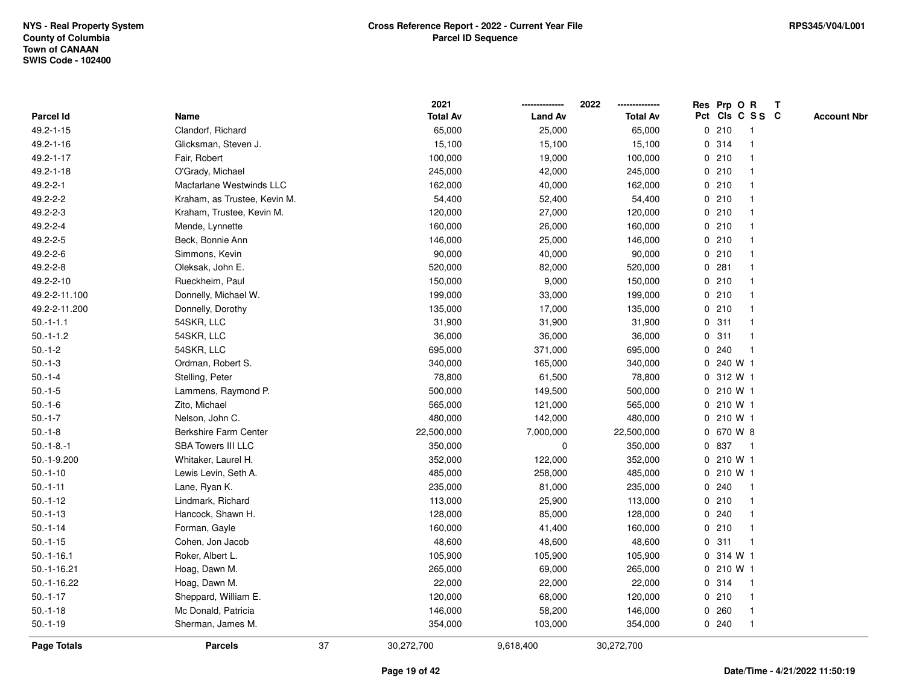| Parcel Id | Name | 2021 Total Av | 2022 Land Av | 2022 Total Av | Res Pct | Prp Cls | O C | R S S | T C | Account Nbr |
|---|---|---|---|---|---|---|---|---|---|---|
| 49.2-1-15 | Clandorf, Richard | 65,000 | 25,000 | 65,000 | 0 | 210 | | 1 | | |
| 49.2-1-16 | Glicksman, Steven J. | 15,100 | 15,100 | 15,100 | 0 | 314 | | 1 | | |
| 49.2-1-17 | Fair, Robert | 100,000 | 19,000 | 100,000 | 0 | 210 | | 1 | | |
| 49.2-1-18 | O'Grady, Michael | 245,000 | 42,000 | 245,000 | 0 | 210 | | 1 | | |
| 49.2-2-1 | Macfarlane Westwinds LLC | 162,000 | 40,000 | 162,000 | 0 | 210 | | 1 | | |
| 49.2-2-2 | Kraham, as Trustee, Kevin M. | 54,400 | 52,400 | 54,400 | 0 | 210 | | 1 | | |
| 49.2-2-3 | Kraham, Trustee, Kevin M. | 120,000 | 27,000 | 120,000 | 0 | 210 | | 1 | | |
| 49.2-2-4 | Mende, Lynnette | 160,000 | 26,000 | 160,000 | 0 | 210 | | 1 | | |
| 49.2-2-5 | Beck, Bonnie Ann | 146,000 | 25,000 | 146,000 | 0 | 210 | | 1 | | |
| 49.2-2-6 | Simmons, Kevin | 90,000 | 40,000 | 90,000 | 0 | 210 | | 1 | | |
| 49.2-2-8 | Oleksak, John E. | 520,000 | 82,000 | 520,000 | 0 | 281 | | 1 | | |
| 49.2-2-10 | Rueckheim, Paul | 150,000 | 9,000 | 150,000 | 0 | 210 | | 1 | | |
| 49.2-2-11.100 | Donnelly, Michael W. | 199,000 | 33,000 | 199,000 | 0 | 210 | | 1 | | |
| 49.2-2-11.200 | Donnelly, Dorothy | 135,000 | 17,000 | 135,000 | 0 | 210 | | 1 | | |
| 50.-1-1.1 | 54SKR, LLC | 31,900 | 31,900 | 31,900 | 0 | 311 | | 1 | | |
| 50.-1-1.2 | 54SKR, LLC | 36,000 | 36,000 | 36,000 | 0 | 311 | | 1 | | |
| 50.-1-2 | 54SKR, LLC | 695,000 | 371,000 | 695,000 | 0 | 240 | | 1 | | |
| 50.-1-3 | Ordman, Robert S. | 340,000 | 165,000 | 340,000 | 0 | 240 | W | 1 | | |
| 50.-1-4 | Stelling, Peter | 78,800 | 61,500 | 78,800 | 0 | 312 | W | 1 | | |
| 50.-1-5 | Lammens, Raymond P. | 500,000 | 149,500 | 500,000 | 0 | 210 | W | 1 | | |
| 50.-1-6 | Zito, Michael | 565,000 | 121,000 | 565,000 | 0 | 210 | W | 1 | | |
| 50.-1-7 | Nelson, John C. | 480,000 | 142,000 | 480,000 | 0 | 210 | W | 1 | | |
| 50.-1-8 | Berkshire Farm Center | 22,500,000 | 7,000,000 | 22,500,000 | 0 | 670 | W | 8 | | |
| 50.-1-8.-1 | SBA Towers III LLC | 350,000 | 0 | 350,000 | 0 | 837 | | 1 | | |
| 50.-1-9.200 | Whitaker, Laurel H. | 352,000 | 122,000 | 352,000 | 0 | 210 | W | 1 | | |
| 50.-1-10 | Lewis Levin, Seth A. | 485,000 | 258,000 | 485,000 | 0 | 210 | W | 1 | | |
| 50.-1-11 | Lane, Ryan K. | 235,000 | 81,000 | 235,000 | 0 | 240 | | 1 | | |
| 50.-1-12 | Lindmark, Richard | 113,000 | 25,900 | 113,000 | 0 | 210 | | 1 | | |
| 50.-1-13 | Hancock, Shawn H. | 128,000 | 85,000 | 128,000 | 0 | 240 | | 1 | | |
| 50.-1-14 | Forman, Gayle | 160,000 | 41,400 | 160,000 | 0 | 210 | | 1 | | |
| 50.-1-15 | Cohen, Jon Jacob | 48,600 | 48,600 | 48,600 | 0 | 311 | | 1 | | |
| 50.-1-16.1 | Roker, Albert L. | 105,900 | 105,900 | 105,900 | 0 | 314 | W | 1 | | |
| 50.-1-16.21 | Hoag, Dawn M. | 265,000 | 69,000 | 265,000 | 0 | 210 | W | 1 | | |
| 50.-1-16.22 | Hoag, Dawn M. | 22,000 | 22,000 | 22,000 | 0 | 314 | | 1 | | |
| 50.-1-17 | Sheppard, William E. | 120,000 | 68,000 | 120,000 | 0 | 210 | | 1 | | |
| 50.-1-18 | Mc Donald, Patricia | 146,000 | 58,200 | 146,000 | 0 | 260 | | 1 | | |
| 50.-1-19 | Sherman, James M. | 354,000 | 103,000 | 354,000 | 0 | 240 | | 1 | | |
| **Page Totals** | **Parcels** 37 | 30,272,700 | 9,618,400 | 30,272,700 | | | | | | |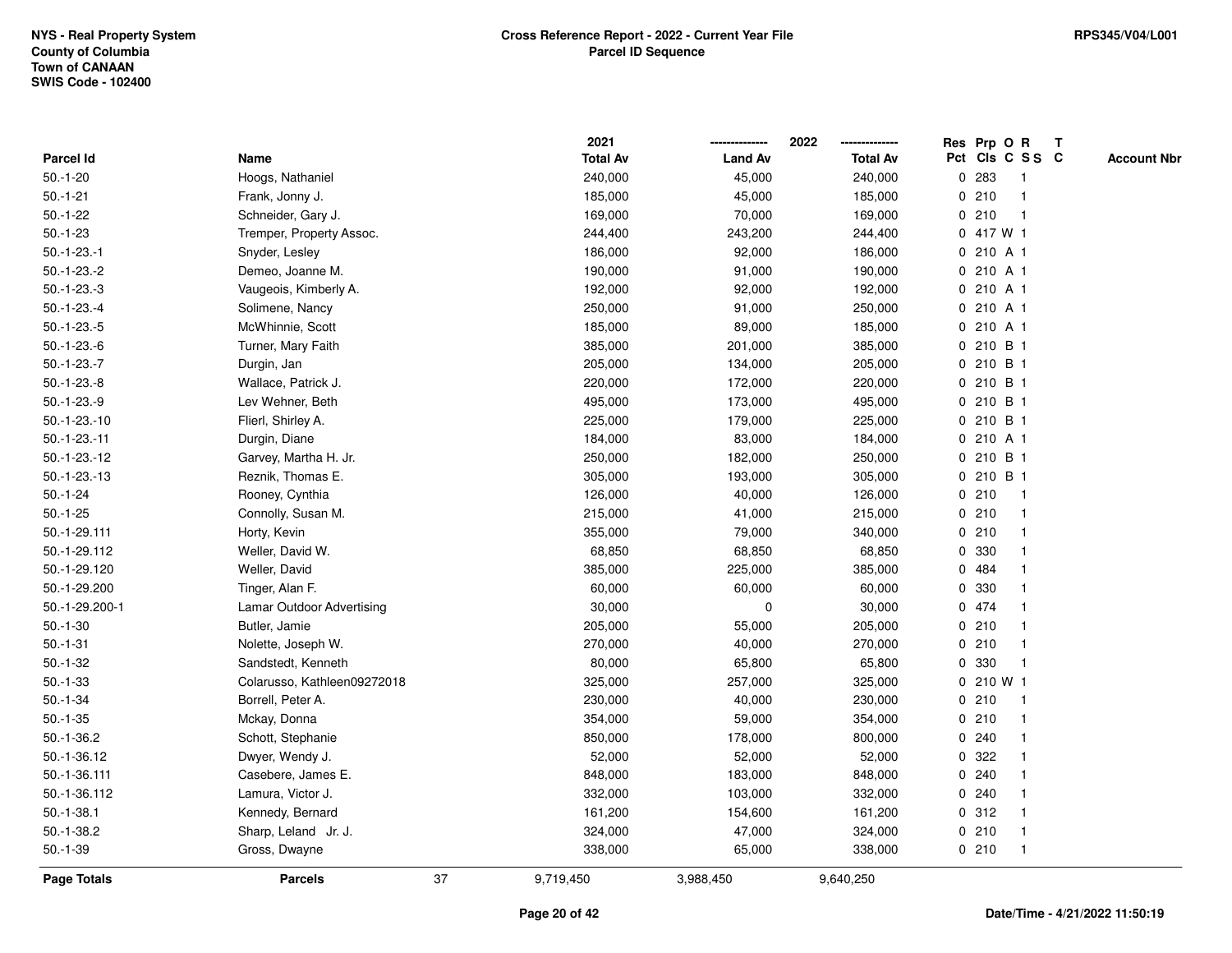NYS - Real Property System
County of Columbia
Town of CANAAN
SWIS Code - 102400

**Cross Reference Report - 2022 - Current Year File**
**Parcel ID Sequence**

RPS345/V04/L001

| Parcel Id | Name | 2021 Total Av | 2022 Land Av | 2022 Total Av | Res Pct | Prp Cls | O C | R S S | T C | Account Nbr |
|---|---|---|---|---|---|---|---|---|---|---|
| 50.-1-20 | Hoogs, Nathaniel | 240,000 | 45,000 | 240,000 | 0 | 283 | | 1 | | |
| 50.-1-21 | Frank, Jonny J. | 185,000 | 45,000 | 185,000 | 0 | 210 | | 1 | | |
| 50.-1-22 | Schneider, Gary J. | 169,000 | 70,000 | 169,000 | 0 | 210 | | 1 | | |
| 50.-1-23 | Tremper, Property Assoc. | 244,400 | 243,200 | 244,400 | 0 | 417 | W | 1 | | |
| 50.-1-23.-1 | Snyder, Lesley | 186,000 | 92,000 | 186,000 | 0 | 210 | A | 1 | | |
| 50.-1-23.-2 | Demeo, Joanne M. | 190,000 | 91,000 | 190,000 | 0 | 210 | A | 1 | | |
| 50.-1-23.-3 | Vaugeois, Kimberly A. | 192,000 | 92,000 | 192,000 | 0 | 210 | A | 1 | | |
| 50.-1-23.-4 | Solimene, Nancy | 250,000 | 91,000 | 250,000 | 0 | 210 | A | 1 | | |
| 50.-1-23.-5 | McWhinnie, Scott | 185,000 | 89,000 | 185,000 | 0 | 210 | A | 1 | | |
| 50.-1-23.-6 | Turner, Mary Faith | 385,000 | 201,000 | 385,000 | 0 | 210 | B | 1 | | |
| 50.-1-23.-7 | Durgin, Jan | 205,000 | 134,000 | 205,000 | 0 | 210 | B | 1 | | |
| 50.-1-23.-8 | Wallace, Patrick J. | 220,000 | 172,000 | 220,000 | 0 | 210 | B | 1 | | |
| 50.-1-23.-9 | Lev Wehner, Beth | 495,000 | 173,000 | 495,000 | 0 | 210 | B | 1 | | |
| 50.-1-23.-10 | Flierl, Shirley A. | 225,000 | 179,000 | 225,000 | 0 | 210 | B | 1 | | |
| 50.-1-23.-11 | Durgin, Diane | 184,000 | 83,000 | 184,000 | 0 | 210 | A | 1 | | |
| 50.-1-23.-12 | Garvey, Martha H. Jr. | 250,000 | 182,000 | 250,000 | 0 | 210 | B | 1 | | |
| 50.-1-23.-13 | Reznik, Thomas E. | 305,000 | 193,000 | 305,000 | 0 | 210 | B | 1 | | |
| 50.-1-24 | Rooney, Cynthia | 126,000 | 40,000 | 126,000 | 0 | 210 | | 1 | | |
| 50.-1-25 | Connolly, Susan M. | 215,000 | 41,000 | 215,000 | 0 | 210 | | 1 | | |
| 50.-1-29.111 | Horty, Kevin | 355,000 | 79,000 | 340,000 | 0 | 210 | | 1 | | |
| 50.-1-29.112 | Weller, David W. | 68,850 | 68,850 | 68,850 | 0 | 330 | | 1 | | |
| 50.-1-29.120 | Weller, David | 385,000 | 225,000 | 385,000 | 0 | 484 | | 1 | | |
| 50.-1-29.200 | Tinger, Alan F. | 60,000 | 60,000 | 60,000 | 0 | 330 | | 1 | | |
| 50.-1-29.200-1 | Lamar Outdoor Advertising | 30,000 | 0 | 30,000 | 0 | 474 | | 1 | | |
| 50.-1-30 | Butler, Jamie | 205,000 | 55,000 | 205,000 | 0 | 210 | | 1 | | |
| 50.-1-31 | Nolette, Joseph W. | 270,000 | 40,000 | 270,000 | 0 | 210 | | 1 | | |
| 50.-1-32 | Sandstedt, Kenneth | 80,000 | 65,800 | 65,800 | 0 | 330 | | 1 | | |
| 50.-1-33 | Colarusso, Kathleen09272018 | 325,000 | 257,000 | 325,000 | 0 | 210 | W | 1 | | |
| 50.-1-34 | Borrell, Peter A. | 230,000 | 40,000 | 230,000 | 0 | 210 | | 1 | | |
| 50.-1-35 | Mckay, Donna | 354,000 | 59,000 | 354,000 | 0 | 210 | | 1 | | |
| 50.-1-36.2 | Schott, Stephanie | 850,000 | 178,000 | 800,000 | 0 | 240 | | 1 | | |
| 50.-1-36.12 | Dwyer, Wendy J. | 52,000 | 52,000 | 52,000 | 0 | 322 | | 1 | | |
| 50.-1-36.111 | Casebere, James E. | 848,000 | 183,000 | 848,000 | 0 | 240 | | 1 | | |
| 50.-1-36.112 | Lamura, Victor J. | 332,000 | 103,000 | 332,000 | 0 | 240 | | 1 | | |
| 50.-1-38.1 | Kennedy, Bernard | 161,200 | 154,600 | 161,200 | 0 | 312 | | 1 | | |
| 50.-1-38.2 | Sharp, Leland Jr. J. | 324,000 | 47,000 | 324,000 | 0 | 210 | | 1 | | |
| 50.-1-39 | Gross, Dwayne | 338,000 | 65,000 | 338,000 | 0 | 210 | | 1 | | |
| **Page Totals** | **Parcels** 37 | 9,719,450 | 3,988,450 | 9,640,250 | | | | | | |

Date/Time - 4/21/2022 11:50:19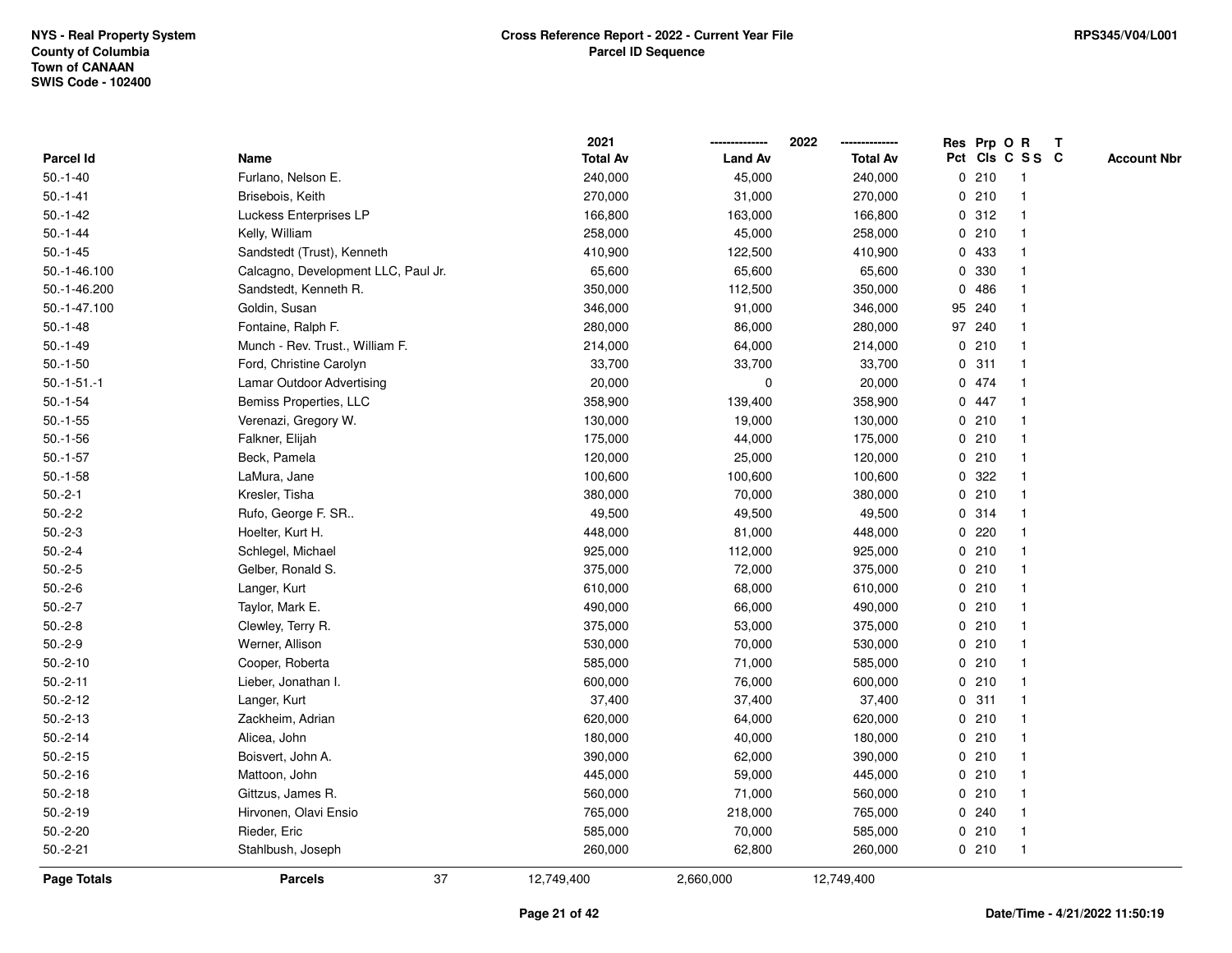NYS - Real Property System
County of Columbia
Town of CANAAN
SWIS Code - 102400

**Cross Reference Report - 2022 - Current Year File**
**Parcel ID Sequence**

RPS345/V04/L001

| Parcel Id | Name | 2021 Total Av | 2022 Land Av | 2022 Total Av | Res Pct | Prp Cls | O C | R S S | T C | Account Nbr |
|---|---|---|---|---|---|---|---|---|---|---|
| 50.-1-40 | Furlano, Nelson E. | 240,000 | 45,000 | 240,000 | 0 | 210 | | 1 | | |
| 50.-1-41 | Brisebois, Keith | 270,000 | 31,000 | 270,000 | 0 | 210 | | 1 | | |
| 50.-1-42 | Luckess Enterprises LP | 166,800 | 163,000 | 166,800 | 0 | 312 | | 1 | | |
| 50.-1-44 | Kelly, William | 258,000 | 45,000 | 258,000 | 0 | 210 | | 1 | | |
| 50.-1-45 | Sandstedt (Trust), Kenneth | 410,900 | 122,500 | 410,900 | 0 | 433 | | 1 | | |
| 50.-1-46.100 | Calcagno, Development LLC, Paul Jr. | 65,600 | 65,600 | 65,600 | 0 | 330 | | 1 | | |
| 50.-1-46.200 | Sandstedt, Kenneth R. | 350,000 | 112,500 | 350,000 | 0 | 486 | | 1 | | |
| 50.-1-47.100 | Goldin, Susan | 346,000 | 91,000 | 346,000 | 95 | 240 | | 1 | | |
| 50.-1-48 | Fontaine, Ralph F. | 280,000 | 86,000 | 280,000 | 97 | 240 | | 1 | | |
| 50.-1-49 | Munch - Rev. Trust., William F. | 214,000 | 64,000 | 214,000 | 0 | 210 | | 1 | | |
| 50.-1-50 | Ford, Christine Carolyn | 33,700 | 33,700 | 33,700 | 0 | 311 | | 1 | | |
| 50.-1-51.-1 | Lamar Outdoor Advertising | 20,000 | 0 | 20,000 | 0 | 474 | | 1 | | |
| 50.-1-54 | Bemiss Properties, LLC | 358,900 | 139,400 | 358,900 | 0 | 447 | | 1 | | |
| 50.-1-55 | Verenazi, Gregory W. | 130,000 | 19,000 | 130,000 | 0 | 210 | | 1 | | |
| 50.-1-56 | Falkner, Elijah | 175,000 | 44,000 | 175,000 | 0 | 210 | | 1 | | |
| 50.-1-57 | Beck, Pamela | 120,000 | 25,000 | 120,000 | 0 | 210 | | 1 | | |
| 50.-1-58 | LaMura, Jane | 100,600 | 100,600 | 100,600 | 0 | 322 | | 1 | | |
| 50.-2-1 | Kresler, Tisha | 380,000 | 70,000 | 380,000 | 0 | 210 | | 1 | | |
| 50.-2-2 | Rufo, George F. SR.. | 49,500 | 49,500 | 49,500 | 0 | 314 | | 1 | | |
| 50.-2-3 | Hoelter, Kurt H. | 448,000 | 81,000 | 448,000 | 0 | 220 | | 1 | | |
| 50.-2-4 | Schlegel, Michael | 925,000 | 112,000 | 925,000 | 0 | 210 | | 1 | | |
| 50.-2-5 | Gelber, Ronald S. | 375,000 | 72,000 | 375,000 | 0 | 210 | | 1 | | |
| 50.-2-6 | Langer, Kurt | 610,000 | 68,000 | 610,000 | 0 | 210 | | 1 | | |
| 50.-2-7 | Taylor, Mark E. | 490,000 | 66,000 | 490,000 | 0 | 210 | | 1 | | |
| 50.-2-8 | Clewley, Terry R. | 375,000 | 53,000 | 375,000 | 0 | 210 | | 1 | | |
| 50.-2-9 | Werner, Allison | 530,000 | 70,000 | 530,000 | 0 | 210 | | 1 | | |
| 50.-2-10 | Cooper, Roberta | 585,000 | 71,000 | 585,000 | 0 | 210 | | 1 | | |
| 50.-2-11 | Lieber, Jonathan I. | 600,000 | 76,000 | 600,000 | 0 | 210 | | 1 | | |
| 50.-2-12 | Langer, Kurt | 37,400 | 37,400 | 37,400 | 0 | 311 | | 1 | | |
| 50.-2-13 | Zackheim, Adrian | 620,000 | 64,000 | 620,000 | 0 | 210 | | 1 | | |
| 50.-2-14 | Alicea, John | 180,000 | 40,000 | 180,000 | 0 | 210 | | 1 | | |
| 50.-2-15 | Boisvert, John A. | 390,000 | 62,000 | 390,000 | 0 | 210 | | 1 | | |
| 50.-2-16 | Mattoon, John | 445,000 | 59,000 | 445,000 | 0 | 210 | | 1 | | |
| 50.-2-18 | Gittzus, James R. | 560,000 | 71,000 | 560,000 | 0 | 210 | | 1 | | |
| 50.-2-19 | Hirvonen, Olavi Ensio | 765,000 | 218,000 | 765,000 | 0 | 240 | | 1 | | |
| 50.-2-20 | Rieder, Eric | 585,000 | 70,000 | 585,000 | 0 | 210 | | 1 | | |
| 50.-2-21 | Stahlbush, Joseph | 260,000 | 62,800 | 260,000 | 0 | 210 | | 1 | | |
| **Page Totals** | **Parcels** 37 | 12,749,400 | 2,660,000 | 12,749,400 | | | | | | |

Date/Time - 4/21/2022 11:50:19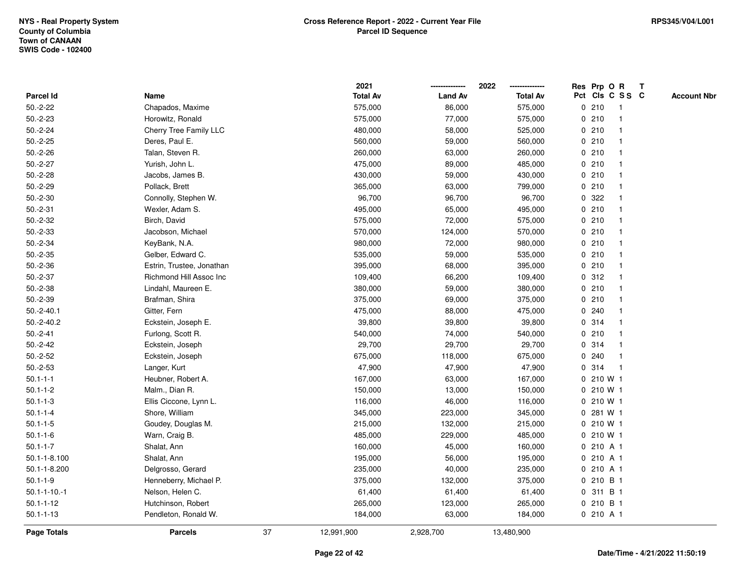NYS - Real Property System
County of Columbia
Town of CANAAN
SWIS Code - 102400

**Cross Reference Report - 2022 - Current Year File**
**Parcel ID Sequence**

RPS345/V04/L001

| Parcel Id | Name | 2021 Total Av | 2022 Land Av | 2022 Total Av | Res Pct | Prp Cls | O C | R S S | T C | Account Nbr |
|---|---|---|---|---|---|---|---|---|---|---|
| 50.-2-22 | Chapados, Maxime | 575,000 | 86,000 | 575,000 | 0 | 210 | | 1 | | |
| 50.-2-23 | Horowitz, Ronald | 575,000 | 77,000 | 575,000 | 0 | 210 | | 1 | | |
| 50.-2-24 | Cherry Tree Family LLC | 480,000 | 58,000 | 525,000 | 0 | 210 | | 1 | | |
| 50.-2-25 | Deres, Paul E. | 560,000 | 59,000 | 560,000 | 0 | 210 | | 1 | | |
| 50.-2-26 | Talan, Steven R. | 260,000 | 63,000 | 260,000 | 0 | 210 | | 1 | | |
| 50.-2-27 | Yurish, John L. | 475,000 | 89,000 | 485,000 | 0 | 210 | | 1 | | |
| 50.-2-28 | Jacobs, James B. | 430,000 | 59,000 | 430,000 | 0 | 210 | | 1 | | |
| 50.-2-29 | Pollack, Brett | 365,000 | 63,000 | 799,000 | 0 | 210 | | 1 | | |
| 50.-2-30 | Connolly, Stephen W. | 96,700 | 96,700 | 96,700 | 0 | 322 | | 1 | | |
| 50.-2-31 | Wexler, Adam S. | 495,000 | 65,000 | 495,000 | 0 | 210 | | 1 | | |
| 50.-2-32 | Birch, David | 575,000 | 72,000 | 575,000 | 0 | 210 | | 1 | | |
| 50.-2-33 | Jacobson, Michael | 570,000 | 124,000 | 570,000 | 0 | 210 | | 1 | | |
| 50.-2-34 | KeyBank, N.A. | 980,000 | 72,000 | 980,000 | 0 | 210 | | 1 | | |
| 50.-2-35 | Gelber, Edward C. | 535,000 | 59,000 | 535,000 | 0 | 210 | | 1 | | |
| 50.-2-36 | Estrin, Trustee, Jonathan | 395,000 | 68,000 | 395,000 | 0 | 210 | | 1 | | |
| 50.-2-37 | Richmond Hill Assoc Inc | 109,400 | 66,200 | 109,400 | 0 | 312 | | 1 | | |
| 50.-2-38 | Lindahl, Maureen E. | 380,000 | 59,000 | 380,000 | 0 | 210 | | 1 | | |
| 50.-2-39 | Brafman, Shira | 375,000 | 69,000 | 375,000 | 0 | 210 | | 1 | | |
| 50.-2-40.1 | Gitter, Fern | 475,000 | 88,000 | 475,000 | 0 | 240 | | 1 | | |
| 50.-2-40.2 | Eckstein, Joseph E. | 39,800 | 39,800 | 39,800 | 0 | 314 | | 1 | | |
| 50.-2-41 | Furlong, Scott R. | 540,000 | 74,000 | 540,000 | 0 | 210 | | 1 | | |
| 50.-2-42 | Eckstein, Joseph | 29,700 | 29,700 | 29,700 | 0 | 314 | | 1 | | |
| 50.-2-52 | Eckstein, Joseph | 675,000 | 118,000 | 675,000 | 0 | 240 | | 1 | | |
| 50.-2-53 | Langer, Kurt | 47,900 | 47,900 | 47,900 | 0 | 314 | | 1 | | |
| 50.1-1-1 | Heubner, Robert A. | 167,000 | 63,000 | 167,000 | 0 | 210 | W | 1 | | |
| 50.1-1-2 | Malm., Dian R. | 150,000 | 13,000 | 150,000 | 0 | 210 | W | 1 | | |
| 50.1-1-3 | Ellis Ciccone, Lynn L. | 116,000 | 46,000 | 116,000 | 0 | 210 | W | 1 | | |
| 50.1-1-4 | Shore, William | 345,000 | 223,000 | 345,000 | 0 | 281 | W | 1 | | |
| 50.1-1-5 | Goudey, Douglas M. | 215,000 | 132,000 | 215,000 | 0 | 210 | W | 1 | | |
| 50.1-1-6 | Warn, Craig B. | 485,000 | 229,000 | 485,000 | 0 | 210 | W | 1 | | |
| 50.1-1-7 | Shalat, Ann | 160,000 | 45,000 | 160,000 | 0 | 210 | A | 1 | | |
| 50.1-1-8.100 | Shalat, Ann | 195,000 | 56,000 | 195,000 | 0 | 210 | A | 1 | | |
| 50.1-1-8.200 | Delgrosso, Gerard | 235,000 | 40,000 | 235,000 | 0 | 210 | A | 1 | | |
| 50.1-1-9 | Henneberry, Michael P. | 375,000 | 132,000 | 375,000 | 0 | 210 | B | 1 | | |
| 50.1-1-10.-1 | Nelson, Helen C. | 61,400 | 61,400 | 61,400 | 0 | 311 | B | 1 | | |
| 50.1-1-12 | Hutchinson, Robert | 265,000 | 123,000 | 265,000 | 0 | 210 | B | 1 | | |
| 50.1-1-13 | Pendleton, Ronald W. | 184,000 | 63,000 | 184,000 | 0 | 210 | A | 1 | | |
| **Page Totals** | **Parcels** 37 | 12,991,900 | 2,928,700 | 13,480,900 | | | | | | |

Date/Time - 4/21/2022 11:50:19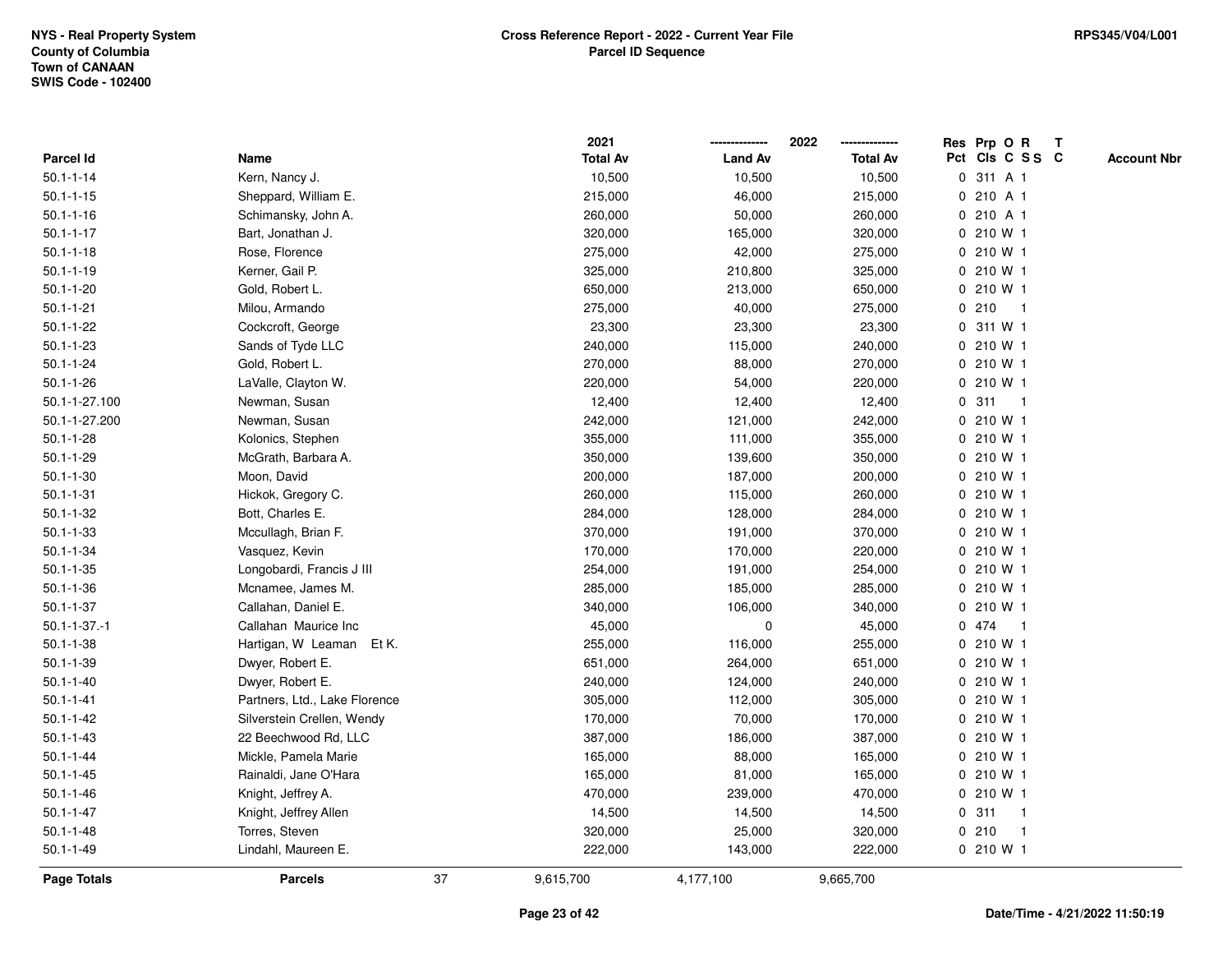NYS - Real Property System
County of Columbia
Town of CANAAN
SWIS Code - 102400

**Cross Reference Report - 2022 - Current Year File**
**Parcel ID Sequence**

RPS345/V04/L001

| Parcel Id | Name | 2021 Total Av | 2022 Land Av | 2022 Total Av | Res Pct | Prp Cls | O C | R S S | T C | Account Nbr |
|---|---|---|---|---|---|---|---|---|---|---|
| 50.1-1-14 | Kern, Nancy J. | 10,500 | 10,500 | 10,500 | 0 | 311 | A | 1 | | |
| 50.1-1-15 | Sheppard, William E. | 215,000 | 46,000 | 215,000 | 0 | 210 | A | 1 | | |
| 50.1-1-16 | Schimansky, John A. | 260,000 | 50,000 | 260,000 | 0 | 210 | A | 1 | | |
| 50.1-1-17 | Bart, Jonathan J. | 320,000 | 165,000 | 320,000 | 0 | 210 | W | 1 | | |
| 50.1-1-18 | Rose, Florence | 275,000 | 42,000 | 275,000 | 0 | 210 | W | 1 | | |
| 50.1-1-19 | Kerner, Gail P. | 325,000 | 210,800 | 325,000 | 0 | 210 | W | 1 | | |
| 50.1-1-20 | Gold, Robert L. | 650,000 | 213,000 | 650,000 | 0 | 210 | W | 1 | | |
| 50.1-1-21 | Milou, Armando | 275,000 | 40,000 | 275,000 | 0 | 210 | | 1 | | |
| 50.1-1-22 | Cockcroft, George | 23,300 | 23,300 | 23,300 | 0 | 311 | W | 1 | | |
| 50.1-1-23 | Sands of Tyde LLC | 240,000 | 115,000 | 240,000 | 0 | 210 | W | 1 | | |
| 50.1-1-24 | Gold, Robert L. | 270,000 | 88,000 | 270,000 | 0 | 210 | W | 1 | | |
| 50.1-1-26 | LaValle, Clayton W. | 220,000 | 54,000 | 220,000 | 0 | 210 | W | 1 | | |
| 50.1-1-27.100 | Newman, Susan | 12,400 | 12,400 | 12,400 | 0 | 311 | | 1 | | |
| 50.1-1-27.200 | Newman, Susan | 242,000 | 121,000 | 242,000 | 0 | 210 | W | 1 | | |
| 50.1-1-28 | Kolonics, Stephen | 355,000 | 111,000 | 355,000 | 0 | 210 | W | 1 | | |
| 50.1-1-29 | McGrath, Barbara A. | 350,000 | 139,600 | 350,000 | 0 | 210 | W | 1 | | |
| 50.1-1-30 | Moon, David | 200,000 | 187,000 | 200,000 | 0 | 210 | W | 1 | | |
| 50.1-1-31 | Hickok, Gregory C. | 260,000 | 115,000 | 260,000 | 0 | 210 | W | 1 | | |
| 50.1-1-32 | Bott, Charles E. | 284,000 | 128,000 | 284,000 | 0 | 210 | W | 1 | | |
| 50.1-1-33 | Mccullagh, Brian F. | 370,000 | 191,000 | 370,000 | 0 | 210 | W | 1 | | |
| 50.1-1-34 | Vasquez, Kevin | 170,000 | 170,000 | 220,000 | 0 | 210 | W | 1 | | |
| 50.1-1-35 | Longobardi, Francis J III | 254,000 | 191,000 | 254,000 | 0 | 210 | W | 1 | | |
| 50.1-1-36 | Mcnamee, James M. | 285,000 | 185,000 | 285,000 | 0 | 210 | W | 1 | | |
| 50.1-1-37 | Callahan, Daniel E. | 340,000 | 106,000 | 340,000 | 0 | 210 | W | 1 | | |
| 50.1-1-37.-1 | Callahan Maurice Inc | 45,000 | 0 | 45,000 | 0 | 474 | | 1 | | |
| 50.1-1-38 | Hartigan, W Leaman Et K. | 255,000 | 116,000 | 255,000 | 0 | 210 | W | 1 | | |
| 50.1-1-39 | Dwyer, Robert E. | 651,000 | 264,000 | 651,000 | 0 | 210 | W | 1 | | |
| 50.1-1-40 | Dwyer, Robert E. | 240,000 | 124,000 | 240,000 | 0 | 210 | W | 1 | | |
| 50.1-1-41 | Partners, Ltd., Lake Florence | 305,000 | 112,000 | 305,000 | 0 | 210 | W | 1 | | |
| 50.1-1-42 | Silverstein Crellen, Wendy | 170,000 | 70,000 | 170,000 | 0 | 210 | W | 1 | | |
| 50.1-1-43 | 22 Beechwood Rd, LLC | 387,000 | 186,000 | 387,000 | 0 | 210 | W | 1 | | |
| 50.1-1-44 | Mickle, Pamela Marie | 165,000 | 88,000 | 165,000 | 0 | 210 | W | 1 | | |
| 50.1-1-45 | Rainaldi, Jane O'Hara | 165,000 | 81,000 | 165,000 | 0 | 210 | W | 1 | | |
| 50.1-1-46 | Knight, Jeffrey A. | 470,000 | 239,000 | 470,000 | 0 | 210 | W | 1 | | |
| 50.1-1-47 | Knight, Jeffrey Allen | 14,500 | 14,500 | 14,500 | 0 | 311 | | 1 | | |
| 50.1-1-48 | Torres, Steven | 320,000 | 25,000 | 320,000 | 0 | 210 | | 1 | | |
| 50.1-1-49 | Lindahl, Maureen E. | 222,000 | 143,000 | 222,000 | 0 | 210 | W | 1 | | |
| **Page Totals** | **Parcels** 37 | 9,615,700 | 4,177,100 | 9,665,700 | | | | | | |

Date/Time - 4/21/2022 11:50:19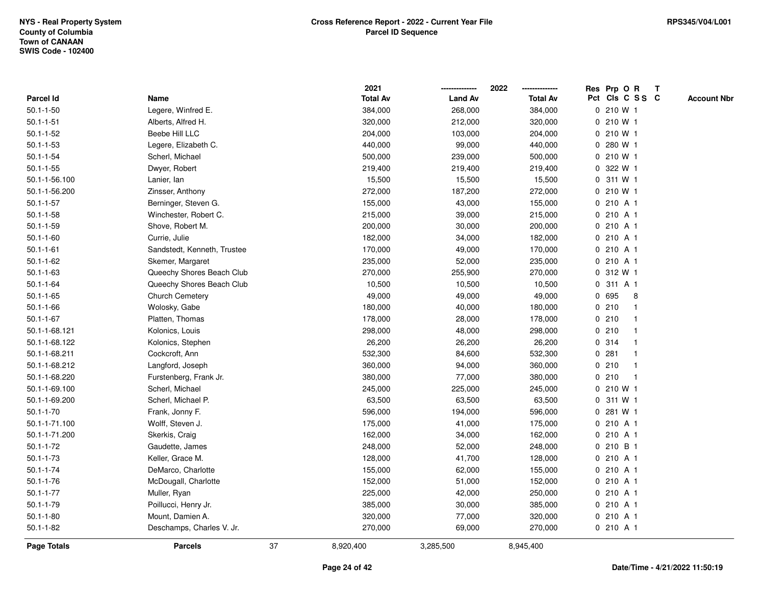NYS - Real Property System
County of Columbia
Town of CANAAN
SWIS Code - 102400

**Cross Reference Report - 2022 - Current Year File**
**Parcel ID Sequence**

RPS345/V04/L001

| Parcel Id | Name | 2021 Total Av | 2022 Land Av | 2022 Total Av | Res Pct | Prp Cls | O C | R S S | T C | Account Nbr |
|---|---|---|---|---|---|---|---|---|---|---|
| 50.1-1-50 | Legere, Winfred E. | 384,000 | 268,000 | 384,000 | 0 | 210 | W | 1 | | |
| 50.1-1-51 | Alberts, Alfred H. | 320,000 | 212,000 | 320,000 | 0 | 210 | W | 1 | | |
| 50.1-1-52 | Beebe Hill LLC | 204,000 | 103,000 | 204,000 | 0 | 210 | W | 1 | | |
| 50.1-1-53 | Legere, Elizabeth C. | 440,000 | 99,000 | 440,000 | 0 | 280 | W | 1 | | |
| 50.1-1-54 | Scherl, Michael | 500,000 | 239,000 | 500,000 | 0 | 210 | W | 1 | | |
| 50.1-1-55 | Dwyer, Robert | 219,400 | 219,400 | 219,400 | 0 | 322 | W | 1 | | |
| 50.1-1-56.100 | Lanier, Ian | 15,500 | 15,500 | 15,500 | 0 | 311 | W | 1 | | |
| 50.1-1-56.200 | Zinsser, Anthony | 272,000 | 187,200 | 272,000 | 0 | 210 | W | 1 | | |
| 50.1-1-57 | Berninger, Steven G. | 155,000 | 43,000 | 155,000 | 0 | 210 | A | 1 | | |
| 50.1-1-58 | Winchester, Robert C. | 215,000 | 39,000 | 215,000 | 0 | 210 | A | 1 | | |
| 50.1-1-59 | Shove, Robert M. | 200,000 | 30,000 | 200,000 | 0 | 210 | A | 1 | | |
| 50.1-1-60 | Currie, Julie | 182,000 | 34,000 | 182,000 | 0 | 210 | A | 1 | | |
| 50.1-1-61 | Sandstedt, Kenneth, Trustee | 170,000 | 49,000 | 170,000 | 0 | 210 | A | 1 | | |
| 50.1-1-62 | Skemer, Margaret | 235,000 | 52,000 | 235,000 | 0 | 210 | A | 1 | | |
| 50.1-1-63 | Queechy Shores Beach Club | 270,000 | 255,900 | 270,000 | 0 | 312 | W | 1 | | |
| 50.1-1-64 | Queechy Shores Beach Club | 10,500 | 10,500 | 10,500 | 0 | 311 | A | 1 | | |
| 50.1-1-65 | Church Cemetery | 49,000 | 49,000 | 49,000 | 0 | 695 | | 8 | | |
| 50.1-1-66 | Wolosky, Gabe | 180,000 | 40,000 | 180,000 | 0 | 210 | | 1 | | |
| 50.1-1-67 | Platten, Thomas | 178,000 | 28,000 | 178,000 | 0 | 210 | | 1 | | |
| 50.1-1-68.121 | Kolonics, Louis | 298,000 | 48,000 | 298,000 | 0 | 210 | | 1 | | |
| 50.1-1-68.122 | Kolonics, Stephen | 26,200 | 26,200 | 26,200 | 0 | 314 | | 1 | | |
| 50.1-1-68.211 | Cockcroft, Ann | 532,300 | 84,600 | 532,300 | 0 | 281 | | 1 | | |
| 50.1-1-68.212 | Langford, Joseph | 360,000 | 94,000 | 360,000 | 0 | 210 | | 1 | | |
| 50.1-1-68.220 | Furstenberg, Frank Jr. | 380,000 | 77,000 | 380,000 | 0 | 210 | | 1 | | |
| 50.1-1-69.100 | Scherl, Michael | 245,000 | 225,000 | 245,000 | 0 | 210 | W | 1 | | |
| 50.1-1-69.200 | Scherl, Michael P. | 63,500 | 63,500 | 63,500 | 0 | 311 | W | 1 | | |
| 50.1-1-70 | Frank, Jonny F. | 596,000 | 194,000 | 596,000 | 0 | 281 | W | 1 | | |
| 50.1-1-71.100 | Wolff, Steven J. | 175,000 | 41,000 | 175,000 | 0 | 210 | A | 1 | | |
| 50.1-1-71.200 | Skerkis, Craig | 162,000 | 34,000 | 162,000 | 0 | 210 | A | 1 | | |
| 50.1-1-72 | Gaudette, James | 248,000 | 52,000 | 248,000 | 0 | 210 | B | 1 | | |
| 50.1-1-73 | Keller, Grace M. | 128,000 | 41,700 | 128,000 | 0 | 210 | A | 1 | | |
| 50.1-1-74 | DeMarco, Charlotte | 155,000 | 62,000 | 155,000 | 0 | 210 | A | 1 | | |
| 50.1-1-76 | McDougall, Charlotte | 152,000 | 51,000 | 152,000 | 0 | 210 | A | 1 | | |
| 50.1-1-77 | Muller, Ryan | 225,000 | 42,000 | 250,000 | 0 | 210 | A | 1 | | |
| 50.1-1-79 | Poillucci, Henry Jr. | 385,000 | 30,000 | 385,000 | 0 | 210 | A | 1 | | |
| 50.1-1-80 | Mount, Damien A. | 320,000 | 77,000 | 320,000 | 0 | 210 | A | 1 | | |
| 50.1-1-82 | Deschamps, Charles V. Jr. | 270,000 | 69,000 | 270,000 | 0 | 210 | A | 1 | | |
| **Page Totals** | **Parcels** 37 | 8,920,400 | 3,285,500 | 8,945,400 | | | | | | |

Date/Time - 4/21/2022 11:50:19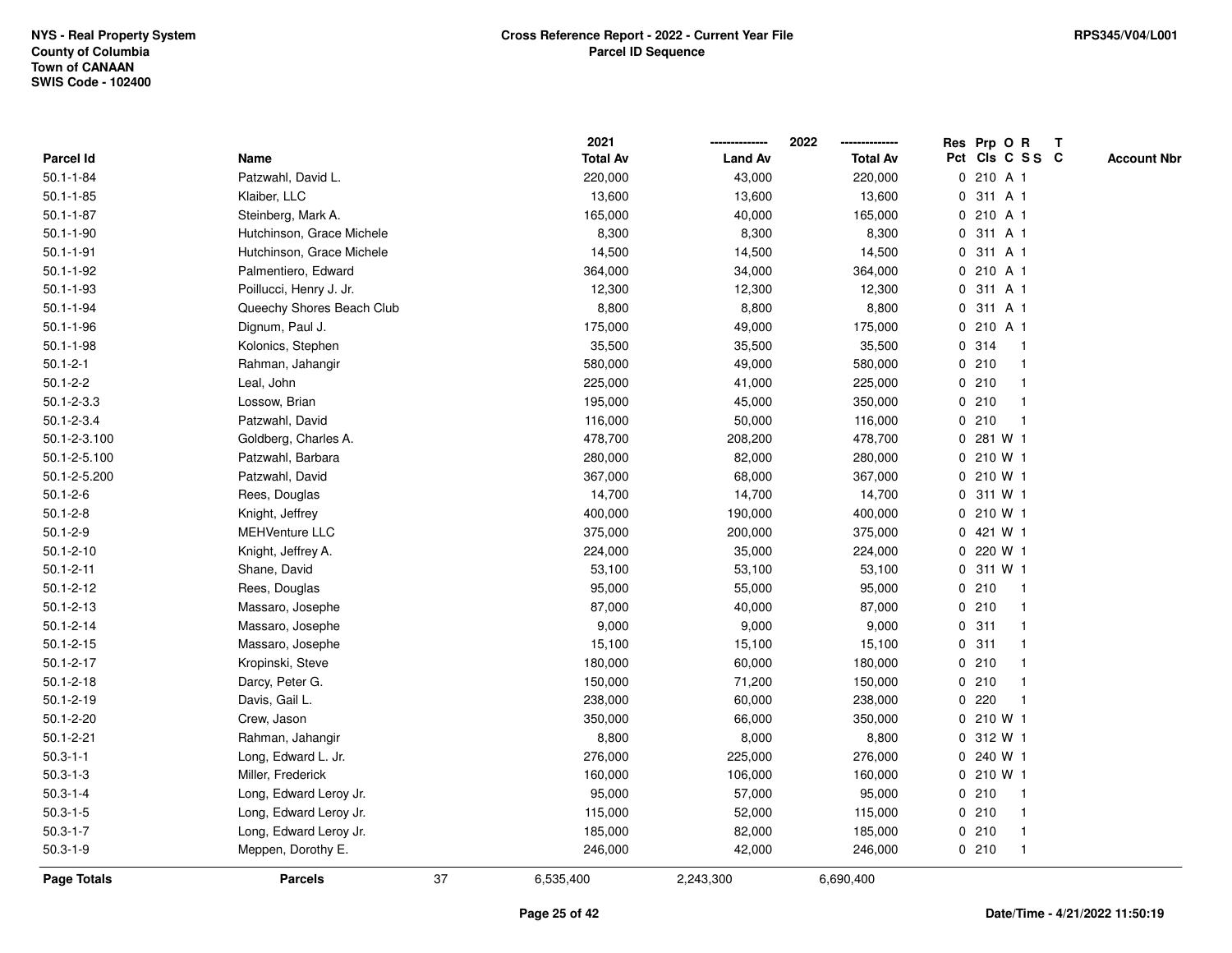NYS - Real Property System
County of Columbia
Town of CANAAN
SWIS Code - 102400

**Cross Reference Report - 2022 - Current Year File**
**Parcel ID Sequence**

RPS345/V04/L001

| Parcel Id | Name | 2021 Total Av | 2022 Land Av | 2022 Total Av | Res Pct | Prp Cls | O C | R SS | T C | Account Nbr |
|---|---|---|---|---|---|---|---|---|---|---|
| 50.1-1-84 | Patzwahl, David L. | 220,000 | 43,000 | 220,000 | 0 | 210 | A | 1 | | |
| 50.1-1-85 | Klaiber, LLC | 13,600 | 13,600 | 13,600 | 0 | 311 | A | 1 | | |
| 50.1-1-87 | Steinberg, Mark A. | 165,000 | 40,000 | 165,000 | 0 | 210 | A | 1 | | |
| 50.1-1-90 | Hutchinson, Grace Michele | 8,300 | 8,300 | 8,300 | 0 | 311 | A | 1 | | |
| 50.1-1-91 | Hutchinson, Grace Michele | 14,500 | 14,500 | 14,500 | 0 | 311 | A | 1 | | |
| 50.1-1-92 | Palmentiero, Edward | 364,000 | 34,000 | 364,000 | 0 | 210 | A | 1 | | |
| 50.1-1-93 | Poillucci, Henry J. Jr. | 12,300 | 12,300 | 12,300 | 0 | 311 | A | 1 | | |
| 50.1-1-94 | Queechy Shores Beach Club | 8,800 | 8,800 | 8,800 | 0 | 311 | A | 1 | | |
| 50.1-1-96 | Dignum, Paul J. | 175,000 | 49,000 | 175,000 | 0 | 210 | A | 1 | | |
| 50.1-1-98 | Kolonics, Stephen | 35,500 | 35,500 | 35,500 | 0 | 314 | | 1 | | |
| 50.1-2-1 | Rahman, Jahangir | 580,000 | 49,000 | 580,000 | 0 | 210 | | 1 | | |
| 50.1-2-2 | Leal, John | 225,000 | 41,000 | 225,000 | 0 | 210 | | 1 | | |
| 50.1-2-3.3 | Lossow, Brian | 195,000 | 45,000 | 350,000 | 0 | 210 | | 1 | | |
| 50.1-2-3.4 | Patzwahl, David | 116,000 | 50,000 | 116,000 | 0 | 210 | | 1 | | |
| 50.1-2-3.100 | Goldberg, Charles A. | 478,700 | 208,200 | 478,700 | 0 | 281 | W | 1 | | |
| 50.1-2-5.100 | Patzwahl, Barbara | 280,000 | 82,000 | 280,000 | 0 | 210 | W | 1 | | |
| 50.1-2-5.200 | Patzwahl, David | 367,000 | 68,000 | 367,000 | 0 | 210 | W | 1 | | |
| 50.1-2-6 | Rees, Douglas | 14,700 | 14,700 | 14,700 | 0 | 311 | W | 1 | | |
| 50.1-2-8 | Knight, Jeffrey | 400,000 | 190,000 | 400,000 | 0 | 210 | W | 1 | | |
| 50.1-2-9 | MEHVenture LLC | 375,000 | 200,000 | 375,000 | 0 | 421 | W | 1 | | |
| 50.1-2-10 | Knight, Jeffrey A. | 224,000 | 35,000 | 224,000 | 0 | 220 | W | 1 | | |
| 50.1-2-11 | Shane, David | 53,100 | 53,100 | 53,100 | 0 | 311 | W | 1 | | |
| 50.1-2-12 | Rees, Douglas | 95,000 | 55,000 | 95,000 | 0 | 210 | | 1 | | |
| 50.1-2-13 | Massaro, Josephe | 87,000 | 40,000 | 87,000 | 0 | 210 | | 1 | | |
| 50.1-2-14 | Massaro, Josephe | 9,000 | 9,000 | 9,000 | 0 | 311 | | 1 | | |
| 50.1-2-15 | Massaro, Josephe | 15,100 | 15,100 | 15,100 | 0 | 311 | | 1 | | |
| 50.1-2-17 | Kropinski, Steve | 180,000 | 60,000 | 180,000 | 0 | 210 | | 1 | | |
| 50.1-2-18 | Darcy, Peter G. | 150,000 | 71,200 | 150,000 | 0 | 210 | | 1 | | |
| 50.1-2-19 | Davis, Gail L. | 238,000 | 60,000 | 238,000 | 0 | 220 | | 1 | | |
| 50.1-2-20 | Crew, Jason | 350,000 | 66,000 | 350,000 | 0 | 210 | W | 1 | | |
| 50.1-2-21 | Rahman, Jahangir | 8,800 | 8,000 | 8,800 | 0 | 312 | W | 1 | | |
| 50.3-1-1 | Long, Edward L. Jr. | 276,000 | 225,000 | 276,000 | 0 | 240 | W | 1 | | |
| 50.3-1-3 | Miller, Frederick | 160,000 | 106,000 | 160,000 | 0 | 210 | W | 1 | | |
| 50.3-1-4 | Long, Edward Leroy Jr. | 95,000 | 57,000 | 95,000 | 0 | 210 | | 1 | | |
| 50.3-1-5 | Long, Edward Leroy Jr. | 115,000 | 52,000 | 115,000 | 0 | 210 | | 1 | | |
| 50.3-1-7 | Long, Edward Leroy Jr. | 185,000 | 82,000 | 185,000 | 0 | 210 | | 1 | | |
| 50.3-1-9 | Meppen, Dorothy E. | 246,000 | 42,000 | 246,000 | 0 | 210 | | 1 | | |
| **Page Totals** | **Parcels** 37 | 6,535,400 | 2,243,300 | 6,690,400 | | | | | | |

**Date/Time - 4/21/2022 11:50:19**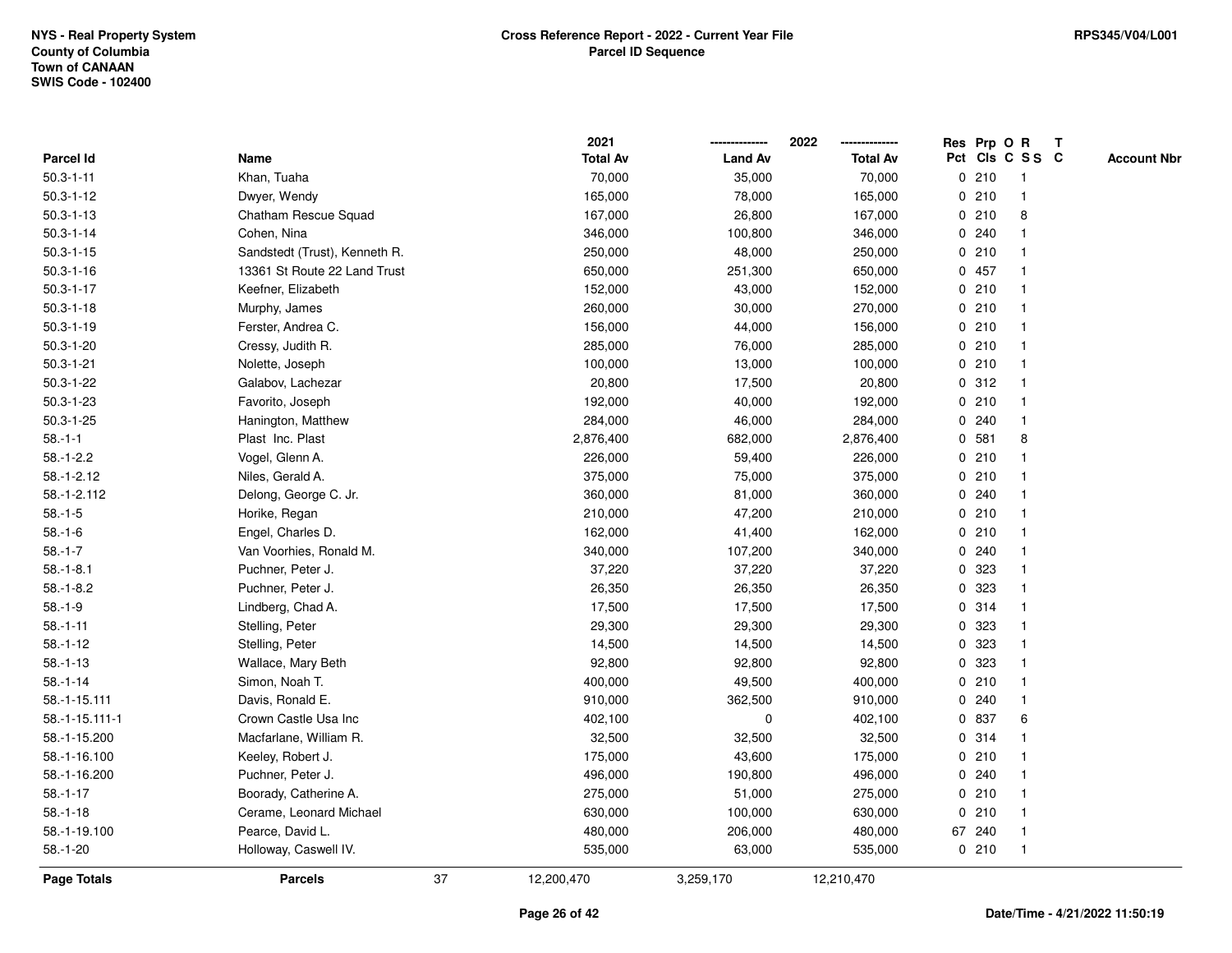NYS - Real Property System
County of Columbia
Town of CANAAN
SWIS Code - 102400

**Cross Reference Report - 2022 - Current Year File**
**Parcel ID Sequence**

RPS345/V04/L001

| Parcel Id | Name | 2021 Total Av | 2022 Land Av | 2022 Total Av | Res Pct | Prp Cls | O C | R S S | T C | Account Nbr |
|---|---|---|---|---|---|---|---|---|---|---|
| 50.3-1-11 | Khan, Tuaha | 70,000 | 35,000 | 70,000 | 0 | 210 | | 1 | | |
| 50.3-1-12 | Dwyer, Wendy | 165,000 | 78,000 | 165,000 | 0 | 210 | | 1 | | |
| 50.3-1-13 | Chatham Rescue Squad | 167,000 | 26,800 | 167,000 | 0 | 210 | | 8 | | |
| 50.3-1-14 | Cohen, Nina | 346,000 | 100,800 | 346,000 | 0 | 240 | | 1 | | |
| 50.3-1-15 | Sandstedt (Trust), Kenneth R. | 250,000 | 48,000 | 250,000 | 0 | 210 | | 1 | | |
| 50.3-1-16 | 13361 St Route 22 Land Trust | 650,000 | 251,300 | 650,000 | 0 | 457 | | 1 | | |
| 50.3-1-17 | Keefner, Elizabeth | 152,000 | 43,000 | 152,000 | 0 | 210 | | 1 | | |
| 50.3-1-18 | Murphy, James | 260,000 | 30,000 | 270,000 | 0 | 210 | | 1 | | |
| 50.3-1-19 | Ferster, Andrea C. | 156,000 | 44,000 | 156,000 | 0 | 210 | | 1 | | |
| 50.3-1-20 | Cressy, Judith R. | 285,000 | 76,000 | 285,000 | 0 | 210 | | 1 | | |
| 50.3-1-21 | Nolette, Joseph | 100,000 | 13,000 | 100,000 | 0 | 210 | | 1 | | |
| 50.3-1-22 | Galabov, Lachezar | 20,800 | 17,500 | 20,800 | 0 | 312 | | 1 | | |
| 50.3-1-23 | Favorito, Joseph | 192,000 | 40,000 | 192,000 | 0 | 210 | | 1 | | |
| 50.3-1-25 | Hanington, Matthew | 284,000 | 46,000 | 284,000 | 0 | 240 | | 1 | | |
| 58.-1-1 | Plast Inc. Plast | 2,876,400 | 682,000 | 2,876,400 | 0 | 581 | | 8 | | |
| 58.-1-2.2 | Vogel, Glenn A. | 226,000 | 59,400 | 226,000 | 0 | 210 | | 1 | | |
| 58.-1-2.12 | Niles, Gerald A. | 375,000 | 75,000 | 375,000 | 0 | 210 | | 1 | | |
| 58.-1-2.112 | Delong, George C. Jr. | 360,000 | 81,000 | 360,000 | 0 | 240 | | 1 | | |
| 58.-1-5 | Horike, Regan | 210,000 | 47,200 | 210,000 | 0 | 210 | | 1 | | |
| 58.-1-6 | Engel, Charles D. | 162,000 | 41,400 | 162,000 | 0 | 210 | | 1 | | |
| 58.-1-7 | Van Voorhies, Ronald M. | 340,000 | 107,200 | 340,000 | 0 | 240 | | 1 | | |
| 58.-1-8.1 | Puchner, Peter J. | 37,220 | 37,220 | 37,220 | 0 | 323 | | 1 | | |
| 58.-1-8.2 | Puchner, Peter J. | 26,350 | 26,350 | 26,350 | 0 | 323 | | 1 | | |
| 58.-1-9 | Lindberg, Chad A. | 17,500 | 17,500 | 17,500 | 0 | 314 | | 1 | | |
| 58.-1-11 | Stelling, Peter | 29,300 | 29,300 | 29,300 | 0 | 323 | | 1 | | |
| 58.-1-12 | Stelling, Peter | 14,500 | 14,500 | 14,500 | 0 | 323 | | 1 | | |
| 58.-1-13 | Wallace, Mary Beth | 92,800 | 92,800 | 92,800 | 0 | 323 | | 1 | | |
| 58.-1-14 | Simon, Noah T. | 400,000 | 49,500 | 400,000 | 0 | 210 | | 1 | | |
| 58.-1-15.111 | Davis, Ronald E. | 910,000 | 362,500 | 910,000 | 0 | 240 | | 1 | | |
| 58.-1-15.111-1 | Crown Castle Usa Inc | 402,100 | 0 | 402,100 | 0 | 837 | | 6 | | |
| 58.-1-15.200 | Macfarlane, William R. | 32,500 | 32,500 | 32,500 | 0 | 314 | | 1 | | |
| 58.-1-16.100 | Keeley, Robert J. | 175,000 | 43,600 | 175,000 | 0 | 210 | | 1 | | |
| 58.-1-16.200 | Puchner, Peter J. | 496,000 | 190,800 | 496,000 | 0 | 240 | | 1 | | |
| 58.-1-17 | Boorady, Catherine A. | 275,000 | 51,000 | 275,000 | 0 | 210 | | 1 | | |
| 58.-1-18 | Cerame, Leonard Michael | 630,000 | 100,000 | 630,000 | 0 | 210 | | 1 | | |
| 58.-1-19.100 | Pearce, David L. | 480,000 | 206,000 | 480,000 | 67 | 240 | | 1 | | |
| 58.-1-20 | Holloway, Caswell IV. | 535,000 | 63,000 | 535,000 | 0 | 210 | | 1 | | |
| **Page Totals** | **Parcels** 37 | 12,200,470 | 3,259,170 | 12,210,470 | | | | | | |

Date/Time - 4/21/2022 11:50:19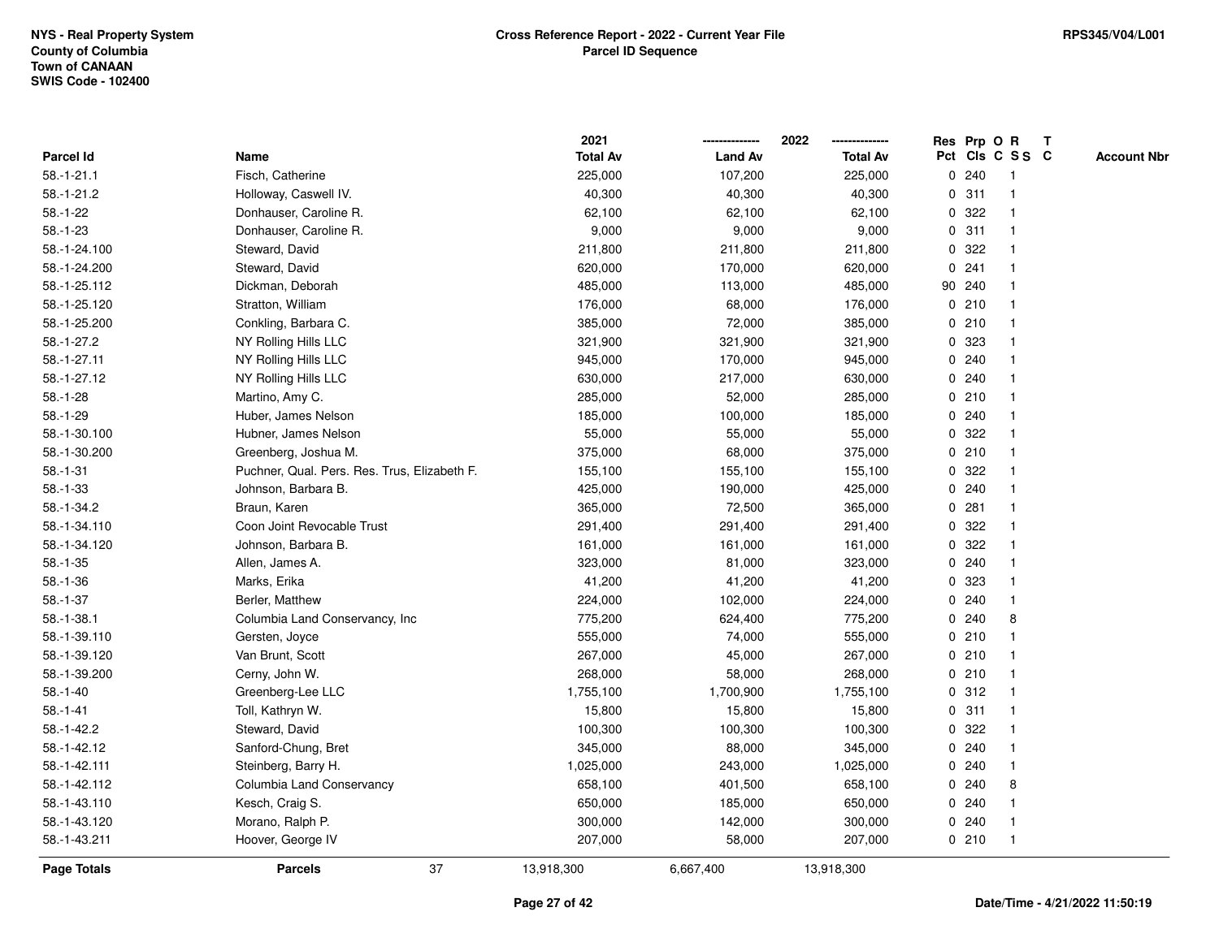NYS - Real Property System
County of Columbia
Town of CANAAN
SWIS Code - 102400

**Cross Reference Report - 2022 - Current Year File**
**Parcel ID Sequence**

RPS345/V04/L001

| Parcel Id | Name | 2021 Total Av | 2022 Land Av | 2022 Total Av | Res Pct | Prp Cls | O C | R S S | T C | Account Nbr |
|---|---|---|---|---|---|---|---|---|---|---|
| 58.-1-21.1 | Fisch, Catherine | 225,000 | 107,200 | 225,000 | 0 | 240 | | 1 | | |
| 58.-1-21.2 | Holloway, Caswell IV. | 40,300 | 40,300 | 40,300 | 0 | 311 | | 1 | | |
| 58.-1-22 | Donhauser, Caroline R. | 62,100 | 62,100 | 62,100 | 0 | 322 | | 1 | | |
| 58.-1-23 | Donhauser, Caroline R. | 9,000 | 9,000 | 9,000 | 0 | 311 | | 1 | | |
| 58.-1-24.100 | Steward, David | 211,800 | 211,800 | 211,800 | 0 | 322 | | 1 | | |
| 58.-1-24.200 | Steward, David | 620,000 | 170,000 | 620,000 | 0 | 241 | | 1 | | |
| 58.-1-25.112 | Dickman, Deborah | 485,000 | 113,000 | 485,000 | 90 | 240 | | 1 | | |
| 58.-1-25.120 | Stratton, William | 176,000 | 68,000 | 176,000 | 0 | 210 | | 1 | | |
| 58.-1-25.200 | Conkling, Barbara C. | 385,000 | 72,000 | 385,000 | 0 | 210 | | 1 | | |
| 58.-1-27.2 | NY Rolling Hills LLC | 321,900 | 321,900 | 321,900 | 0 | 323 | | 1 | | |
| 58.-1-27.11 | NY Rolling Hills LLC | 945,000 | 170,000 | 945,000 | 0 | 240 | | 1 | | |
| 58.-1-27.12 | NY Rolling Hills LLC | 630,000 | 217,000 | 630,000 | 0 | 240 | | 1 | | |
| 58.-1-28 | Martino, Amy C. | 285,000 | 52,000 | 285,000 | 0 | 210 | | 1 | | |
| 58.-1-29 | Huber, James Nelson | 185,000 | 100,000 | 185,000 | 0 | 240 | | 1 | | |
| 58.-1-30.100 | Hubner, James Nelson | 55,000 | 55,000 | 55,000 | 0 | 322 | | 1 | | |
| 58.-1-30.200 | Greenberg, Joshua M. | 375,000 | 68,000 | 375,000 | 0 | 210 | | 1 | | |
| 58.-1-31 | Puchner, Qual. Pers. Res. Trus, Elizabeth F. | 155,100 | 155,100 | 155,100 | 0 | 322 | | 1 | | |
| 58.-1-33 | Johnson, Barbara B. | 425,000 | 190,000 | 425,000 | 0 | 240 | | 1 | | |
| 58.-1-34.2 | Braun, Karen | 365,000 | 72,500 | 365,000 | 0 | 281 | | 1 | | |
| 58.-1-34.110 | Coon Joint Revocable Trust | 291,400 | 291,400 | 291,400 | 0 | 322 | | 1 | | |
| 58.-1-34.120 | Johnson, Barbara B. | 161,000 | 161,000 | 161,000 | 0 | 322 | | 1 | | |
| 58.-1-35 | Allen, James A. | 323,000 | 81,000 | 323,000 | 0 | 240 | | 1 | | |
| 58.-1-36 | Marks, Erika | 41,200 | 41,200 | 41,200 | 0 | 323 | | 1 | | |
| 58.-1-37 | Berler, Matthew | 224,000 | 102,000 | 224,000 | 0 | 240 | | 1 | | |
| 58.-1-38.1 | Columbia Land Conservancy, Inc | 775,200 | 624,400 | 775,200 | 0 | 240 | | 8 | | |
| 58.-1-39.110 | Gersten, Joyce | 555,000 | 74,000 | 555,000 | 0 | 210 | | 1 | | |
| 58.-1-39.120 | Van Brunt, Scott | 267,000 | 45,000 | 267,000 | 0 | 210 | | 1 | | |
| 58.-1-39.200 | Cerny, John W. | 268,000 | 58,000 | 268,000 | 0 | 210 | | 1 | | |
| 58.-1-40 | Greenberg-Lee LLC | 1,755,100 | 1,700,900 | 1,755,100 | 0 | 312 | | 1 | | |
| 58.-1-41 | Toll, Kathryn W. | 15,800 | 15,800 | 15,800 | 0 | 311 | | 1 | | |
| 58.-1-42.2 | Steward, David | 100,300 | 100,300 | 100,300 | 0 | 322 | | 1 | | |
| 58.-1-42.12 | Sanford-Chung, Bret | 345,000 | 88,000 | 345,000 | 0 | 240 | | 1 | | |
| 58.-1-42.111 | Steinberg, Barry H. | 1,025,000 | 243,000 | 1,025,000 | 0 | 240 | | 1 | | |
| 58.-1-42.112 | Columbia Land Conservancy | 658,100 | 401,500 | 658,100 | 0 | 240 | | 8 | | |
| 58.-1-43.110 | Kesch, Craig S. | 650,000 | 185,000 | 650,000 | 0 | 240 | | 1 | | |
| 58.-1-43.120 | Morano, Ralph P. | 300,000 | 142,000 | 300,000 | 0 | 240 | | 1 | | |
| 58.-1-43.211 | Hoover, George IV | 207,000 | 58,000 | 207,000 | 0 | 210 | | 1 | | |
| **Page Totals** | **Parcels** 37 | 13,918,300 | 6,667,400 | 13,918,300 | | | | | | |

**Date/Time - 4/21/2022 11:50:19**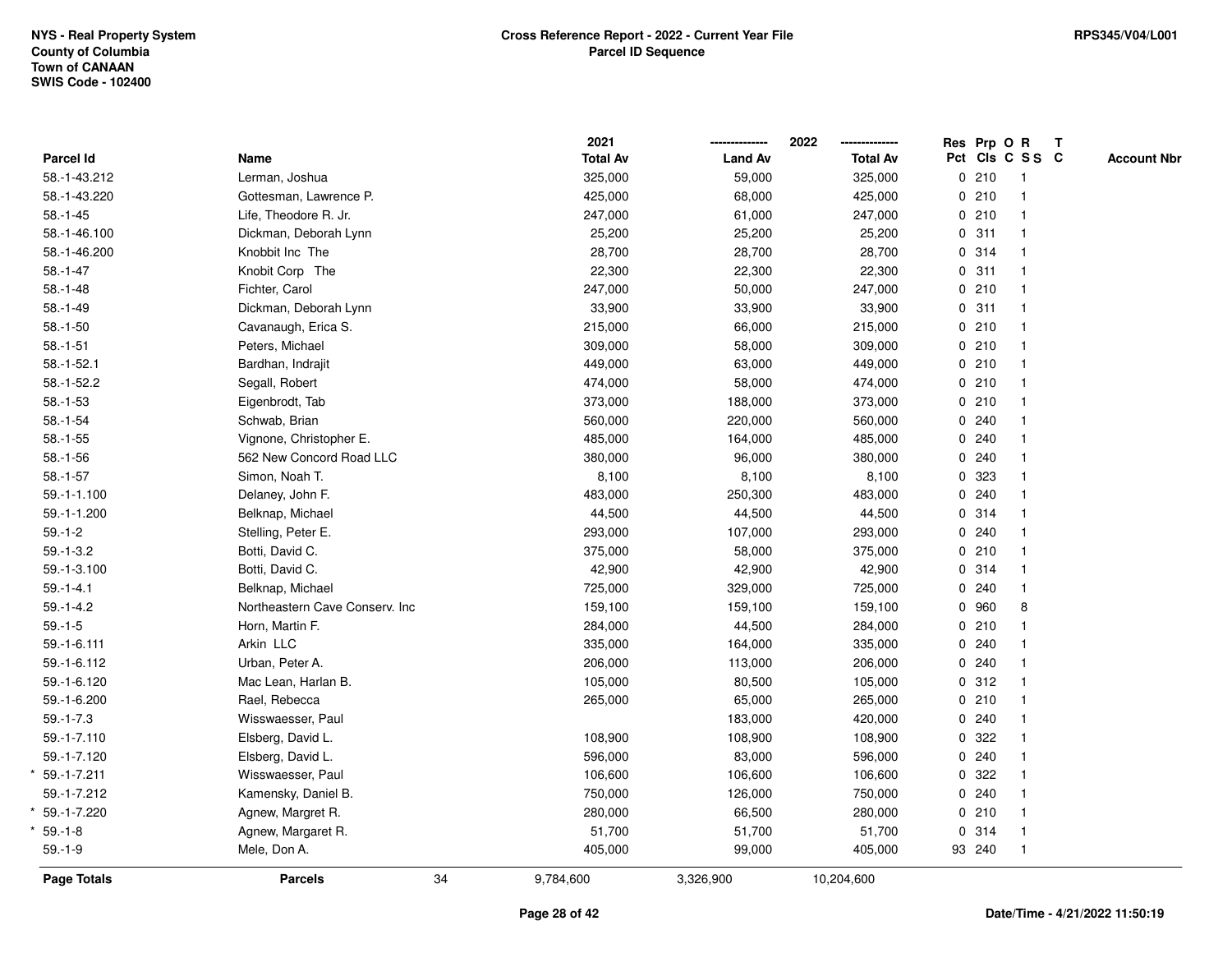NYS - Real Property System
County of Columbia
Town of CANAAN
SWIS Code - 102400

**Cross Reference Report - 2022 - Current Year File**
**Parcel ID Sequence**

RPS345/V04/L001

| Parcel Id | Name | 2021 Total Av | 2022 Land Av | 2022 Total Av | Res Pct | Prp Cls | O C | R S S | T C | Account Nbr |
|---|---|---|---|---|---|---|---|---|---|---|
| 58.-1-43.212 | Lerman, Joshua | 325,000 | 59,000 | 325,000 | 0 | 210 | | 1 | | |
| 58.-1-43.220 | Gottesman, Lawrence P. | 425,000 | 68,000 | 425,000 | 0 | 210 | | 1 | | |
| 58.-1-45 | Life, Theodore R. Jr. | 247,000 | 61,000 | 247,000 | 0 | 210 | | 1 | | |
| 58.-1-46.100 | Dickman, Deborah Lynn | 25,200 | 25,200 | 25,200 | 0 | 311 | | 1 | | |
| 58.-1-46.200 | Knobbit Inc The | 28,700 | 28,700 | 28,700 | 0 | 314 | | 1 | | |
| 58.-1-47 | Knobit Corp The | 22,300 | 22,300 | 22,300 | 0 | 311 | | 1 | | |
| 58.-1-48 | Fichter, Carol | 247,000 | 50,000 | 247,000 | 0 | 210 | | 1 | | |
| 58.-1-49 | Dickman, Deborah Lynn | 33,900 | 33,900 | 33,900 | 0 | 311 | | 1 | | |
| 58.-1-50 | Cavanaugh, Erica S. | 215,000 | 66,000 | 215,000 | 0 | 210 | | 1 | | |
| 58.-1-51 | Peters, Michael | 309,000 | 58,000 | 309,000 | 0 | 210 | | 1 | | |
| 58.-1-52.1 | Bardhan, Indrajit | 449,000 | 63,000 | 449,000 | 0 | 210 | | 1 | | |
| 58.-1-52.2 | Segall, Robert | 474,000 | 58,000 | 474,000 | 0 | 210 | | 1 | | |
| 58.-1-53 | Eigenbrodt, Tab | 373,000 | 188,000 | 373,000 | 0 | 210 | | 1 | | |
| 58.-1-54 | Schwab, Brian | 560,000 | 220,000 | 560,000 | 0 | 240 | | 1 | | |
| 58.-1-55 | Vignone, Christopher E. | 485,000 | 164,000 | 485,000 | 0 | 240 | | 1 | | |
| 58.-1-56 | 562 New Concord Road LLC | 380,000 | 96,000 | 380,000 | 0 | 240 | | 1 | | |
| 58.-1-57 | Simon, Noah T. | 8,100 | 8,100 | 8,100 | 0 | 323 | | 1 | | |
| 59.-1-1.100 | Delaney, John F. | 483,000 | 250,300 | 483,000 | 0 | 240 | | 1 | | |
| 59.-1-1.200 | Belknap, Michael | 44,500 | 44,500 | 44,500 | 0 | 314 | | 1 | | |
| 59.-1-2 | Stelling, Peter E. | 293,000 | 107,000 | 293,000 | 0 | 240 | | 1 | | |
| 59.-1-3.2 | Botti, David C. | 375,000 | 58,000 | 375,000 | 0 | 210 | | 1 | | |
| 59.-1-3.100 | Botti, David C. | 42,900 | 42,900 | 42,900 | 0 | 314 | | 1 | | |
| 59.-1-4.1 | Belknap, Michael | 725,000 | 329,000 | 725,000 | 0 | 240 | | 1 | | |
| 59.-1-4.2 | Northeastern Cave Conserv. Inc | 159,100 | 159,100 | 159,100 | 0 | 960 | | 8 | | |
| 59.-1-5 | Horn, Martin F. | 284,000 | 44,500 | 284,000 | 0 | 210 | | 1 | | |
| 59.-1-6.111 | Arkin LLC | 335,000 | 164,000 | 335,000 | 0 | 240 | | 1 | | |
| 59.-1-6.112 | Urban, Peter A. | 206,000 | 113,000 | 206,000 | 0 | 240 | | 1 | | |
| 59.-1-6.120 | Mac Lean, Harlan B. | 105,000 | 80,500 | 105,000 | 0 | 312 | | 1 | | |
| 59.-1-6.200 | Rael, Rebecca | 265,000 | 65,000 | 265,000 | 0 | 210 | | 1 | | |
| 59.-1-7.3 | Wisswaesser, Paul | | 183,000 | 420,000 | 0 | 240 | | 1 | | |
| 59.-1-7.110 | Elsberg, David L. | 108,900 | 108,900 | 108,900 | 0 | 322 | | 1 | | |
| 59.-1-7.120 | Elsberg, David L. | 596,000 | 83,000 | 596,000 | 0 | 240 | | 1 | | |
| * 59.-1-7.211 | Wisswaesser, Paul | 106,600 | 106,600 | 106,600 | 0 | 322 | | 1 | | |
| 59.-1-7.212 | Kamensky, Daniel B. | 750,000 | 126,000 | 750,000 | 0 | 240 | | 1 | | |
| * 59.-1-7.220 | Agnew, Margret R. | 280,000 | 66,500 | 280,000 | 0 | 210 | | 1 | | |
| * 59.-1-8 | Agnew, Margaret R. | 51,700 | 51,700 | 51,700 | 0 | 314 | | 1 | | |
| 59.-1-9 | Mele, Don A. | 405,000 | 99,000 | 405,000 | 93 | 240 | | 1 | | |
| **Page Totals** | **Parcels** 34 | 9,784,600 | 3,326,900 | 10,204,600 | | | | | | |

Date/Time - 4/21/2022 11:50:19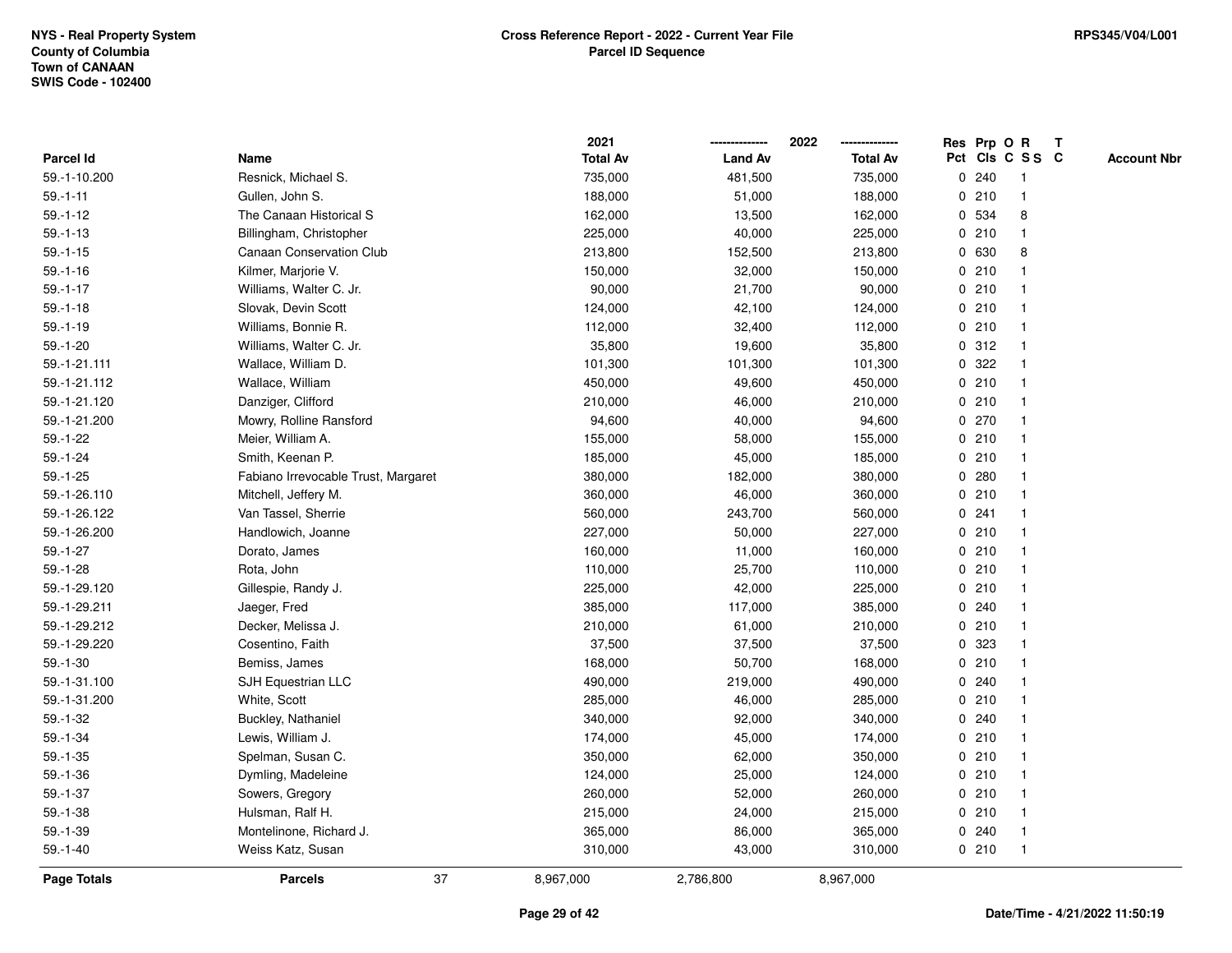NYS - Real Property System
County of Columbia
Town of CANAAN
SWIS Code - 102400

**Cross Reference Report - 2022 - Current Year File**
**Parcel ID Sequence**

RPS345/V04/L001

| Parcel Id | Name | 2021 Total Av | 2022 Land Av | 2022 Total Av | Res Pct | Prp Cls | O C | R SS | T C | Account Nbr |
|---|---|---|---|---|---|---|---|---|---|---|
| 59.-1-10.200 | Resnick, Michael S. | 735,000 | 481,500 | 735,000 | 0 | 240 | | 1 | | |
| 59.-1-11 | Gullen, John S. | 188,000 | 51,000 | 188,000 | 0 | 210 | | 1 | | |
| 59.-1-12 | The Canaan Historical S | 162,000 | 13,500 | 162,000 | 0 | 534 | | 8 | | |
| 59.-1-13 | Billingham, Christopher | 225,000 | 40,000 | 225,000 | 0 | 210 | | 1 | | |
| 59.-1-15 | Canaan Conservation Club | 213,800 | 152,500 | 213,800 | 0 | 630 | | 8 | | |
| 59.-1-16 | Kilmer, Marjorie V. | 150,000 | 32,000 | 150,000 | 0 | 210 | | 1 | | |
| 59.-1-17 | Williams, Walter C. Jr. | 90,000 | 21,700 | 90,000 | 0 | 210 | | 1 | | |
| 59.-1-18 | Slovak, Devin Scott | 124,000 | 42,100 | 124,000 | 0 | 210 | | 1 | | |
| 59.-1-19 | Williams, Bonnie R. | 112,000 | 32,400 | 112,000 | 0 | 210 | | 1 | | |
| 59.-1-20 | Williams, Walter C. Jr. | 35,800 | 19,600 | 35,800 | 0 | 312 | | 1 | | |
| 59.-1-21.111 | Wallace, William D. | 101,300 | 101,300 | 101,300 | 0 | 322 | | 1 | | |
| 59.-1-21.112 | Wallace, William | 450,000 | 49,600 | 450,000 | 0 | 210 | | 1 | | |
| 59.-1-21.120 | Danziger, Clifford | 210,000 | 46,000 | 210,000 | 0 | 210 | | 1 | | |
| 59.-1-21.200 | Mowry, Rolline Ransford | 94,600 | 40,000 | 94,600 | 0 | 270 | | 1 | | |
| 59.-1-22 | Meier, William A. | 155,000 | 58,000 | 155,000 | 0 | 210 | | 1 | | |
| 59.-1-24 | Smith, Keenan P. | 185,000 | 45,000 | 185,000 | 0 | 210 | | 1 | | |
| 59.-1-25 | Fabiano Irrevocable Trust, Margaret | 380,000 | 182,000 | 380,000 | 0 | 280 | | 1 | | |
| 59.-1-26.110 | Mitchell, Jeffery M. | 360,000 | 46,000 | 360,000 | 0 | 210 | | 1 | | |
| 59.-1-26.122 | Van Tassel, Sherrie | 560,000 | 243,700 | 560,000 | 0 | 241 | | 1 | | |
| 59.-1-26.200 | Handlowich, Joanne | 227,000 | 50,000 | 227,000 | 0 | 210 | | 1 | | |
| 59.-1-27 | Dorato, James | 160,000 | 11,000 | 160,000 | 0 | 210 | | 1 | | |
| 59.-1-28 | Rota, John | 110,000 | 25,700 | 110,000 | 0 | 210 | | 1 | | |
| 59.-1-29.120 | Gillespie, Randy J. | 225,000 | 42,000 | 225,000 | 0 | 210 | | 1 | | |
| 59.-1-29.211 | Jaeger, Fred | 385,000 | 117,000 | 385,000 | 0 | 240 | | 1 | | |
| 59.-1-29.212 | Decker, Melissa J. | 210,000 | 61,000 | 210,000 | 0 | 210 | | 1 | | |
| 59.-1-29.220 | Cosentino, Faith | 37,500 | 37,500 | 37,500 | 0 | 323 | | 1 | | |
| 59.-1-30 | Bemiss, James | 168,000 | 50,700 | 168,000 | 0 | 210 | | 1 | | |
| 59.-1-31.100 | SJH Equestrian LLC | 490,000 | 219,000 | 490,000 | 0 | 240 | | 1 | | |
| 59.-1-31.200 | White, Scott | 285,000 | 46,000 | 285,000 | 0 | 210 | | 1 | | |
| 59.-1-32 | Buckley, Nathaniel | 340,000 | 92,000 | 340,000 | 0 | 240 | | 1 | | |
| 59.-1-34 | Lewis, William J. | 174,000 | 45,000 | 174,000 | 0 | 210 | | 1 | | |
| 59.-1-35 | Spelman, Susan C. | 350,000 | 62,000 | 350,000 | 0 | 210 | | 1 | | |
| 59.-1-36 | Dymling, Madeleine | 124,000 | 25,000 | 124,000 | 0 | 210 | | 1 | | |
| 59.-1-37 | Sowers, Gregory | 260,000 | 52,000 | 260,000 | 0 | 210 | | 1 | | |
| 59.-1-38 | Hulsman, Ralf H. | 215,000 | 24,000 | 215,000 | 0 | 210 | | 1 | | |
| 59.-1-39 | Montelinone, Richard J. | 365,000 | 86,000 | 365,000 | 0 | 240 | | 1 | | |
| 59.-1-40 | Weiss Katz, Susan | 310,000 | 43,000 | 310,000 | 0 | 210 | | 1 | | |
| **Page Totals** | **Parcels** 37 | 8,967,000 | 2,786,800 | 8,967,000 | | | | | | |

Date/Time - 4/21/2022 11:50:19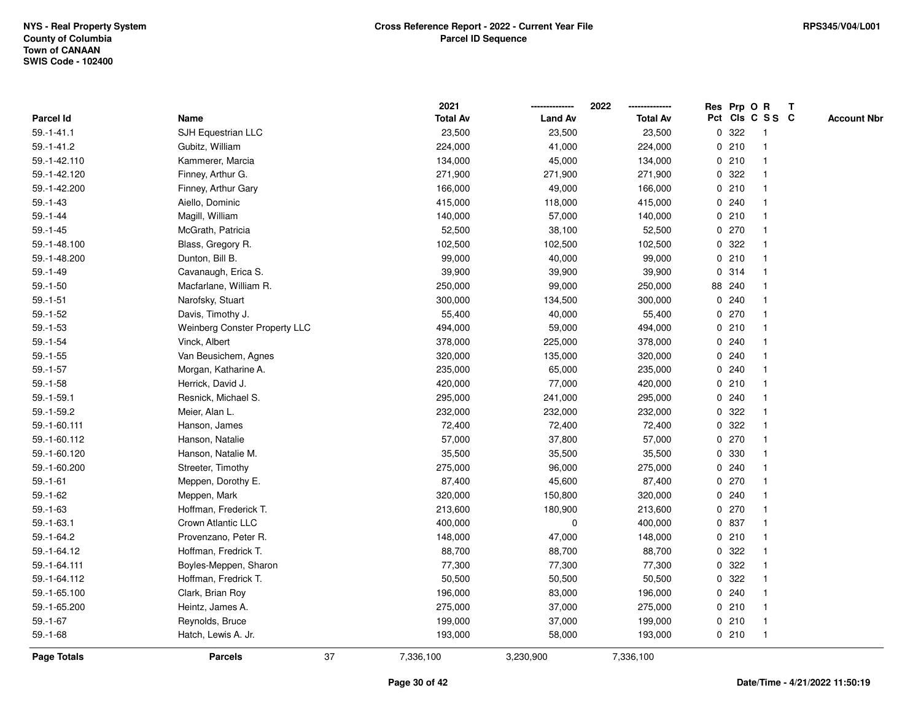NYS - Real Property System
County of Columbia
Town of CANAAN
SWIS Code - 102400

**Cross Reference Report - 2022 - Current Year File**
**Parcel ID Sequence**

RPS345/V04/L001

| Parcel Id | Name | 2021 Total Av | 2022 Land Av | 2022 Total Av | Res Pct | Prp Cls | O C | R S S | T C | Account Nbr |
|---|---|---|---|---|---|---|---|---|---|---|
| 59.-1-41.1 | SJH Equestrian LLC | 23,500 | 23,500 | 23,500 | 0 | 322 | | 1 | | |
| 59.-1-41.2 | Gubitz, William | 224,000 | 41,000 | 224,000 | 0 | 210 | | 1 | | |
| 59.-1-42.110 | Kammerer, Marcia | 134,000 | 45,000 | 134,000 | 0 | 210 | | 1 | | |
| 59.-1-42.120 | Finney, Arthur G. | 271,900 | 271,900 | 271,900 | 0 | 322 | | 1 | | |
| 59.-1-42.200 | Finney, Arthur Gary | 166,000 | 49,000 | 166,000 | 0 | 210 | | 1 | | |
| 59.-1-43 | Aiello, Dominic | 415,000 | 118,000 | 415,000 | 0 | 240 | | 1 | | |
| 59.-1-44 | Magill, William | 140,000 | 57,000 | 140,000 | 0 | 210 | | 1 | | |
| 59.-1-45 | McGrath, Patricia | 52,500 | 38,100 | 52,500 | 0 | 270 | | 1 | | |
| 59.-1-48.100 | Blass, Gregory R. | 102,500 | 102,500 | 102,500 | 0 | 322 | | 1 | | |
| 59.-1-48.200 | Dunton, Bill B. | 99,000 | 40,000 | 99,000 | 0 | 210 | | 1 | | |
| 59.-1-49 | Cavanaugh, Erica S. | 39,900 | 39,900 | 39,900 | 0 | 314 | | 1 | | |
| 59.-1-50 | Macfarlane, William R. | 250,000 | 99,000 | 250,000 | 88 | 240 | | 1 | | |
| 59.-1-51 | Narofsky, Stuart | 300,000 | 134,500 | 300,000 | 0 | 240 | | 1 | | |
| 59.-1-52 | Davis, Timothy J. | 55,400 | 40,000 | 55,400 | 0 | 270 | | 1 | | |
| 59.-1-53 | Weinberg Conster Property LLC | 494,000 | 59,000 | 494,000 | 0 | 210 | | 1 | | |
| 59.-1-54 | Vinck, Albert | 378,000 | 225,000 | 378,000 | 0 | 240 | | 1 | | |
| 59.-1-55 | Van Beusichem, Agnes | 320,000 | 135,000 | 320,000 | 0 | 240 | | 1 | | |
| 59.-1-57 | Morgan, Katharine A. | 235,000 | 65,000 | 235,000 | 0 | 240 | | 1 | | |
| 59.-1-58 | Herrick, David J. | 420,000 | 77,000 | 420,000 | 0 | 210 | | 1 | | |
| 59.-1-59.1 | Resnick, Michael S. | 295,000 | 241,000 | 295,000 | 0 | 240 | | 1 | | |
| 59.-1-59.2 | Meier, Alan L. | 232,000 | 232,000 | 232,000 | 0 | 322 | | 1 | | |
| 59.-1-60.111 | Hanson, James | 72,400 | 72,400 | 72,400 | 0 | 322 | | 1 | | |
| 59.-1-60.112 | Hanson, Natalie | 57,000 | 37,800 | 57,000 | 0 | 270 | | 1 | | |
| 59.-1-60.120 | Hanson, Natalie M. | 35,500 | 35,500 | 35,500 | 0 | 330 | | 1 | | |
| 59.-1-60.200 | Streeter, Timothy | 275,000 | 96,000 | 275,000 | 0 | 240 | | 1 | | |
| 59.-1-61 | Meppen, Dorothy E. | 87,400 | 45,600 | 87,400 | 0 | 270 | | 1 | | |
| 59.-1-62 | Meppen, Mark | 320,000 | 150,800 | 320,000 | 0 | 240 | | 1 | | |
| 59.-1-63 | Hoffman, Frederick T. | 213,600 | 180,900 | 213,600 | 0 | 270 | | 1 | | |
| 59.-1-63.1 | Crown Atlantic LLC | 400,000 | 0 | 400,000 | 0 | 837 | | 1 | | |
| 59.-1-64.2 | Provenzano, Peter R. | 148,000 | 47,000 | 148,000 | 0 | 210 | | 1 | | |
| 59.-1-64.12 | Hoffman, Fredrick T. | 88,700 | 88,700 | 88,700 | 0 | 322 | | 1 | | |
| 59.-1-64.111 | Boyles-Meppen, Sharon | 77,300 | 77,300 | 77,300 | 0 | 322 | | 1 | | |
| 59.-1-64.112 | Hoffman, Fredrick T. | 50,500 | 50,500 | 50,500 | 0 | 322 | | 1 | | |
| 59.-1-65.100 | Clark, Brian Roy | 196,000 | 83,000 | 196,000 | 0 | 240 | | 1 | | |
| 59.-1-65.200 | Heintz, James A. | 275,000 | 37,000 | 275,000 | 0 | 210 | | 1 | | |
| 59.-1-67 | Reynolds, Bruce | 199,000 | 37,000 | 199,000 | 0 | 210 | | 1 | | |
| 59.-1-68 | Hatch, Lewis A. Jr. | 193,000 | 58,000 | 193,000 | 0 | 210 | | 1 | | |
| **Page Totals** | **Parcels** 37 | 7,336,100 | 3,230,900 | 7,336,100 | | | | | | |

Date/Time - 4/21/2022 11:50:19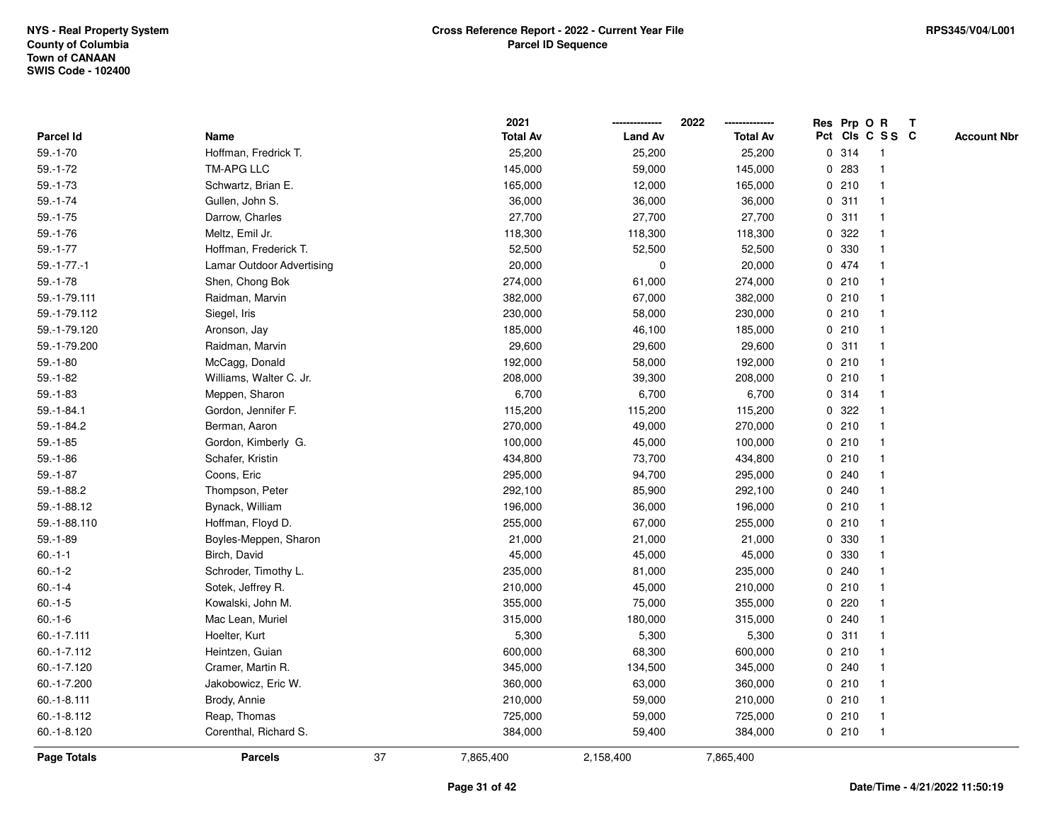NYS - Real Property System
County of Columbia
Town of CANAAN
SWIS Code - 102400

**Cross Reference Report - 2022 - Current Year File**
**Parcel ID Sequence**

RPS345/V04/L001

| Parcel Id | Name | 2021 Total Av | 2022 Land Av | 2022 Total Av | Res Pct | Prp Cls | O C | R S S | T C | Account Nbr |
|---|---|---|---|---|---|---|---|---|---|---|
| 59.-1-70 | Hoffman, Fredrick T. | 25,200 | 25,200 | 25,200 | 0 | 314 | | 1 | | |
| 59.-1-72 | TM-APG LLC | 145,000 | 59,000 | 145,000 | 0 | 283 | | 1 | | |
| 59.-1-73 | Schwartz, Brian E. | 165,000 | 12,000 | 165,000 | 0 | 210 | | 1 | | |
| 59.-1-74 | Gullen, John S. | 36,000 | 36,000 | 36,000 | 0 | 311 | | 1 | | |
| 59.-1-75 | Darrow, Charles | 27,700 | 27,700 | 27,700 | 0 | 311 | | 1 | | |
| 59.-1-76 | Meltz, Emil Jr. | 118,300 | 118,300 | 118,300 | 0 | 322 | | 1 | | |
| 59.-1-77 | Hoffman, Frederick T. | 52,500 | 52,500 | 52,500 | 0 | 330 | | 1 | | |
| 59.-1-77.-1 | Lamar Outdoor Advertising | 20,000 | 0 | 20,000 | 0 | 474 | | 1 | | |
| 59.-1-78 | Shen, Chong Bok | 274,000 | 61,000 | 274,000 | 0 | 210 | | 1 | | |
| 59.-1-79.111 | Raidman, Marvin | 382,000 | 67,000 | 382,000 | 0 | 210 | | 1 | | |
| 59.-1-79.112 | Siegel, Iris | 230,000 | 58,000 | 230,000 | 0 | 210 | | 1 | | |
| 59.-1-79.120 | Aronson, Jay | 185,000 | 46,100 | 185,000 | 0 | 210 | | 1 | | |
| 59.-1-79.200 | Raidman, Marvin | 29,600 | 29,600 | 29,600 | 0 | 311 | | 1 | | |
| 59.-1-80 | McCagg, Donald | 192,000 | 58,000 | 192,000 | 0 | 210 | | 1 | | |
| 59.-1-82 | Williams, Walter C. Jr. | 208,000 | 39,300 | 208,000 | 0 | 210 | | 1 | | |
| 59.-1-83 | Meppen, Sharon | 6,700 | 6,700 | 6,700 | 0 | 314 | | 1 | | |
| 59.-1-84.1 | Gordon, Jennifer F. | 115,200 | 115,200 | 115,200 | 0 | 322 | | 1 | | |
| 59.-1-84.2 | Berman, Aaron | 270,000 | 49,000 | 270,000 | 0 | 210 | | 1 | | |
| 59.-1-85 | Gordon, Kimberly G. | 100,000 | 45,000 | 100,000 | 0 | 210 | | 1 | | |
| 59.-1-86 | Schafer, Kristin | 434,800 | 73,700 | 434,800 | 0 | 210 | | 1 | | |
| 59.-1-87 | Coons, Eric | 295,000 | 94,700 | 295,000 | 0 | 240 | | 1 | | |
| 59.-1-88.2 | Thompson, Peter | 292,100 | 85,900 | 292,100 | 0 | 240 | | 1 | | |
| 59.-1-88.12 | Bynack, William | 196,000 | 36,000 | 196,000 | 0 | 210 | | 1 | | |
| 59.-1-88.110 | Hoffman, Floyd D. | 255,000 | 67,000 | 255,000 | 0 | 210 | | 1 | | |
| 59.-1-89 | Boyles-Meppen, Sharon | 21,000 | 21,000 | 21,000 | 0 | 330 | | 1 | | |
| 60.-1-1 | Birch, David | 45,000 | 45,000 | 45,000 | 0 | 330 | | 1 | | |
| 60.-1-2 | Schroder, Timothy L. | 235,000 | 81,000 | 235,000 | 0 | 240 | | 1 | | |
| 60.-1-4 | Sotek, Jeffrey R. | 210,000 | 45,000 | 210,000 | 0 | 210 | | 1 | | |
| 60.-1-5 | Kowalski, John M. | 355,000 | 75,000 | 355,000 | 0 | 220 | | 1 | | |
| 60.-1-6 | Mac Lean, Muriel | 315,000 | 180,000 | 315,000 | 0 | 240 | | 1 | | |
| 60.-1-7.111 | Hoelter, Kurt | 5,300 | 5,300 | 5,300 | 0 | 311 | | 1 | | |
| 60.-1-7.112 | Heintzen, Guian | 600,000 | 68,300 | 600,000 | 0 | 210 | | 1 | | |
| 60.-1-7.120 | Cramer, Martin R. | 345,000 | 134,500 | 345,000 | 0 | 240 | | 1 | | |
| 60.-1-7.200 | Jakobowicz, Eric W. | 360,000 | 63,000 | 360,000 | 0 | 210 | | 1 | | |
| 60.-1-8.111 | Brody, Annie | 210,000 | 59,000 | 210,000 | 0 | 210 | | 1 | | |
| 60.-1-8.112 | Reap, Thomas | 725,000 | 59,000 | 725,000 | 0 | 210 | | 1 | | |
| 60.-1-8.120 | Corenthal, Richard S. | 384,000 | 59,400 | 384,000 | 0 | 210 | | 1 | | |
| **Page Totals** | **Parcels** 37 | 7,865,400 | 2,158,400 | 7,865,400 | | | | | | |

Date/Time - 4/21/2022 11:50:19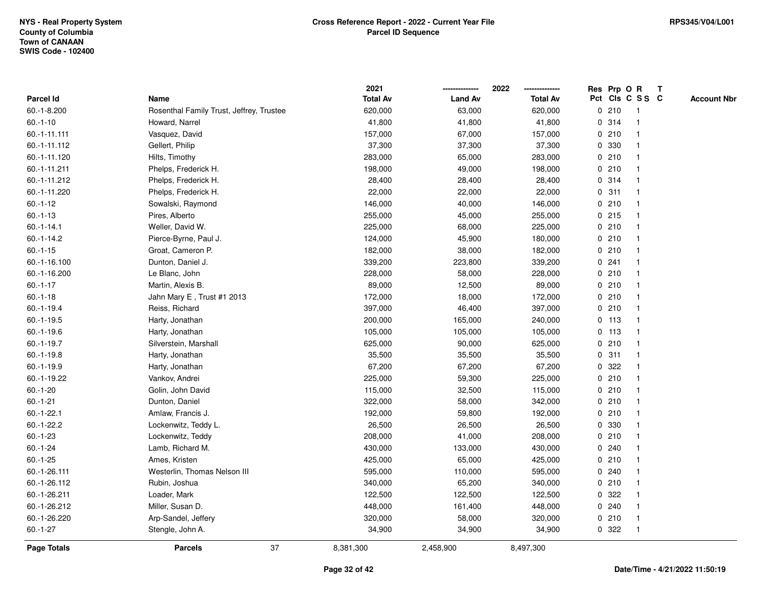NYS - Real Property System
County of Columbia
Town of CANAAN
SWIS Code - 102400

**Cross Reference Report - 2022 - Current Year File**
**Parcel ID Sequence**

RPS345/V04/L001

| Parcel Id | Name | 2021 Total Av | 2022 Land Av | 2022 Total Av | Res Pct | Prp Cls | O C | R S S | T C | Account Nbr |
|---|---|---|---|---|---|---|---|---|---|---|
| 60.-1-8.200 | Rosenthal Family Trust, Jeffrey, Trustee | 620,000 | 63,000 | 620,000 | 0 | 210 | | 1 | | |
| 60.-1-10 | Howard, Narrel | 41,800 | 41,800 | 41,800 | 0 | 314 | | 1 | | |
| 60.-1-11.111 | Vasquez, David | 157,000 | 67,000 | 157,000 | 0 | 210 | | 1 | | |
| 60.-1-11.112 | Gellert, Philip | 37,300 | 37,300 | 37,300 | 0 | 330 | | 1 | | |
| 60.-1-11.120 | Hilts, Timothy | 283,000 | 65,000 | 283,000 | 0 | 210 | | 1 | | |
| 60.-1-11.211 | Phelps, Frederick H. | 198,000 | 49,000 | 198,000 | 0 | 210 | | 1 | | |
| 60.-1-11.212 | Phelps, Frederick H. | 28,400 | 28,400 | 28,400 | 0 | 314 | | 1 | | |
| 60.-1-11.220 | Phelps, Frederick H. | 22,000 | 22,000 | 22,000 | 0 | 311 | | 1 | | |
| 60.-1-12 | Sowalski, Raymond | 146,000 | 40,000 | 146,000 | 0 | 210 | | 1 | | |
| 60.-1-13 | Pires, Alberto | 255,000 | 45,000 | 255,000 | 0 | 215 | | 1 | | |
| 60.-1-14.1 | Weller, David W. | 225,000 | 68,000 | 225,000 | 0 | 210 | | 1 | | |
| 60.-1-14.2 | Pierce-Byrne, Paul J. | 124,000 | 45,900 | 180,000 | 0 | 210 | | 1 | | |
| 60.-1-15 | Groat, Cameron P. | 182,000 | 38,000 | 182,000 | 0 | 210 | | 1 | | |
| 60.-1-16.100 | Dunton, Daniel J. | 339,200 | 223,800 | 339,200 | 0 | 241 | | 1 | | |
| 60.-1-16.200 | Le Blanc, John | 228,000 | 58,000 | 228,000 | 0 | 210 | | 1 | | |
| 60.-1-17 | Martin, Alexis B. | 89,000 | 12,500 | 89,000 | 0 | 210 | | 1 | | |
| 60.-1-18 | Jahn Mary E , Trust #1 2013 | 172,000 | 18,000 | 172,000 | 0 | 210 | | 1 | | |
| 60.-1-19.4 | Reiss, Richard | 397,000 | 46,400 | 397,000 | 0 | 210 | | 1 | | |
| 60.-1-19.5 | Harty, Jonathan | 200,000 | 165,000 | 240,000 | 0 | 113 | | 1 | | |
| 60.-1-19.6 | Harty, Jonathan | 105,000 | 105,000 | 105,000 | 0 | 113 | | 1 | | |
| 60.-1-19.7 | Silverstein, Marshall | 625,000 | 90,000 | 625,000 | 0 | 210 | | 1 | | |
| 60.-1-19.8 | Harty, Jonathan | 35,500 | 35,500 | 35,500 | 0 | 311 | | 1 | | |
| 60.-1-19.9 | Harty, Jonathan | 67,200 | 67,200 | 67,200 | 0 | 322 | | 1 | | |
| 60.-1-19.22 | Vankov, Andrei | 225,000 | 59,300 | 225,000 | 0 | 210 | | 1 | | |
| 60.-1-20 | Golin, John David | 115,000 | 32,500 | 115,000 | 0 | 210 | | 1 | | |
| 60.-1-21 | Dunton, Daniel | 322,000 | 58,000 | 342,000 | 0 | 210 | | 1 | | |
| 60.-1-22.1 | Amlaw, Francis J. | 192,000 | 59,800 | 192,000 | 0 | 210 | | 1 | | |
| 60.-1-22.2 | Lockenwitz, Teddy L. | 26,500 | 26,500 | 26,500 | 0 | 330 | | 1 | | |
| 60.-1-23 | Lockenwitz, Teddy | 208,000 | 41,000 | 208,000 | 0 | 210 | | 1 | | |
| 60.-1-24 | Lamb, Richard M. | 430,000 | 133,000 | 430,000 | 0 | 240 | | 1 | | |
| 60.-1-25 | Ames, Kristen | 425,000 | 65,000 | 425,000 | 0 | 210 | | 1 | | |
| 60.-1-26.111 | Westerlin, Thomas Nelson III | 595,000 | 110,000 | 595,000 | 0 | 240 | | 1 | | |
| 60.-1-26.112 | Rubin, Joshua | 340,000 | 65,200 | 340,000 | 0 | 210 | | 1 | | |
| 60.-1-26.211 | Loader, Mark | 122,500 | 122,500 | 122,500 | 0 | 322 | | 1 | | |
| 60.-1-26.212 | Miller, Susan D. | 448,000 | 161,400 | 448,000 | 0 | 240 | | 1 | | |
| 60.-1-26.220 | Arp-Sandel, Jeffery | 320,000 | 58,000 | 320,000 | 0 | 210 | | 1 | | |
| 60.-1-27 | Stengle, John A. | 34,900 | 34,900 | 34,900 | 0 | 322 | | 1 | | |
| **Page Totals** | **Parcels** 37 | 8,381,300 | 2,458,900 | 8,497,300 | | | | | | |

Date/Time - 4/21/2022 11:50:19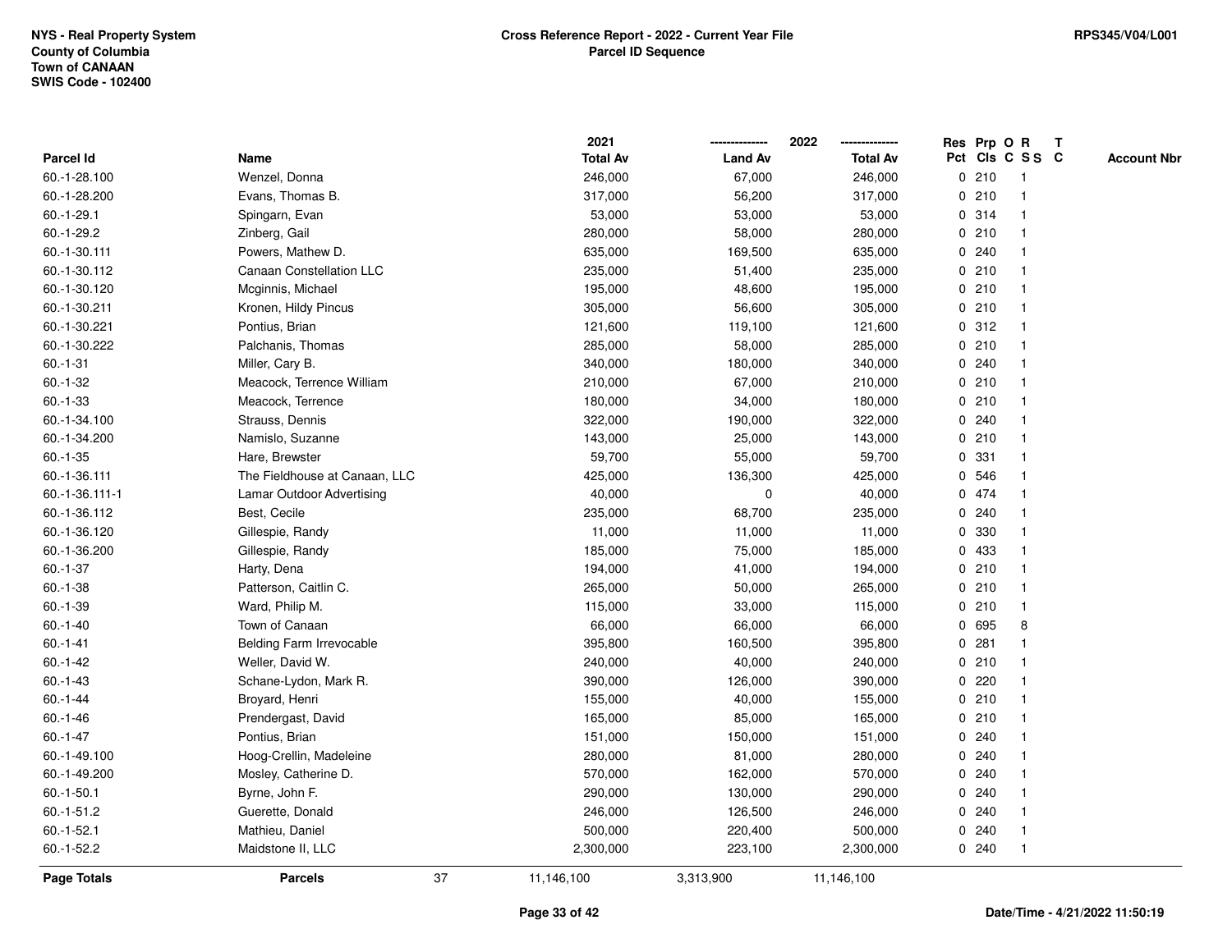**NYS - Real Property System**
**County of Columbia**
**Town of CANAAN**
**SWIS Code - 102400**

**Cross Reference Report - 2022 - Current Year File**
**Parcel ID Sequence**

**RPS345/V04/L001**

| Parcel Id | Name | 2021 Total Av | 2022 Land Av | 2022 Total Av | Res Pct | Prp Cls | O C | R S S | T C | Account Nbr |
|---|---|---|---|---|---|---|---|---|---|---|
| 60.-1-28.100 | Wenzel, Donna | 246,000 | 67,000 | 246,000 | 0 | 210 | | 1 | | |
| 60.-1-28.200 | Evans, Thomas B. | 317,000 | 56,200 | 317,000 | 0 | 210 | | 1 | | |
| 60.-1-29.1 | Spingarn, Evan | 53,000 | 53,000 | 53,000 | 0 | 314 | | 1 | | |
| 60.-1-29.2 | Zinberg, Gail | 280,000 | 58,000 | 280,000 | 0 | 210 | | 1 | | |
| 60.-1-30.111 | Powers, Mathew D. | 635,000 | 169,500 | 635,000 | 0 | 240 | | 1 | | |
| 60.-1-30.112 | Canaan Constellation LLC | 235,000 | 51,400 | 235,000 | 0 | 210 | | 1 | | |
| 60.-1-30.120 | Mcginnis, Michael | 195,000 | 48,600 | 195,000 | 0 | 210 | | 1 | | |
| 60.-1-30.211 | Kronen, Hildy Pincus | 305,000 | 56,600 | 305,000 | 0 | 210 | | 1 | | |
| 60.-1-30.221 | Pontius, Brian | 121,600 | 119,100 | 121,600 | 0 | 312 | | 1 | | |
| 60.-1-30.222 | Palchanis, Thomas | 285,000 | 58,000 | 285,000 | 0 | 210 | | 1 | | |
| 60.-1-31 | Miller, Cary B. | 340,000 | 180,000 | 340,000 | 0 | 240 | | 1 | | |
| 60.-1-32 | Meacock, Terrence William | 210,000 | 67,000 | 210,000 | 0 | 210 | | 1 | | |
| 60.-1-33 | Meacock, Terrence | 180,000 | 34,000 | 180,000 | 0 | 210 | | 1 | | |
| 60.-1-34.100 | Strauss, Dennis | 322,000 | 190,000 | 322,000 | 0 | 240 | | 1 | | |
| 60.-1-34.200 | Namislo, Suzanne | 143,000 | 25,000 | 143,000 | 0 | 210 | | 1 | | |
| 60.-1-35 | Hare, Brewster | 59,700 | 55,000 | 59,700 | 0 | 331 | | 1 | | |
| 60.-1-36.111 | The Fieldhouse at Canaan, LLC | 425,000 | 136,300 | 425,000 | 0 | 546 | | 1 | | |
| 60.-1-36.111-1 | Lamar Outdoor Advertising | 40,000 | 0 | 40,000 | 0 | 474 | | 1 | | |
| 60.-1-36.112 | Best, Cecile | 235,000 | 68,700 | 235,000 | 0 | 240 | | 1 | | |
| 60.-1-36.120 | Gillespie, Randy | 11,000 | 11,000 | 11,000 | 0 | 330 | | 1 | | |
| 60.-1-36.200 | Gillespie, Randy | 185,000 | 75,000 | 185,000 | 0 | 433 | | 1 | | |
| 60.-1-37 | Harty, Dena | 194,000 | 41,000 | 194,000 | 0 | 210 | | 1 | | |
| 60.-1-38 | Patterson, Caitlin C. | 265,000 | 50,000 | 265,000 | 0 | 210 | | 1 | | |
| 60.-1-39 | Ward, Philip M. | 115,000 | 33,000 | 115,000 | 0 | 210 | | 1 | | |
| 60.-1-40 | Town of Canaan | 66,000 | 66,000 | 66,000 | 0 | 695 | | 8 | | |
| 60.-1-41 | Belding Farm Irrevocable | 395,800 | 160,500 | 395,800 | 0 | 281 | | 1 | | |
| 60.-1-42 | Weller, David W. | 240,000 | 40,000 | 240,000 | 0 | 210 | | 1 | | |
| 60.-1-43 | Schane-Lydon, Mark R. | 390,000 | 126,000 | 390,000 | 0 | 220 | | 1 | | |
| 60.-1-44 | Broyard, Henri | 155,000 | 40,000 | 155,000 | 0 | 210 | | 1 | | |
| 60.-1-46 | Prendergast, David | 165,000 | 85,000 | 165,000 | 0 | 210 | | 1 | | |
| 60.-1-47 | Pontius, Brian | 151,000 | 150,000 | 151,000 | 0 | 240 | | 1 | | |
| 60.-1-49.100 | Hoog-Crellin, Madeleine | 280,000 | 81,000 | 280,000 | 0 | 240 | | 1 | | |
| 60.-1-49.200 | Mosley, Catherine D. | 570,000 | 162,000 | 570,000 | 0 | 240 | | 1 | | |
| 60.-1-50.1 | Byrne, John F. | 290,000 | 130,000 | 290,000 | 0 | 240 | | 1 | | |
| 60.-1-51.2 | Guerette, Donald | 246,000 | 126,500 | 246,000 | 0 | 240 | | 1 | | |
| 60.-1-52.1 | Mathieu, Daniel | 500,000 | 220,400 | 500,000 | 0 | 240 | | 1 | | |
| 60.-1-52.2 | Maidstone II, LLC | 2,300,000 | 223,100 | 2,300,000 | 0 | 240 | | 1 | | |
| **Page Totals** | **Parcels** 37 | 11,146,100 | 3,313,900 | 11,146,100 | | | | | | |

**Date/Time - 4/21/2022 11:50:19**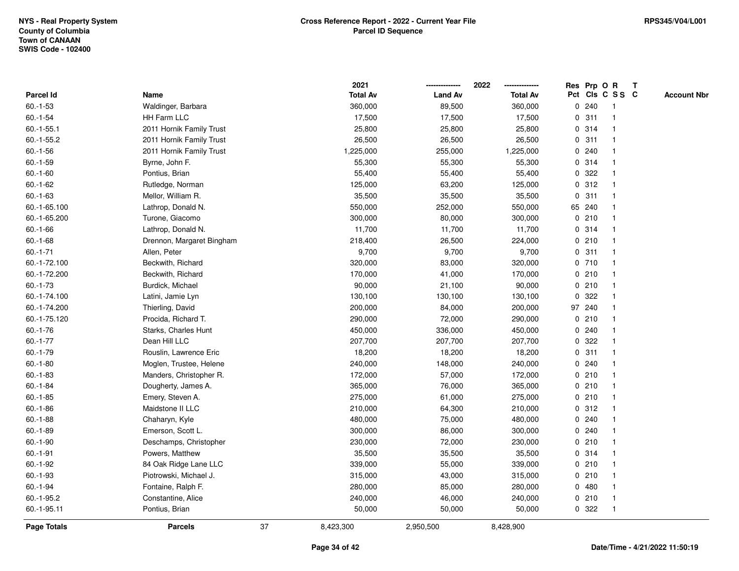NYS - Real Property System
County of Columbia
Town of CANAAN
SWIS Code - 102400

**Cross Reference Report - 2022 - Current Year File**
**Parcel ID Sequence**

RPS345/V04/L001

| Parcel Id | Name | 2021 Total Av | 2022 Land Av | 2022 Total Av | Res Pct | Prp Cls | O C | R S S | T C | Account Nbr |
|---|---|---|---|---|---|---|---|---|---|---|
| 60.-1-53 | Waldinger, Barbara | 360,000 | 89,500 | 360,000 | 0 | 240 | | 1 | | |
| 60.-1-54 | HH Farm LLC | 17,500 | 17,500 | 17,500 | 0 | 311 | | 1 | | |
| 60.-1-55.1 | 2011 Hornik Family Trust | 25,800 | 25,800 | 25,800 | 0 | 314 | | 1 | | |
| 60.-1-55.2 | 2011 Hornik Family Trust | 26,500 | 26,500 | 26,500 | 0 | 311 | | 1 | | |
| 60.-1-56 | 2011 Hornik Family Trust | 1,225,000 | 255,000 | 1,225,000 | 0 | 240 | | 1 | | |
| 60.-1-59 | Byrne, John F. | 55,300 | 55,300 | 55,300 | 0 | 314 | | 1 | | |
| 60.-1-60 | Pontius, Brian | 55,400 | 55,400 | 55,400 | 0 | 322 | | 1 | | |
| 60.-1-62 | Rutledge, Norman | 125,000 | 63,200 | 125,000 | 0 | 312 | | 1 | | |
| 60.-1-63 | Mellor, William R. | 35,500 | 35,500 | 35,500 | 0 | 311 | | 1 | | |
| 60.-1-65.100 | Lathrop, Donald N. | 550,000 | 252,000 | 550,000 | 65 | 240 | | 1 | | |
| 60.-1-65.200 | Turone, Giacomo | 300,000 | 80,000 | 300,000 | 0 | 210 | | 1 | | |
| 60.-1-66 | Lathrop, Donald N. | 11,700 | 11,700 | 11,700 | 0 | 314 | | 1 | | |
| 60.-1-68 | Drennon, Margaret Bingham | 218,400 | 26,500 | 224,000 | 0 | 210 | | 1 | | |
| 60.-1-71 | Allen, Peter | 9,700 | 9,700 | 9,700 | 0 | 311 | | 1 | | |
| 60.-1-72.100 | Beckwith, Richard | 320,000 | 83,000 | 320,000 | 0 | 710 | | 1 | | |
| 60.-1-72.200 | Beckwith, Richard | 170,000 | 41,000 | 170,000 | 0 | 210 | | 1 | | |
| 60.-1-73 | Burdick, Michael | 90,000 | 21,100 | 90,000 | 0 | 210 | | 1 | | |
| 60.-1-74.100 | Latini, Jamie Lyn | 130,100 | 130,100 | 130,100 | 0 | 322 | | 1 | | |
| 60.-1-74.200 | Thierling, David | 200,000 | 84,000 | 200,000 | 97 | 240 | | 1 | | |
| 60.-1-75.120 | Procida, Richard T. | 290,000 | 72,000 | 290,000 | 0 | 210 | | 1 | | |
| 60.-1-76 | Starks, Charles Hunt | 450,000 | 336,000 | 450,000 | 0 | 240 | | 1 | | |
| 60.-1-77 | Dean Hill LLC | 207,700 | 207,700 | 207,700 | 0 | 322 | | 1 | | |
| 60.-1-79 | Rouslin, Lawrence Eric | 18,200 | 18,200 | 18,200 | 0 | 311 | | 1 | | |
| 60.-1-80 | Moglen, Trustee, Helene | 240,000 | 148,000 | 240,000 | 0 | 240 | | 1 | | |
| 60.-1-83 | Manders, Christopher R. | 172,000 | 57,000 | 172,000 | 0 | 210 | | 1 | | |
| 60.-1-84 | Dougherty, James A. | 365,000 | 76,000 | 365,000 | 0 | 210 | | 1 | | |
| 60.-1-85 | Emery, Steven A. | 275,000 | 61,000 | 275,000 | 0 | 210 | | 1 | | |
| 60.-1-86 | Maidstone II LLC | 210,000 | 64,300 | 210,000 | 0 | 312 | | 1 | | |
| 60.-1-88 | Chaharyn, Kyle | 480,000 | 75,000 | 480,000 | 0 | 240 | | 1 | | |
| 60.-1-89 | Emerson, Scott L. | 300,000 | 86,000 | 300,000 | 0 | 240 | | 1 | | |
| 60.-1-90 | Deschamps, Christopher | 230,000 | 72,000 | 230,000 | 0 | 210 | | 1 | | |
| 60.-1-91 | Powers, Matthew | 35,500 | 35,500 | 35,500 | 0 | 314 | | 1 | | |
| 60.-1-92 | 84 Oak Ridge Lane LLC | 339,000 | 55,000 | 339,000 | 0 | 210 | | 1 | | |
| 60.-1-93 | Piotrowski, Michael J. | 315,000 | 43,000 | 315,000 | 0 | 210 | | 1 | | |
| 60.-1-94 | Fontaine, Ralph F. | 280,000 | 85,000 | 280,000 | 0 | 480 | | 1 | | |
| 60.-1-95.2 | Constantine, Alice | 240,000 | 46,000 | 240,000 | 0 | 210 | | 1 | | |
| 60.-1-95.11 | Pontius, Brian | 50,000 | 50,000 | 50,000 | 0 | 322 | | 1 | | |

| Page Totals | Parcels | 37 | 8,423,300 | 2,950,500 | 8,428,900 |
|---|---|---|---|---|---|

Date/Time - 4/21/2022 11:50:19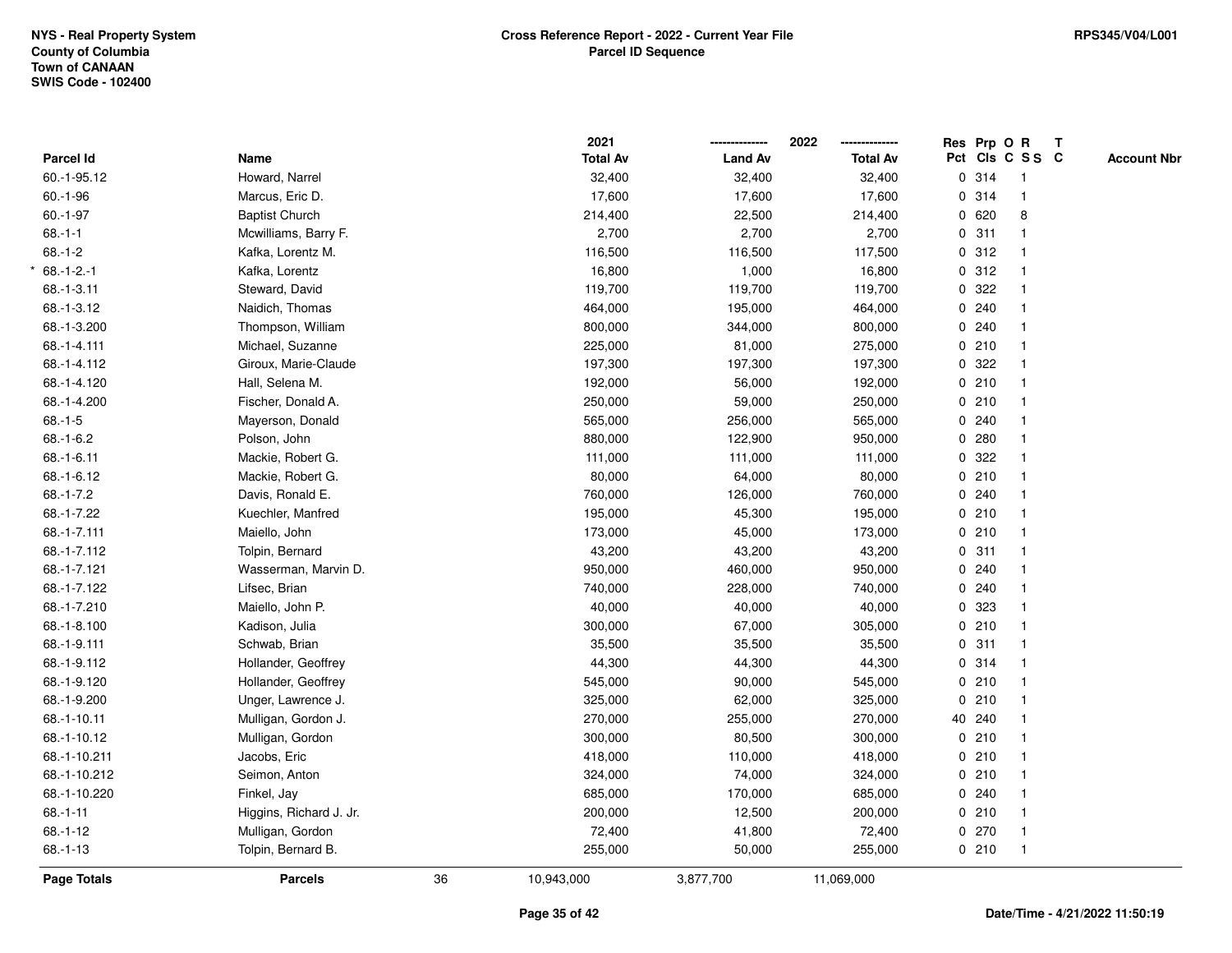NYS - Real Property System
County of Columbia
Town of CANAAN
SWIS Code - 102400

**Cross Reference Report - 2022 - Current Year File**
**Parcel ID Sequence**

RPS345/V04/L001

| Parcel Id | Name | 2021 Total Av | 2022 Land Av | 2022 Total Av | Res Pct | Prp Cls | O C | R S S | T C | Account Nbr |
|---|---|---|---|---|---|---|---|---|---|---|
| 60.-1-95.12 | Howard, Narrel | 32,400 | 32,400 | 32,400 | 0 | 314 | | 1 | | |
| 60.-1-96 | Marcus, Eric D. | 17,600 | 17,600 | 17,600 | 0 | 314 | | 1 | | |
| 60.-1-97 | Baptist Church | 214,400 | 22,500 | 214,400 | 0 | 620 | | 8 | | |
| 68.-1-1 | Mcwilliams, Barry F. | 2,700 | 2,700 | 2,700 | 0 | 311 | | 1 | | |
| 68.-1-2 | Kafka, Lorentz M. | 116,500 | 116,500 | 117,500 | 0 | 312 | | 1 | | |
| * 68.-1-2.-1 | Kafka, Lorentz | 16,800 | 1,000 | 16,800 | 0 | 312 | | 1 | | |
| 68.-1-3.11 | Steward, David | 119,700 | 119,700 | 119,700 | 0 | 322 | | 1 | | |
| 68.-1-3.12 | Naidich, Thomas | 464,000 | 195,000 | 464,000 | 0 | 240 | | 1 | | |
| 68.-1-3.200 | Thompson, William | 800,000 | 344,000 | 800,000 | 0 | 240 | | 1 | | |
| 68.-1-4.111 | Michael, Suzanne | 225,000 | 81,000 | 275,000 | 0 | 210 | | 1 | | |
| 68.-1-4.112 | Giroux, Marie-Claude | 197,300 | 197,300 | 197,300 | 0 | 322 | | 1 | | |
| 68.-1-4.120 | Hall, Selena M. | 192,000 | 56,000 | 192,000 | 0 | 210 | | 1 | | |
| 68.-1-4.200 | Fischer, Donald A. | 250,000 | 59,000 | 250,000 | 0 | 210 | | 1 | | |
| 68.-1-5 | Mayerson, Donald | 565,000 | 256,000 | 565,000 | 0 | 240 | | 1 | | |
| 68.-1-6.2 | Polson, John | 880,000 | 122,900 | 950,000 | 0 | 280 | | 1 | | |
| 68.-1-6.11 | Mackie, Robert G. | 111,000 | 111,000 | 111,000 | 0 | 322 | | 1 | | |
| 68.-1-6.12 | Mackie, Robert G. | 80,000 | 64,000 | 80,000 | 0 | 210 | | 1 | | |
| 68.-1-7.2 | Davis, Ronald E. | 760,000 | 126,000 | 760,000 | 0 | 240 | | 1 | | |
| 68.-1-7.22 | Kuechler, Manfred | 195,000 | 45,300 | 195,000 | 0 | 210 | | 1 | | |
| 68.-1-7.111 | Maiello, John | 173,000 | 45,000 | 173,000 | 0 | 210 | | 1 | | |
| 68.-1-7.112 | Tolpin, Bernard | 43,200 | 43,200 | 43,200 | 0 | 311 | | 1 | | |
| 68.-1-7.121 | Wasserman, Marvin D. | 950,000 | 460,000 | 950,000 | 0 | 240 | | 1 | | |
| 68.-1-7.122 | Lifsec, Brian | 740,000 | 228,000 | 740,000 | 0 | 240 | | 1 | | |
| 68.-1-7.210 | Maiello, John P. | 40,000 | 40,000 | 40,000 | 0 | 323 | | 1 | | |
| 68.-1-8.100 | Kadison, Julia | 300,000 | 67,000 | 305,000 | 0 | 210 | | 1 | | |
| 68.-1-9.111 | Schwab, Brian | 35,500 | 35,500 | 35,500 | 0 | 311 | | 1 | | |
| 68.-1-9.112 | Hollander, Geoffrey | 44,300 | 44,300 | 44,300 | 0 | 314 | | 1 | | |
| 68.-1-9.120 | Hollander, Geoffrey | 545,000 | 90,000 | 545,000 | 0 | 210 | | 1 | | |
| 68.-1-9.200 | Unger, Lawrence J. | 325,000 | 62,000 | 325,000 | 0 | 210 | | 1 | | |
| 68.-1-10.11 | Mulligan, Gordon J. | 270,000 | 255,000 | 270,000 | 40 | 240 | | 1 | | |
| 68.-1-10.12 | Mulligan, Gordon | 300,000 | 80,500 | 300,000 | 0 | 210 | | 1 | | |
| 68.-1-10.211 | Jacobs, Eric | 418,000 | 110,000 | 418,000 | 0 | 210 | | 1 | | |
| 68.-1-10.212 | Seimon, Anton | 324,000 | 74,000 | 324,000 | 0 | 210 | | 1 | | |
| 68.-1-10.220 | Finkel, Jay | 685,000 | 170,000 | 685,000 | 0 | 240 | | 1 | | |
| 68.-1-11 | Higgins, Richard J. Jr. | 200,000 | 12,500 | 200,000 | 0 | 210 | | 1 | | |
| 68.-1-12 | Mulligan, Gordon | 72,400 | 41,800 | 72,400 | 0 | 270 | | 1 | | |
| 68.-1-13 | Tolpin, Bernard B. | 255,000 | 50,000 | 255,000 | 0 | 210 | | 1 | | |
| **Page Totals** | **Parcels** 36 | 10,943,000 | 3,877,700 | 11,069,000 | | | | | | |

Date/Time - 4/21/2022 11:50:19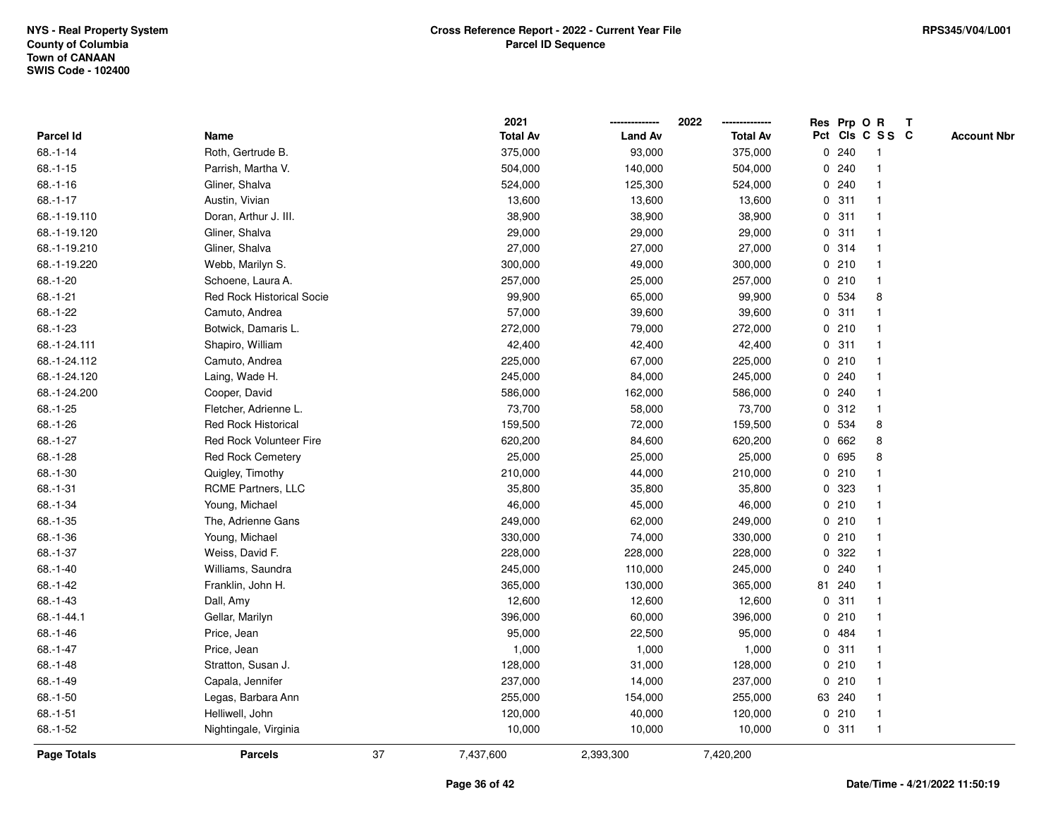NYS - Real Property System
County of Columbia
Town of CANAAN
SWIS Code - 102400

**Cross Reference Report - 2022 - Current Year File**
**Parcel ID Sequence**

RPS345/V04/L001

| Parcel Id | Name | 2021 Total Av | 2022 Land Av | 2022 Total Av | Res Pct | Prp Cls | O C | R S S | T C | Account Nbr |
|---|---|---|---|---|---|---|---|---|---|---|
| 68.-1-14 | Roth, Gertrude B. | 375,000 | 93,000 | 375,000 | 0 | 240 | | 1 | | |
| 68.-1-15 | Parrish, Martha V. | 504,000 | 140,000 | 504,000 | 0 | 240 | | 1 | | |
| 68.-1-16 | Gliner, Shalva | 524,000 | 125,300 | 524,000 | 0 | 240 | | 1 | | |
| 68.-1-17 | Austin, Vivian | 13,600 | 13,600 | 13,600 | 0 | 311 | | 1 | | |
| 68.-1-19.110 | Doran, Arthur J. III. | 38,900 | 38,900 | 38,900 | 0 | 311 | | 1 | | |
| 68.-1-19.120 | Gliner, Shalva | 29,000 | 29,000 | 29,000 | 0 | 311 | | 1 | | |
| 68.-1-19.210 | Gliner, Shalva | 27,000 | 27,000 | 27,000 | 0 | 314 | | 1 | | |
| 68.-1-19.220 | Webb, Marilyn S. | 300,000 | 49,000 | 300,000 | 0 | 210 | | 1 | | |
| 68.-1-20 | Schoene, Laura A. | 257,000 | 25,000 | 257,000 | 0 | 210 | | 1 | | |
| 68.-1-21 | Red Rock Historical Socie | 99,900 | 65,000 | 99,900 | 0 | 534 | | 8 | | |
| 68.-1-22 | Camuto, Andrea | 57,000 | 39,600 | 39,600 | 0 | 311 | | 1 | | |
| 68.-1-23 | Botwick, Damaris L. | 272,000 | 79,000 | 272,000 | 0 | 210 | | 1 | | |
| 68.-1-24.111 | Shapiro, William | 42,400 | 42,400 | 42,400 | 0 | 311 | | 1 | | |
| 68.-1-24.112 | Camuto, Andrea | 225,000 | 67,000 | 225,000 | 0 | 210 | | 1 | | |
| 68.-1-24.120 | Laing, Wade H. | 245,000 | 84,000 | 245,000 | 0 | 240 | | 1 | | |
| 68.-1-24.200 | Cooper, David | 586,000 | 162,000 | 586,000 | 0 | 240 | | 1 | | |
| 68.-1-25 | Fletcher, Adrienne L. | 73,700 | 58,000 | 73,700 | 0 | 312 | | 1 | | |
| 68.-1-26 | Red Rock Historical | 159,500 | 72,000 | 159,500 | 0 | 534 | | 8 | | |
| 68.-1-27 | Red Rock Volunteer Fire | 620,200 | 84,600 | 620,200 | 0 | 662 | | 8 | | |
| 68.-1-28 | Red Rock Cemetery | 25,000 | 25,000 | 25,000 | 0 | 695 | | 8 | | |
| 68.-1-30 | Quigley, Timothy | 210,000 | 44,000 | 210,000 | 0 | 210 | | 1 | | |
| 68.-1-31 | RCME Partners, LLC | 35,800 | 35,800 | 35,800 | 0 | 323 | | 1 | | |
| 68.-1-34 | Young, Michael | 46,000 | 45,000 | 46,000 | 0 | 210 | | 1 | | |
| 68.-1-35 | The, Adrienne Gans | 249,000 | 62,000 | 249,000 | 0 | 210 | | 1 | | |
| 68.-1-36 | Young, Michael | 330,000 | 74,000 | 330,000 | 0 | 210 | | 1 | | |
| 68.-1-37 | Weiss, David F. | 228,000 | 228,000 | 228,000 | 0 | 322 | | 1 | | |
| 68.-1-40 | Williams, Saundra | 245,000 | 110,000 | 245,000 | 0 | 240 | | 1 | | |
| 68.-1-42 | Franklin, John H. | 365,000 | 130,000 | 365,000 | 81 | 240 | | 1 | | |
| 68.-1-43 | Dall, Amy | 12,600 | 12,600 | 12,600 | 0 | 311 | | 1 | | |
| 68.-1-44.1 | Gellar, Marilyn | 396,000 | 60,000 | 396,000 | 0 | 210 | | 1 | | |
| 68.-1-46 | Price, Jean | 95,000 | 22,500 | 95,000 | 0 | 484 | | 1 | | |
| 68.-1-47 | Price, Jean | 1,000 | 1,000 | 1,000 | 0 | 311 | | 1 | | |
| 68.-1-48 | Stratton, Susan J. | 128,000 | 31,000 | 128,000 | 0 | 210 | | 1 | | |
| 68.-1-49 | Capala, Jennifer | 237,000 | 14,000 | 237,000 | 0 | 210 | | 1 | | |
| 68.-1-50 | Legas, Barbara Ann | 255,000 | 154,000 | 255,000 | 63 | 240 | | 1 | | |
| 68.-1-51 | Helliwell, John | 120,000 | 40,000 | 120,000 | 0 | 210 | | 1 | | |
| 68.-1-52 | Nightingale, Virginia | 10,000 | 10,000 | 10,000 | 0 | 311 | | 1 | | |
| **Page Totals** | **Parcels** 37 | 7,437,600 | 2,393,300 | 7,420,200 | | | | | | |

**Date/Time - 4/21/2022 11:50:19**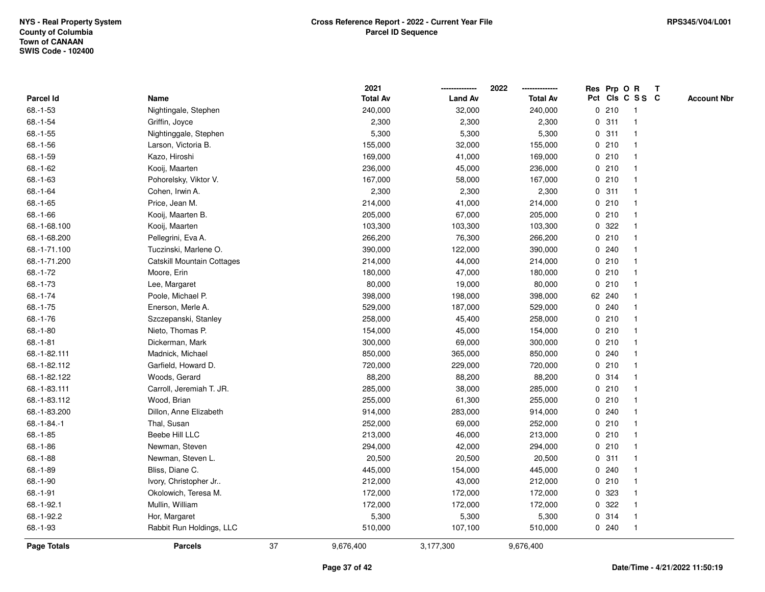NYS - Real Property System
County of Columbia
Town of CANAAN
SWIS Code - 102400

**Cross Reference Report - 2022 - Current Year File**
**Parcel ID Sequence**

RPS345/V04/L001

| Parcel Id | Name | 2021 Total Av | 2022 Land Av | 2022 Total Av | Res Pct | Prp Cls | O C | R S S | T C | Account Nbr |
|---|---|---|---|---|---|---|---|---|---|---|
| 68.-1-53 | Nightingale, Stephen | 240,000 | 32,000 | 240,000 | 0 | 210 | | 1 | | |
| 68.-1-54 | Griffin, Joyce | 2,300 | 2,300 | 2,300 | 0 | 311 | | 1 | | |
| 68.-1-55 | Nightinggale, Stephen | 5,300 | 5,300 | 5,300 | 0 | 311 | | 1 | | |
| 68.-1-56 | Larson, Victoria B. | 155,000 | 32,000 | 155,000 | 0 | 210 | | 1 | | |
| 68.-1-59 | Kazo, Hiroshi | 169,000 | 41,000 | 169,000 | 0 | 210 | | 1 | | |
| 68.-1-62 | Kooij, Maarten | 236,000 | 45,000 | 236,000 | 0 | 210 | | 1 | | |
| 68.-1-63 | Pohorelsky, Viktor V. | 167,000 | 58,000 | 167,000 | 0 | 210 | | 1 | | |
| 68.-1-64 | Cohen, Irwin A. | 2,300 | 2,300 | 2,300 | 0 | 311 | | 1 | | |
| 68.-1-65 | Price, Jean M. | 214,000 | 41,000 | 214,000 | 0 | 210 | | 1 | | |
| 68.-1-66 | Kooij, Maarten B. | 205,000 | 67,000 | 205,000 | 0 | 210 | | 1 | | |
| 68.-1-68.100 | Kooij, Maarten | 103,300 | 103,300 | 103,300 | 0 | 322 | | 1 | | |
| 68.-1-68.200 | Pellegrini, Eva A. | 266,200 | 76,300 | 266,200 | 0 | 210 | | 1 | | |
| 68.-1-71.100 | Tuczinski, Marlene O. | 390,000 | 122,000 | 390,000 | 0 | 240 | | 1 | | |
| 68.-1-71.200 | Catskill Mountain Cottages | 214,000 | 44,000 | 214,000 | 0 | 210 | | 1 | | |
| 68.-1-72 | Moore, Erin | 180,000 | 47,000 | 180,000 | 0 | 210 | | 1 | | |
| 68.-1-73 | Lee, Margaret | 80,000 | 19,000 | 80,000 | 0 | 210 | | 1 | | |
| 68.-1-74 | Poole, Michael P. | 398,000 | 198,000 | 398,000 | 62 | 240 | | 1 | | |
| 68.-1-75 | Enerson, Merle A. | 529,000 | 187,000 | 529,000 | 0 | 240 | | 1 | | |
| 68.-1-76 | Szczepanski, Stanley | 258,000 | 45,400 | 258,000 | 0 | 210 | | 1 | | |
| 68.-1-80 | Nieto, Thomas P. | 154,000 | 45,000 | 154,000 | 0 | 210 | | 1 | | |
| 68.-1-81 | Dickerman, Mark | 300,000 | 69,000 | 300,000 | 0 | 210 | | 1 | | |
| 68.-1-82.111 | Madnick, Michael | 850,000 | 365,000 | 850,000 | 0 | 240 | | 1 | | |
| 68.-1-82.112 | Garfield, Howard D. | 720,000 | 229,000 | 720,000 | 0 | 210 | | 1 | | |
| 68.-1-82.122 | Woods, Gerard | 88,200 | 88,200 | 88,200 | 0 | 314 | | 1 | | |
| 68.-1-83.111 | Carroll, Jeremiah T. JR. | 285,000 | 38,000 | 285,000 | 0 | 210 | | 1 | | |
| 68.-1-83.112 | Wood, Brian | 255,000 | 61,300 | 255,000 | 0 | 210 | | 1 | | |
| 68.-1-83.200 | Dillon, Anne Elizabeth | 914,000 | 283,000 | 914,000 | 0 | 240 | | 1 | | |
| 68.-1-84.-1 | Thal, Susan | 252,000 | 69,000 | 252,000 | 0 | 210 | | 1 | | |
| 68.-1-85 | Beebe Hill LLC | 213,000 | 46,000 | 213,000 | 0 | 210 | | 1 | | |
| 68.-1-86 | Newman, Steven | 294,000 | 42,000 | 294,000 | 0 | 210 | | 1 | | |
| 68.-1-88 | Newman, Steven L. | 20,500 | 20,500 | 20,500 | 0 | 311 | | 1 | | |
| 68.-1-89 | Bliss, Diane C. | 445,000 | 154,000 | 445,000 | 0 | 240 | | 1 | | |
| 68.-1-90 | Ivory, Christopher Jr.. | 212,000 | 43,000 | 212,000 | 0 | 210 | | 1 | | |
| 68.-1-91 | Okolowich, Teresa M. | 172,000 | 172,000 | 172,000 | 0 | 323 | | 1 | | |
| 68.-1-92.1 | Mullin, William | 172,000 | 172,000 | 172,000 | 0 | 322 | | 1 | | |
| 68.-1-92.2 | Hor, Margaret | 5,300 | 5,300 | 5,300 | 0 | 314 | | 1 | | |
| 68.-1-93 | Rabbit Run Holdings, LLC | 510,000 | 107,100 | 510,000 | 0 | 240 | | 1 | | |
| **Page Totals** | **Parcels** 37 | 9,676,400 | 3,177,300 | 9,676,400 | | | | | | |

Date/Time - 4/21/2022 11:50:19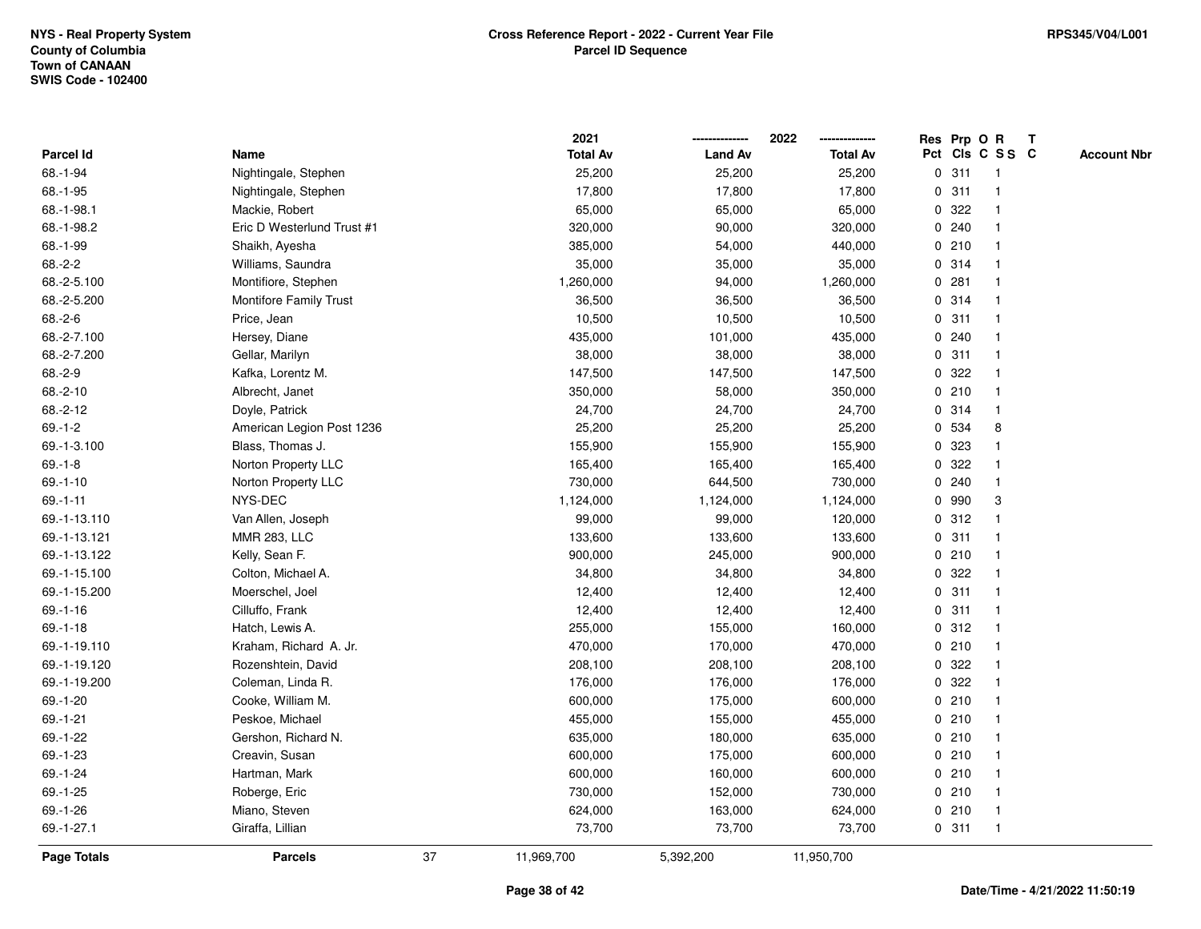NYS - Real Property System
County of Columbia
Town of CANAAN
SWIS Code - 102400

**Cross Reference Report - 2022 - Current Year File**
**Parcel ID Sequence**

RPS345/V04/L001

| Parcel Id | Name | 2021 Total Av | 2022 Land Av | 2022 Total Av | Res Pct | Prp Cls | O C | R S S | T C | Account Nbr |
|---|---|---|---|---|---|---|---|---|---|---|
| 68.-1-94 | Nightingale, Stephen | 25,200 | 25,200 | 25,200 | 0 | 311 | | 1 | | |
| 68.-1-95 | Nightingale, Stephen | 17,800 | 17,800 | 17,800 | 0 | 311 | | 1 | | |
| 68.-1-98.1 | Mackie, Robert | 65,000 | 65,000 | 65,000 | 0 | 322 | | 1 | | |
| 68.-1-98.2 | Eric D Westerlund Trust #1 | 320,000 | 90,000 | 320,000 | 0 | 240 | | 1 | | |
| 68.-1-99 | Shaikh, Ayesha | 385,000 | 54,000 | 440,000 | 0 | 210 | | 1 | | |
| 68.-2-2 | Williams, Saundra | 35,000 | 35,000 | 35,000 | 0 | 314 | | 1 | | |
| 68.-2-5.100 | Montifiore, Stephen | 1,260,000 | 94,000 | 1,260,000 | 0 | 281 | | 1 | | |
| 68.-2-5.200 | Montifore Family Trust | 36,500 | 36,500 | 36,500 | 0 | 314 | | 1 | | |
| 68.-2-6 | Price, Jean | 10,500 | 10,500 | 10,500 | 0 | 311 | | 1 | | |
| 68.-2-7.100 | Hersey, Diane | 435,000 | 101,000 | 435,000 | 0 | 240 | | 1 | | |
| 68.-2-7.200 | Gellar, Marilyn | 38,000 | 38,000 | 38,000 | 0 | 311 | | 1 | | |
| 68.-2-9 | Kafka, Lorentz M. | 147,500 | 147,500 | 147,500 | 0 | 322 | | 1 | | |
| 68.-2-10 | Albrecht, Janet | 350,000 | 58,000 | 350,000 | 0 | 210 | | 1 | | |
| 68.-2-12 | Doyle, Patrick | 24,700 | 24,700 | 24,700 | 0 | 314 | | 1 | | |
| 69.-1-2 | American Legion Post 1236 | 25,200 | 25,200 | 25,200 | 0 | 534 | | 8 | | |
| 69.-1-3.100 | Blass, Thomas J. | 155,900 | 155,900 | 155,900 | 0 | 323 | | 1 | | |
| 69.-1-8 | Norton Property LLC | 165,400 | 165,400 | 165,400 | 0 | 322 | | 1 | | |
| 69.-1-10 | Norton Property LLC | 730,000 | 644,500 | 730,000 | 0 | 240 | | 1 | | |
| 69.-1-11 | NYS-DEC | 1,124,000 | 1,124,000 | 1,124,000 | 0 | 990 | | 3 | | |
| 69.-1-13.110 | Van Allen, Joseph | 99,000 | 99,000 | 120,000 | 0 | 312 | | 1 | | |
| 69.-1-13.121 | MMR 283, LLC | 133,600 | 133,600 | 133,600 | 0 | 311 | | 1 | | |
| 69.-1-13.122 | Kelly, Sean F. | 900,000 | 245,000 | 900,000 | 0 | 210 | | 1 | | |
| 69.-1-15.100 | Colton, Michael A. | 34,800 | 34,800 | 34,800 | 0 | 322 | | 1 | | |
| 69.-1-15.200 | Moerschel, Joel | 12,400 | 12,400 | 12,400 | 0 | 311 | | 1 | | |
| 69.-1-16 | Cilluffo, Frank | 12,400 | 12,400 | 12,400 | 0 | 311 | | 1 | | |
| 69.-1-18 | Hatch, Lewis A. | 255,000 | 155,000 | 160,000 | 0 | 312 | | 1 | | |
| 69.-1-19.110 | Kraham, Richard A. Jr. | 470,000 | 170,000 | 470,000 | 0 | 210 | | 1 | | |
| 69.-1-19.120 | Rozenshtein, David | 208,100 | 208,100 | 208,100 | 0 | 322 | | 1 | | |
| 69.-1-19.200 | Coleman, Linda R. | 176,000 | 176,000 | 176,000 | 0 | 322 | | 1 | | |
| 69.-1-20 | Cooke, William M. | 600,000 | 175,000 | 600,000 | 0 | 210 | | 1 | | |
| 69.-1-21 | Peskoe, Michael | 455,000 | 155,000 | 455,000 | 0 | 210 | | 1 | | |
| 69.-1-22 | Gershon, Richard N. | 635,000 | 180,000 | 635,000 | 0 | 210 | | 1 | | |
| 69.-1-23 | Creavin, Susan | 600,000 | 175,000 | 600,000 | 0 | 210 | | 1 | | |
| 69.-1-24 | Hartman, Mark | 600,000 | 160,000 | 600,000 | 0 | 210 | | 1 | | |
| 69.-1-25 | Roberge, Eric | 730,000 | 152,000 | 730,000 | 0 | 210 | | 1 | | |
| 69.-1-26 | Miano, Steven | 624,000 | 163,000 | 624,000 | 0 | 210 | | 1 | | |
| 69.-1-27.1 | Giraffa, Lillian | 73,700 | 73,700 | 73,700 | 0 | 311 | | 1 | | |
| **Page Totals** | **Parcels** 37 | 11,969,700 | 5,392,200 | 11,950,700 | | | | | | |

Date/Time - 4/21/2022 11:50:19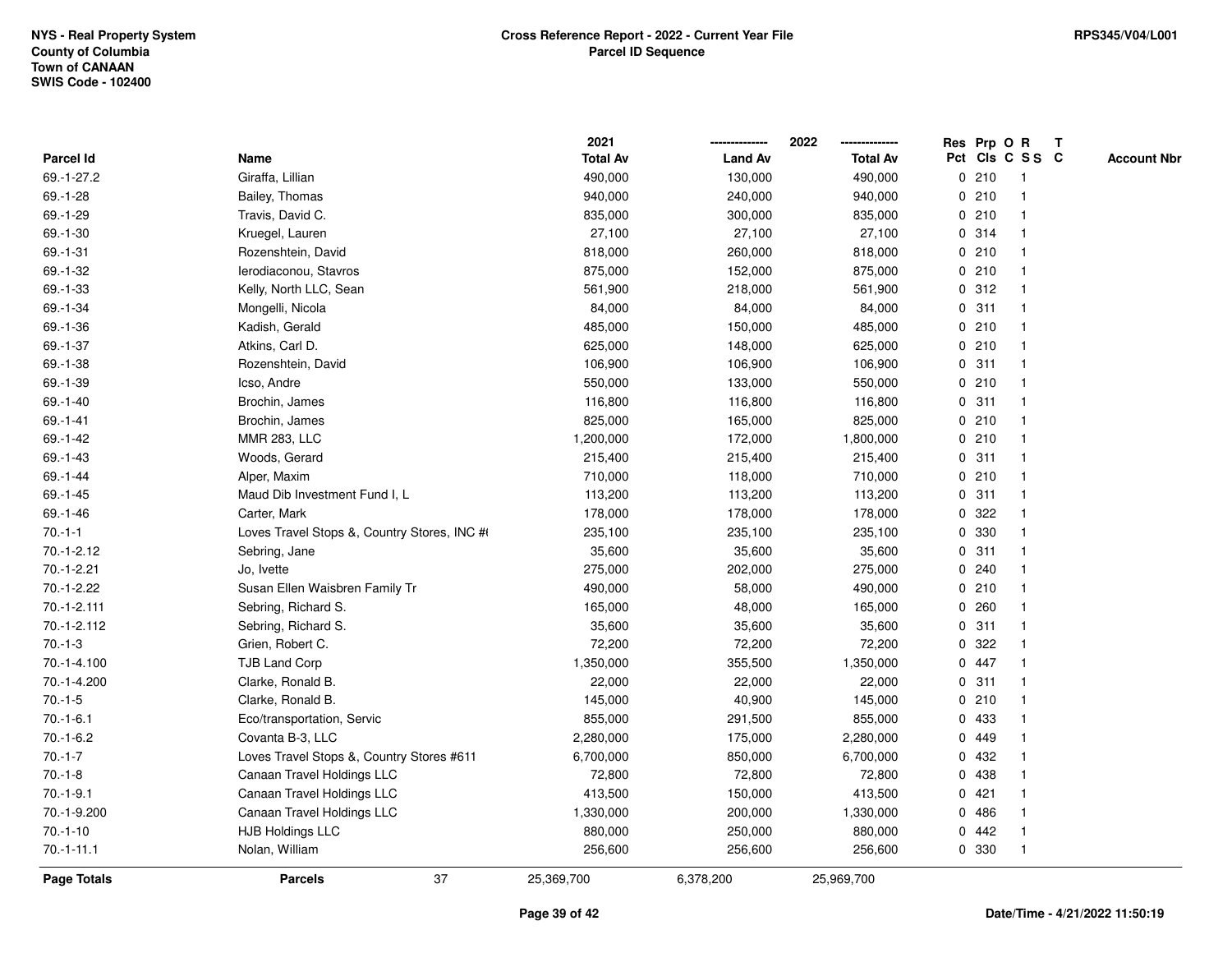NYS - Real Property System
County of Columbia
Town of CANAAN
SWIS Code - 102400

**Cross Reference Report - 2022 - Current Year File**
**Parcel ID Sequence**

RPS345/V04/L001

| Parcel Id | Name | 2021 Total Av | 2022 Land Av | 2022 Total Av | Res Pct | Prp Cls | O C | R S S | T C | Account Nbr |
|---|---|---|---|---|---|---|---|---|---|---|
| 69.-1-27.2 | Giraffa, Lillian | 490,000 | 130,000 | 490,000 | 0 | 210 | | 1 | | |
| 69.-1-28 | Bailey, Thomas | 940,000 | 240,000 | 940,000 | 0 | 210 | | 1 | | |
| 69.-1-29 | Travis, David C. | 835,000 | 300,000 | 835,000 | 0 | 210 | | 1 | | |
| 69.-1-30 | Kruegel, Lauren | 27,100 | 27,100 | 27,100 | 0 | 314 | | 1 | | |
| 69.-1-31 | Rozenshtein, David | 818,000 | 260,000 | 818,000 | 0 | 210 | | 1 | | |
| 69.-1-32 | Ierodiaconou, Stavros | 875,000 | 152,000 | 875,000 | 0 | 210 | | 1 | | |
| 69.-1-33 | Kelly, North LLC, Sean | 561,900 | 218,000 | 561,900 | 0 | 312 | | 1 | | |
| 69.-1-34 | Mongelli, Nicola | 84,000 | 84,000 | 84,000 | 0 | 311 | | 1 | | |
| 69.-1-36 | Kadish, Gerald | 485,000 | 150,000 | 485,000 | 0 | 210 | | 1 | | |
| 69.-1-37 | Atkins, Carl D. | 625,000 | 148,000 | 625,000 | 0 | 210 | | 1 | | |
| 69.-1-38 | Rozenshtein, David | 106,900 | 106,900 | 106,900 | 0 | 311 | | 1 | | |
| 69.-1-39 | Icso, Andre | 550,000 | 133,000 | 550,000 | 0 | 210 | | 1 | | |
| 69.-1-40 | Brochin, James | 116,800 | 116,800 | 116,800 | 0 | 311 | | 1 | | |
| 69.-1-41 | Brochin, James | 825,000 | 165,000 | 825,000 | 0 | 210 | | 1 | | |
| 69.-1-42 | MMR 283, LLC | 1,200,000 | 172,000 | 1,800,000 | 0 | 210 | | 1 | | |
| 69.-1-43 | Woods, Gerard | 215,400 | 215,400 | 215,400 | 0 | 311 | | 1 | | |
| 69.-1-44 | Alper, Maxim | 710,000 | 118,000 | 710,000 | 0 | 210 | | 1 | | |
| 69.-1-45 | Maud Dib Investment Fund I, L | 113,200 | 113,200 | 113,200 | 0 | 311 | | 1 | | |
| 69.-1-46 | Carter, Mark | 178,000 | 178,000 | 178,000 | 0 | 322 | | 1 | | |
| 70.-1-1 | Loves Travel Stops &, Country Stores, INC #( | 235,100 | 235,100 | 235,100 | 0 | 330 | | 1 | | |
| 70.-1-2.12 | Sebring, Jane | 35,600 | 35,600 | 35,600 | 0 | 311 | | 1 | | |
| 70.-1-2.21 | Jo, Ivette | 275,000 | 202,000 | 275,000 | 0 | 240 | | 1 | | |
| 70.-1-2.22 | Susan Ellen Waisbren Family Tr | 490,000 | 58,000 | 490,000 | 0 | 210 | | 1 | | |
| 70.-1-2.111 | Sebring, Richard S. | 165,000 | 48,000 | 165,000 | 0 | 260 | | 1 | | |
| 70.-1-2.112 | Sebring, Richard S. | 35,600 | 35,600 | 35,600 | 0 | 311 | | 1 | | |
| 70.-1-3 | Grien, Robert C. | 72,200 | 72,200 | 72,200 | 0 | 322 | | 1 | | |
| 70.-1-4.100 | TJB Land Corp | 1,350,000 | 355,500 | 1,350,000 | 0 | 447 | | 1 | | |
| 70.-1-4.200 | Clarke, Ronald B. | 22,000 | 22,000 | 22,000 | 0 | 311 | | 1 | | |
| 70.-1-5 | Clarke, Ronald B. | 145,000 | 40,900 | 145,000 | 0 | 210 | | 1 | | |
| 70.-1-6.1 | Eco/transportation, Servic | 855,000 | 291,500 | 855,000 | 0 | 433 | | 1 | | |
| 70.-1-6.2 | Covanta B-3, LLC | 2,280,000 | 175,000 | 2,280,000 | 0 | 449 | | 1 | | |
| 70.-1-7 | Loves Travel Stops &, Country Stores #611 | 6,700,000 | 850,000 | 6,700,000 | 0 | 432 | | 1 | | |
| 70.-1-8 | Canaan Travel Holdings LLC | 72,800 | 72,800 | 72,800 | 0 | 438 | | 1 | | |
| 70.-1-9.1 | Canaan Travel Holdings LLC | 413,500 | 150,000 | 413,500 | 0 | 421 | | 1 | | |
| 70.-1-9.200 | Canaan Travel Holdings LLC | 1,330,000 | 200,000 | 1,330,000 | 0 | 486 | | 1 | | |
| 70.-1-10 | HJB Holdings LLC | 880,000 | 250,000 | 880,000 | 0 | 442 | | 1 | | |
| 70.-1-11.1 | Nolan, William | 256,600 | 256,600 | 256,600 | 0 | 330 | | 1 | | |
| **Page Totals** | **Parcels** 37 | 25,369,700 | 6,378,200 | 25,969,700 | | | | | | |

Date/Time - 4/21/2022 11:50:19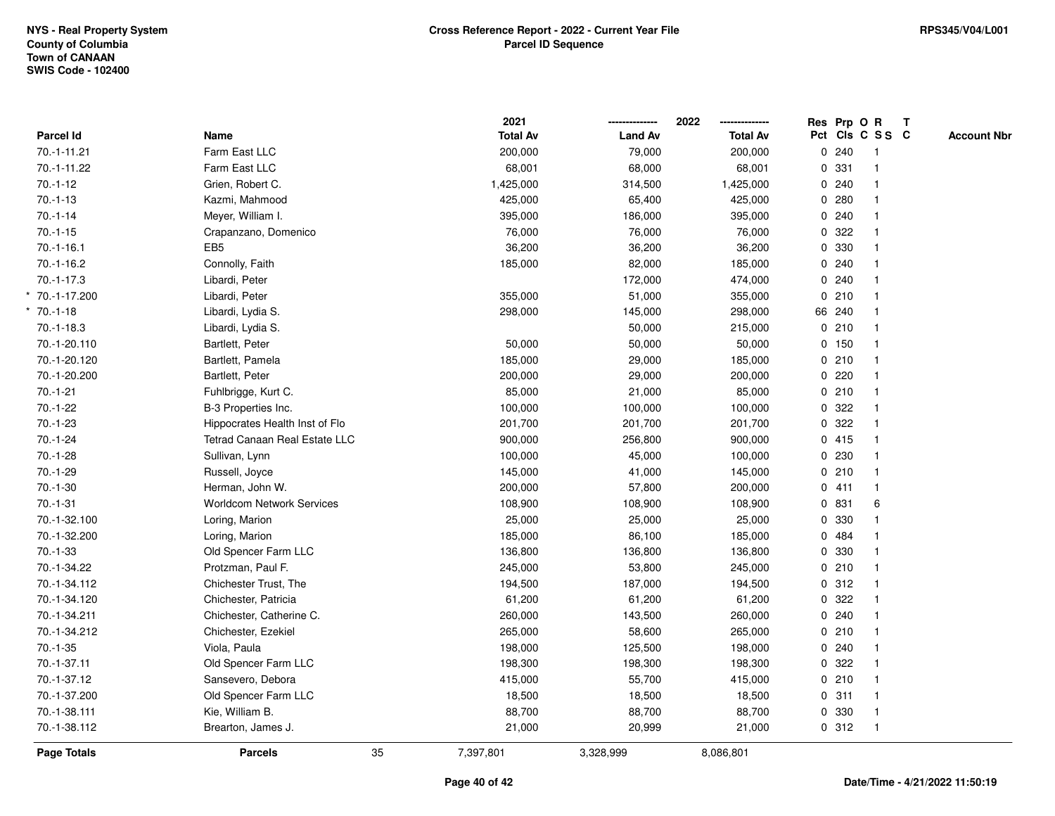**NYS - Real Property System**
**County of Columbia**
**Town of CANAAN**
**SWIS Code - 102400**

**Cross Reference Report - 2022 - Current Year File**
**Parcel ID Sequence**

**RPS345/V04/L001**

| Parcel Id | Name | 2021 Total Av | 2022 Land Av | 2022 Total Av | Res Pct | Prp Cls | O C | R S S | T C | Account Nbr |
|---|---|---|---|---|---|---|---|---|---|---|
| 70.-1-11.21 | Farm East LLC | 200,000 | 79,000 | 200,000 | 0 | 240 | | 1 | | |
| 70.-1-11.22 | Farm East LLC | 68,001 | 68,000 | 68,001 | 0 | 331 | | 1 | | |
| 70.-1-12 | Grien, Robert C. | 1,425,000 | 314,500 | 1,425,000 | 0 | 240 | | 1 | | |
| 70.-1-13 | Kazmi, Mahmood | 425,000 | 65,400 | 425,000 | 0 | 280 | | 1 | | |
| 70.-1-14 | Meyer, William I. | 395,000 | 186,000 | 395,000 | 0 | 240 | | 1 | | |
| 70.-1-15 | Crapanzano, Domenico | 76,000 | 76,000 | 76,000 | 0 | 322 | | 1 | | |
| 70.-1-16.1 | EB5 | 36,200 | 36,200 | 36,200 | 0 | 330 | | 1 | | |
| 70.-1-16.2 | Connolly, Faith | 185,000 | 82,000 | 185,000 | 0 | 240 | | 1 | | |
| 70.-1-17.3 | Libardi, Peter | | 172,000 | 474,000 | 0 | 240 | | 1 | | |
| * 70.-1-17.200 | Libardi, Peter | 355,000 | 51,000 | 355,000 | 0 | 210 | | 1 | | |
| * 70.-1-18 | Libardi, Lydia S. | 298,000 | 145,000 | 298,000 | 66 | 240 | | 1 | | |
| 70.-1-18.3 | Libardi, Lydia S. | | 50,000 | 215,000 | 0 | 210 | | 1 | | |
| 70.-1-20.110 | Bartlett, Peter | 50,000 | 50,000 | 50,000 | 0 | 150 | | 1 | | |
| 70.-1-20.120 | Bartlett, Pamela | 185,000 | 29,000 | 185,000 | 0 | 210 | | 1 | | |
| 70.-1-20.200 | Bartlett, Peter | 200,000 | 29,000 | 200,000 | 0 | 220 | | 1 | | |
| 70.-1-21 | Fuhlbrigge, Kurt C. | 85,000 | 21,000 | 85,000 | 0 | 210 | | 1 | | |
| 70.-1-22 | B-3 Properties Inc. | 100,000 | 100,000 | 100,000 | 0 | 322 | | 1 | | |
| 70.-1-23 | Hippocrates Health Inst of Flo | 201,700 | 201,700 | 201,700 | 0 | 322 | | 1 | | |
| 70.-1-24 | Tetrad Canaan Real Estate LLC | 900,000 | 256,800 | 900,000 | 0 | 415 | | 1 | | |
| 70.-1-28 | Sullivan, Lynn | 100,000 | 45,000 | 100,000 | 0 | 230 | | 1 | | |
| 70.-1-29 | Russell, Joyce | 145,000 | 41,000 | 145,000 | 0 | 210 | | 1 | | |
| 70.-1-30 | Herman, John W. | 200,000 | 57,800 | 200,000 | 0 | 411 | | 1 | | |
| 70.-1-31 | Worldcom Network Services | 108,900 | 108,900 | 108,900 | 0 | 831 | | 6 | | |
| 70.-1-32.100 | Loring, Marion | 25,000 | 25,000 | 25,000 | 0 | 330 | | 1 | | |
| 70.-1-32.200 | Loring, Marion | 185,000 | 86,100 | 185,000 | 0 | 484 | | 1 | | |
| 70.-1-33 | Old Spencer Farm LLC | 136,800 | 136,800 | 136,800 | 0 | 330 | | 1 | | |
| 70.-1-34.22 | Protzman, Paul F. | 245,000 | 53,800 | 245,000 | 0 | 210 | | 1 | | |
| 70.-1-34.112 | Chichester Trust, The | 194,500 | 187,000 | 194,500 | 0 | 312 | | 1 | | |
| 70.-1-34.120 | Chichester, Patricia | 61,200 | 61,200 | 61,200 | 0 | 322 | | 1 | | |
| 70.-1-34.211 | Chichester, Catherine C. | 260,000 | 143,500 | 260,000 | 0 | 240 | | 1 | | |
| 70.-1-34.212 | Chichester, Ezekiel | 265,000 | 58,600 | 265,000 | 0 | 210 | | 1 | | |
| 70.-1-35 | Viola, Paula | 198,000 | 125,500 | 198,000 | 0 | 240 | | 1 | | |
| 70.-1-37.11 | Old Spencer Farm LLC | 198,300 | 198,300 | 198,300 | 0 | 322 | | 1 | | |
| 70.-1-37.12 | Sansevero, Debora | 415,000 | 55,700 | 415,000 | 0 | 210 | | 1 | | |
| 70.-1-37.200 | Old Spencer Farm LLC | 18,500 | 18,500 | 18,500 | 0 | 311 | | 1 | | |
| 70.-1-38.111 | Kie, William B. | 88,700 | 88,700 | 88,700 | 0 | 330 | | 1 | | |
| 70.-1-38.112 | Brearton, James J. | 21,000 | 20,999 | 21,000 | 0 | 312 | | 1 | | |
| **Page Totals** | **Parcels** 35 | 7,397,801 | 3,328,999 | 8,086,801 | | | | | | |

**Date/Time - 4/21/2022 11:50:19**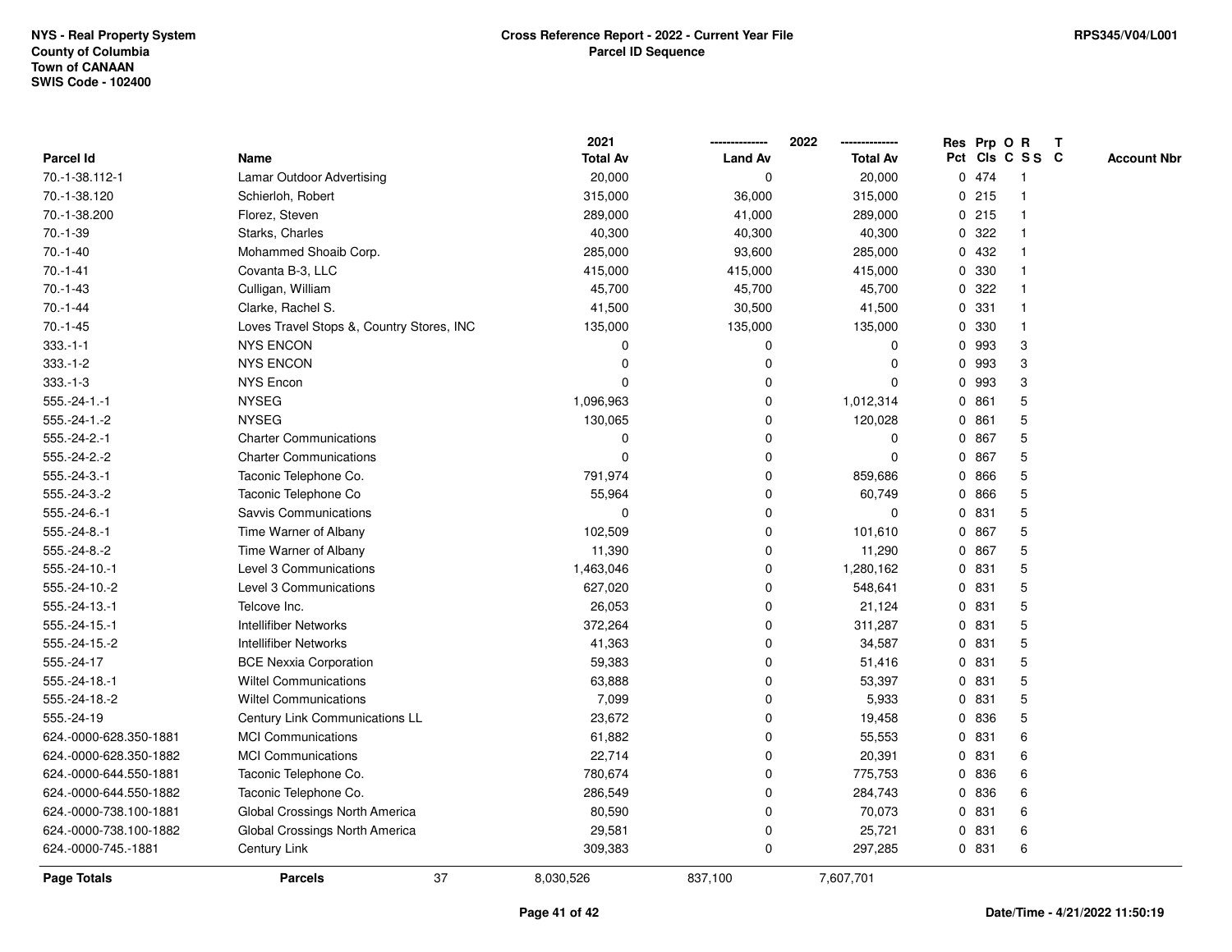NYS - Real Property System
County of Columbia
Town of CANAAN
SWIS Code - 102400

**Cross Reference Report - 2022 - Current Year File**
**Parcel ID Sequence**

RPS345/V04/L001

| Parcel Id | Name | 2021 Total Av | 2022 Land Av | 2022 Total Av | Res Pct | Prp Cls | O C | R S S | T C | Account Nbr |
|---|---|---|---|---|---|---|---|---|---|---|
| 70.-1-38.112-1 | Lamar Outdoor Advertising | 20,000 | 0 | 20,000 | 0 | 474 | | 1 | | |
| 70.-1-38.120 | Schierloh, Robert | 315,000 | 36,000 | 315,000 | 0 | 215 | | 1 | | |
| 70.-1-38.200 | Florez, Steven | 289,000 | 41,000 | 289,000 | 0 | 215 | | 1 | | |
| 70.-1-39 | Starks, Charles | 40,300 | 40,300 | 40,300 | 0 | 322 | | 1 | | |
| 70.-1-40 | Mohammed Shoaib Corp. | 285,000 | 93,600 | 285,000 | 0 | 432 | | 1 | | |
| 70.-1-41 | Covanta B-3, LLC | 415,000 | 415,000 | 415,000 | 0 | 330 | | 1 | | |
| 70.-1-43 | Culligan, William | 45,700 | 45,700 | 45,700 | 0 | 322 | | 1 | | |
| 70.-1-44 | Clarke, Rachel S. | 41,500 | 30,500 | 41,500 | 0 | 331 | | 1 | | |
| 70.-1-45 | Loves Travel Stops &, Country Stores, INC | 135,000 | 135,000 | 135,000 | 0 | 330 | | 1 | | |
| 333.-1-1 | NYS ENCON | 0 | 0 | 0 | 0 | 993 | | 3 | | |
| 333.-1-2 | NYS ENCON | 0 | 0 | 0 | 0 | 993 | | 3 | | |
| 333.-1-3 | NYS Encon | 0 | 0 | 0 | 0 | 993 | | 3 | | |
| 555.-24-1.-1 | NYSEG | 1,096,963 | 0 | 1,012,314 | 0 | 861 | | 5 | | |
| 555.-24-1.-2 | NYSEG | 130,065 | 0 | 120,028 | 0 | 861 | | 5 | | |
| 555.-24-2.-1 | Charter Communications | 0 | 0 | 0 | 0 | 867 | | 5 | | |
| 555.-24-2.-2 | Charter Communications | 0 | 0 | 0 | 0 | 867 | | 5 | | |
| 555.-24-3.-1 | Taconic Telephone Co. | 791,974 | 0 | 859,686 | 0 | 866 | | 5 | | |
| 555.-24-3.-2 | Taconic Telephone Co | 55,964 | 0 | 60,749 | 0 | 866 | | 5 | | |
| 555.-24-6.-1 | Savvis Communications | 0 | 0 | 0 | 0 | 831 | | 5 | | |
| 555.-24-8.-1 | Time Warner of Albany | 102,509 | 0 | 101,610 | 0 | 867 | | 5 | | |
| 555.-24-8.-2 | Time Warner of Albany | 11,390 | 0 | 11,290 | 0 | 867 | | 5 | | |
| 555.-24-10.-1 | Level 3 Communications | 1,463,046 | 0 | 1,280,162 | 0 | 831 | | 5 | | |
| 555.-24-10.-2 | Level 3 Communications | 627,020 | 0 | 548,641 | 0 | 831 | | 5 | | |
| 555.-24-13.-1 | Telcove Inc. | 26,053 | 0 | 21,124 | 0 | 831 | | 5 | | |
| 555.-24-15.-1 | Intellifiber Networks | 372,264 | 0 | 311,287 | 0 | 831 | | 5 | | |
| 555.-24-15.-2 | Intellifiber Networks | 41,363 | 0 | 34,587 | 0 | 831 | | 5 | | |
| 555.-24-17 | BCE Nexxia Corporation | 59,383 | 0 | 51,416 | 0 | 831 | | 5 | | |
| 555.-24-18.-1 | Wiltel Communications | 63,888 | 0 | 53,397 | 0 | 831 | | 5 | | |
| 555.-24-18.-2 | Wiltel Communications | 7,099 | 0 | 5,933 | 0 | 831 | | 5 | | |
| 555.-24-19 | Century Link Communications LL | 23,672 | 0 | 19,458 | 0 | 836 | | 5 | | |
| 624.-0000-628.350-1881 | MCI Communications | 61,882 | 0 | 55,553 | 0 | 831 | | 6 | | |
| 624.-0000-628.350-1882 | MCI Communications | 22,714 | 0 | 20,391 | 0 | 831 | | 6 | | |
| 624.-0000-644.550-1881 | Taconic Telephone Co. | 780,674 | 0 | 775,753 | 0 | 836 | | 6 | | |
| 624.-0000-644.550-1882 | Taconic Telephone Co. | 286,549 | 0 | 284,743 | 0 | 836 | | 6 | | |
| 624.-0000-738.100-1881 | Global Crossings North America | 80,590 | 0 | 70,073 | 0 | 831 | | 6 | | |
| 624.-0000-738.100-1882 | Global Crossings North America | 29,581 | 0 | 25,721 | 0 | 831 | | 6 | | |
| 624.-0000-745.-1881 | Century Link | 309,383 | 0 | 297,285 | 0 | 831 | | 6 | | |
| **Page Totals** | **Parcels** 37 | 8,030,526 | 837,100 | 7,607,701 | | | | | | |

Date/Time - 4/21/2022 11:50:19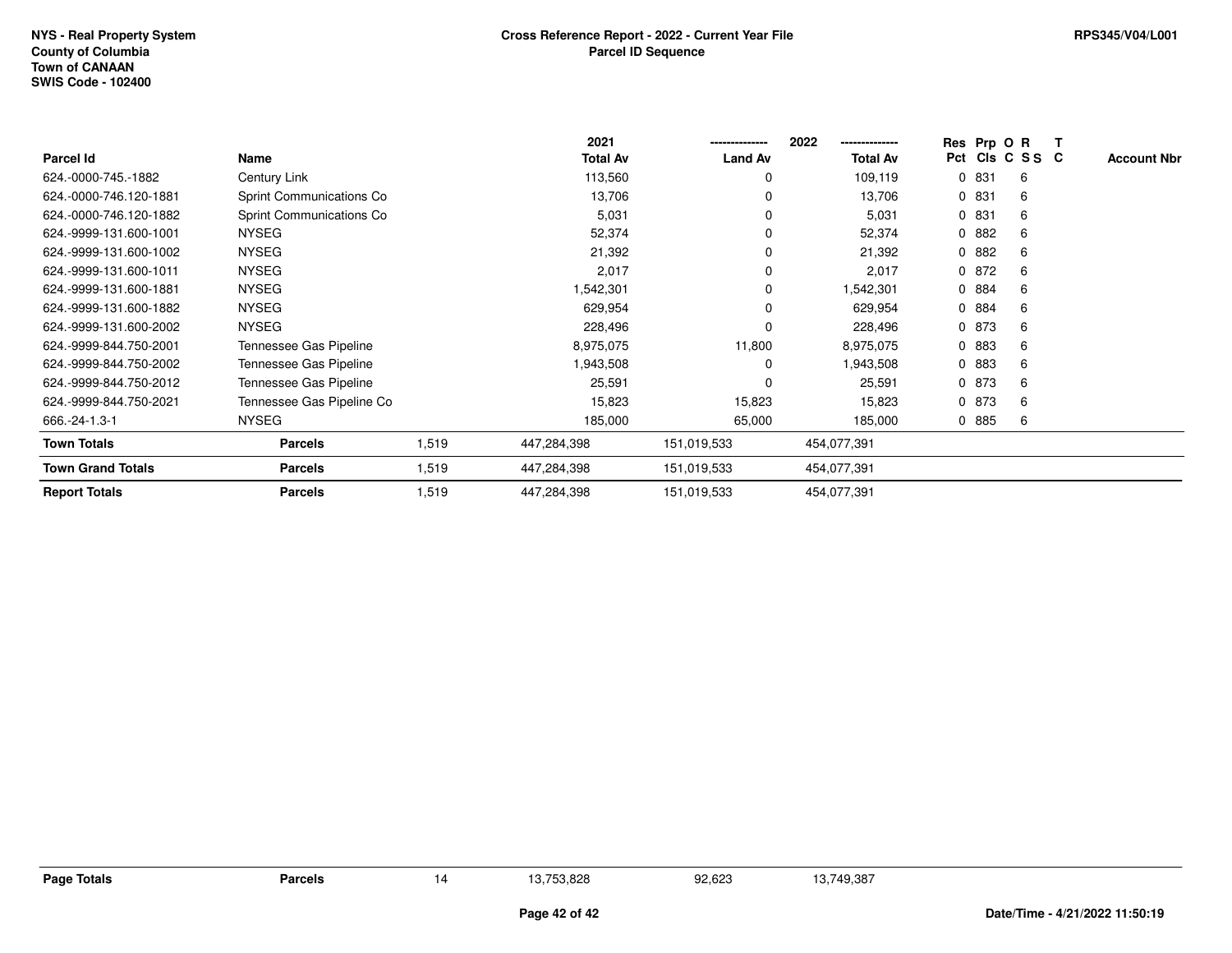NYS - Real Property System
County of Columbia
Town of CANAAN
SWIS Code - 102400

**Cross Reference Report - 2022 - Current Year File**
**Parcel ID Sequence**

RPS345/V04/L001

| Parcel Id | Name | | 2021 Total Av | 2022 Land Av | 2022 Total Av | Res Pct | Prp Cls | O C | R S S | T C | Account Nbr |
|---|---|---|---|---|---|---|---|---|---|---|---|
| 624.-0000-745.-1882 | Century Link | | 113,560 | 0 | 109,119 | 0 | 831 | | 6 | | |
| 624.-0000-746.120-1881 | Sprint Communications Co | | 13,706 | 0 | 13,706 | 0 | 831 | | 6 | | |
| 624.-0000-746.120-1882 | Sprint Communications Co | | 5,031 | 0 | 5,031 | 0 | 831 | | 6 | | |
| 624.-9999-131.600-1001 | NYSEG | | 52,374 | 0 | 52,374 | 0 | 882 | | 6 | | |
| 624.-9999-131.600-1002 | NYSEG | | 21,392 | 0 | 21,392 | 0 | 882 | | 6 | | |
| 624.-9999-131.600-1011 | NYSEG | | 2,017 | 0 | 2,017 | 0 | 872 | | 6 | | |
| 624.-9999-131.600-1881 | NYSEG | | 1,542,301 | 0 | 1,542,301 | 0 | 884 | | 6 | | |
| 624.-9999-131.600-1882 | NYSEG | | 629,954 | 0 | 629,954 | 0 | 884 | | 6 | | |
| 624.-9999-131.600-2002 | NYSEG | | 228,496 | 0 | 228,496 | 0 | 873 | | 6 | | |
| 624.-9999-844.750-2001 | Tennessee Gas Pipeline | | 8,975,075 | 11,800 | 8,975,075 | 0 | 883 | | 6 | | |
| 624.-9999-844.750-2002 | Tennessee Gas Pipeline | | 1,943,508 | 0 | 1,943,508 | 0 | 883 | | 6 | | |
| 624.-9999-844.750-2012 | Tennessee Gas Pipeline | | 25,591 | 0 | 25,591 | 0 | 873 | | 6 | | |
| 624.-9999-844.750-2021 | Tennessee Gas Pipeline Co | | 15,823 | 15,823 | 15,823 | 0 | 873 | | 6 | | |
| 666.-24-1.3-1 | NYSEG | | 185,000 | 65,000 | 185,000 | 0 | 885 | | 6 | | |
| **Town Totals** | **Parcels** | 1,519 | 447,284,398 | 151,019,533 | 454,077,391 | | | | | | |
| **Town Grand Totals** | **Parcels** | 1,519 | 447,284,398 | 151,019,533 | 454,077,391 | | | | | | |
| **Report Totals** | **Parcels** | 1,519 | 447,284,398 | 151,019,533 | 454,077,391 | | | | | | |

| **Page Totals** | **Parcels** | 14 | 13,753,828 | 92,623 | 13,749,387 |
|---|---|---|---|---|---|

Date/Time - 4/21/2022 11:50:19